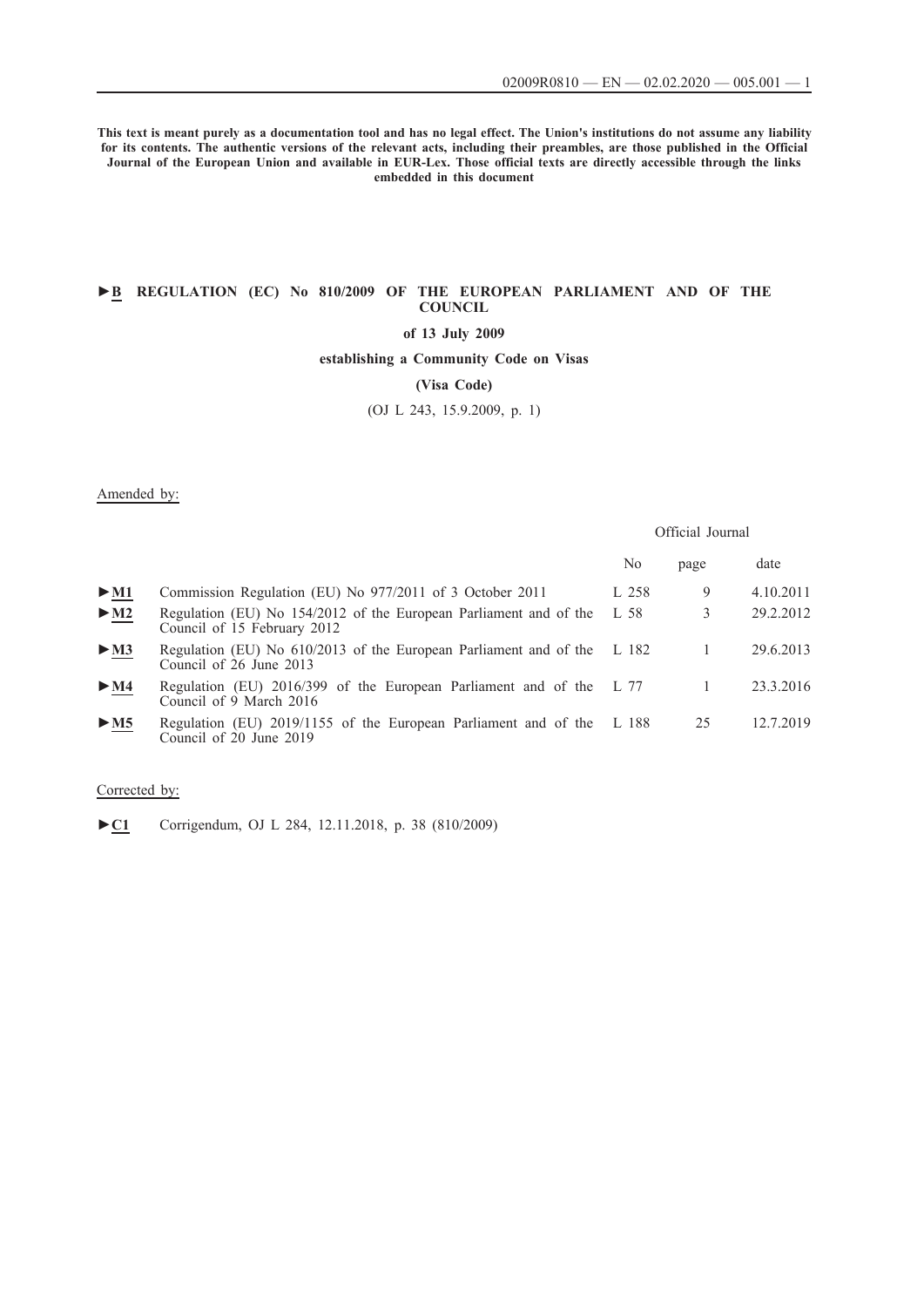**This text is meant purely as a documentation tool and has no legal effect. The Union's institutions do not assume any liability for its contents. The authentic versions of the relevant acts, including their preambles, are those published in the Official Journal of the European Union and available in EUR-Lex. Those official texts are directly accessible through the links embedded in this document**

# ►B REGULATION (EC) No 810/2009 OF THE EUROPEAN PARLIAMENT AND OF THE COUNCIL

**of 13 July 2009**

**establishing a Community Code on Visas**

**(Visa Code)**

(OJ L 243, 15.9.2009, p. 1)

Amended by:

| | | Official Journal | | |
|---|---|---|---|---|
| | | No | page | date |
| ►M1 | Commission Regulation (EU) No 977/2011 of 3 October 2011 | L 258 | 9 | 4.10.2011 |
| ►M2 | Regulation (EU) No 154/2012 of the European Parliament and of the Council of 15 February 2012 | L 58 | 3 | 29.2.2012 |
| ►M3 | Regulation (EU) No 610/2013 of the European Parliament and of the Council of 26 June 2013 | L 182 | 1 | 29.6.2013 |
| ►M4 | Regulation (EU) 2016/399 of the European Parliament and of the Council of 9 March 2016 | L 77 | 1 | 23.3.2016 |
| ►M5 | Regulation (EU) 2019/1155 of the European Parliament and of the Council of 20 June 2019 | L 188 | 25 | 12.7.2019 |

Corrected by:

►C1 Corrigendum, OJ L 284, 12.11.2018, p. 38 (810/2009)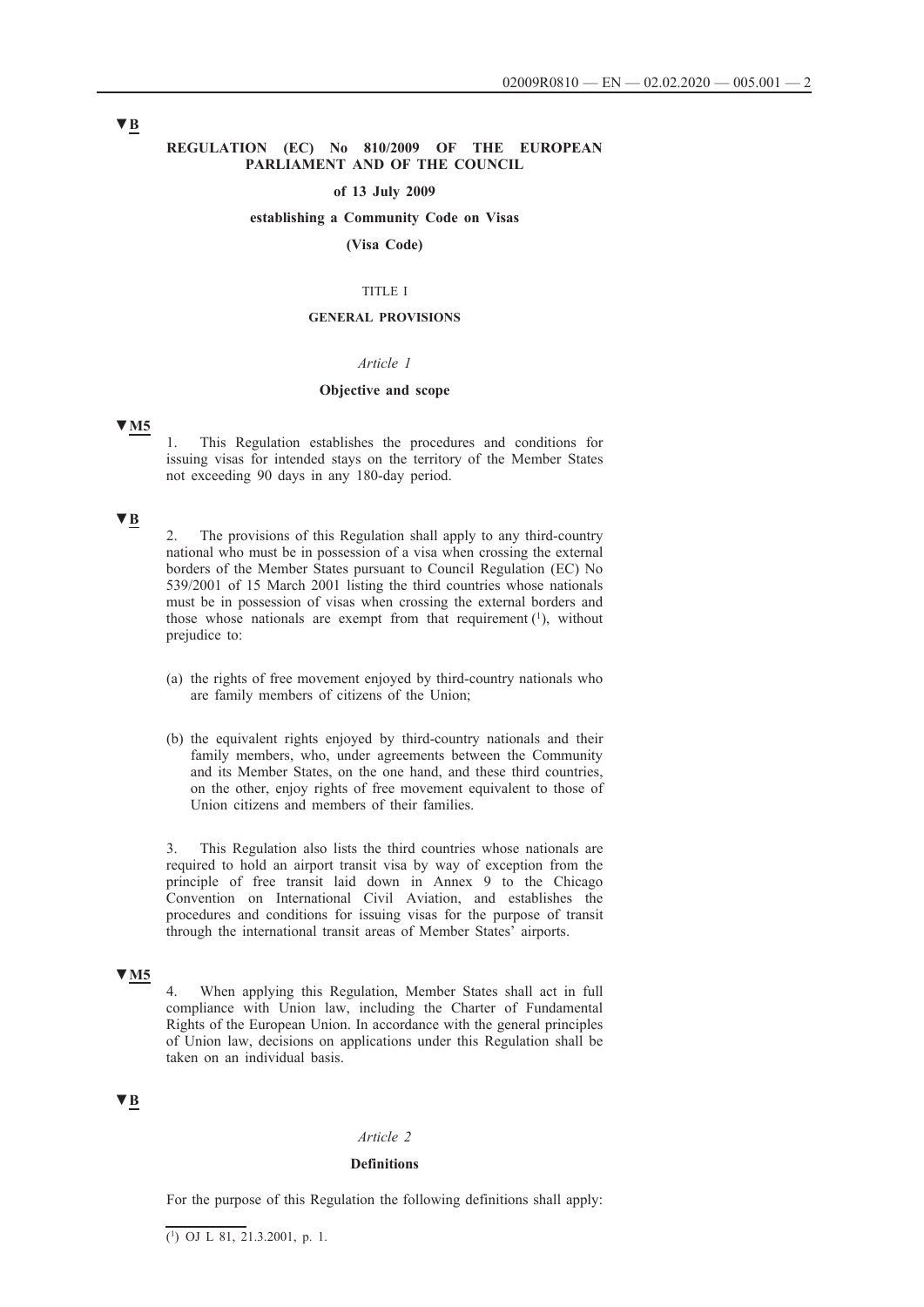▼B

**REGULATION (EC) No 810/2009 OF THE EUROPEAN PARLIAMENT AND OF THE COUNCIL**

**of 13 July 2009**

**establishing a Community Code on Visas**

**(Visa Code)**

TITLE I

**GENERAL PROVISIONS**

*Article 1*

**Objective and scope**

▼M5

1. This Regulation establishes the procedures and conditions for issuing visas for intended stays on the territory of the Member States not exceeding 90 days in any 180-day period.

▼B

2. The provisions of this Regulation shall apply to any third-country national who must be in possession of a visa when crossing the external borders of the Member States pursuant to Council Regulation (EC) No 539/2001 of 15 March 2001 listing the third countries whose nationals must be in possession of visas when crossing the external borders and those whose nationals are exempt from that requirement [1], without prejudice to:

(a) the rights of free movement enjoyed by third-country nationals who are family members of citizens of the Union;

(b) the equivalent rights enjoyed by third-country nationals and their family members, who, under agreements between the Community and its Member States, on the one hand, and these third countries, on the other, enjoy rights of free movement equivalent to those of Union citizens and members of their families.

3. This Regulation also lists the third countries whose nationals are required to hold an airport transit visa by way of exception from the principle of free transit laid down in Annex 9 to the Chicago Convention on International Civil Aviation, and establishes the procedures and conditions for issuing visas for the purpose of transit through the international transit areas of Member States' airports.

▼M5

4. When applying this Regulation, Member States shall act in full compliance with Union law, including the Charter of Fundamental Rights of the European Union. In accordance with the general principles of Union law, decisions on applications under this Regulation shall be taken on an individual basis.

▼B

*Article 2*

**Definitions**

For the purpose of this Regulation the following definitions shall apply:

[1] OJ L 81, 21.3.2001, p. 1.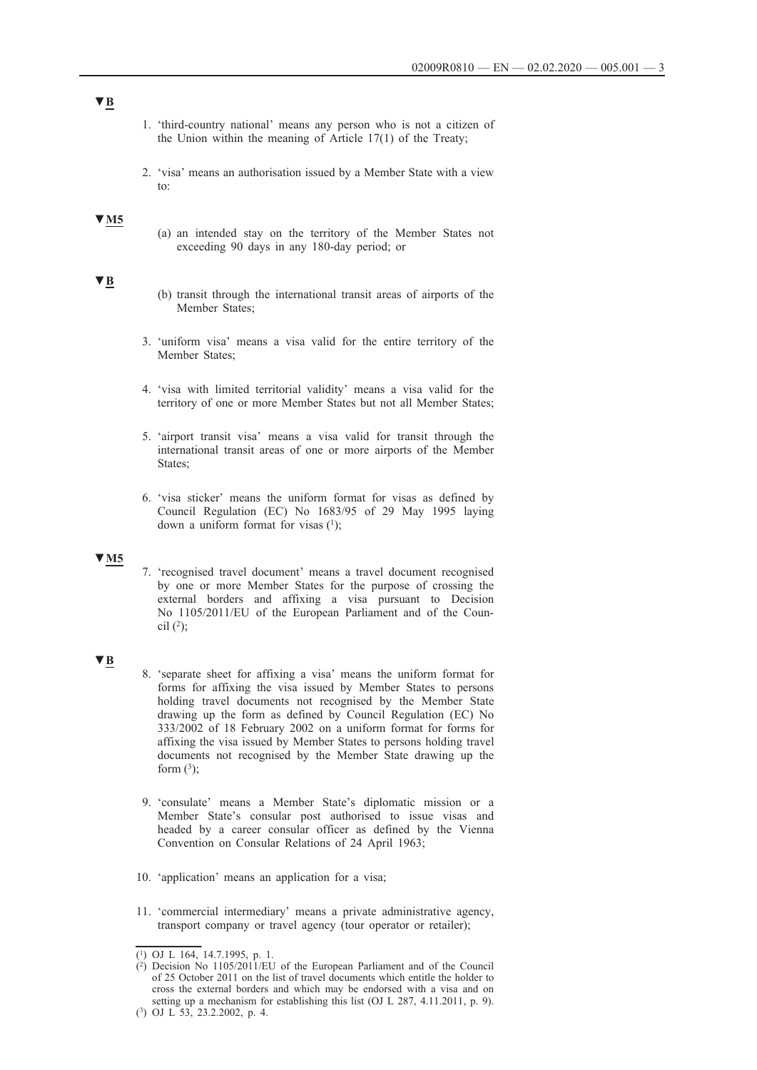▼B

1. 'third-country national' means any person who is not a citizen of the Union within the meaning of Article 17(1) of the Treaty;

2. 'visa' means an authorisation issued by a Member State with a view to:

▼M5

(a) an intended stay on the territory of the Member States not exceeding 90 days in any 180-day period; or

▼B

(b) transit through the international transit areas of airports of the Member States;

3. 'uniform visa' means a visa valid for the entire territory of the Member States;

4. 'visa with limited territorial validity' means a visa valid for the territory of one or more Member States but not all Member States;

5. 'airport transit visa' means a visa valid for transit through the international transit areas of one or more airports of the Member States;

6. 'visa sticker' means the uniform format for visas as defined by Council Regulation (EC) No 1683/95 of 29 May 1995 laying down a uniform format for visas [1];

▼M5

7. 'recognised travel document' means a travel document recognised by one or more Member States for the purpose of crossing the external borders and affixing a visa pursuant to Decision No 1105/2011/EU of the European Parliament and of the Council [2];

▼B

8. 'separate sheet for affixing a visa' means the uniform format for forms for affixing the visa issued by Member States to persons holding travel documents not recognised by the Member State drawing up the form as defined by Council Regulation (EC) No 333/2002 of 18 February 2002 on a uniform format for forms for affixing the visa issued by Member States to persons holding travel documents not recognised by the Member State drawing up the form [3];

9. 'consulate' means a Member State's diplomatic mission or a Member State's consular post authorised to issue visas and headed by a career consular officer as defined by the Vienna Convention on Consular Relations of 24 April 1963;

10. 'application' means an application for a visa;

11. 'commercial intermediary' means a private administrative agency, transport company or travel agency (tour operator or retailer);

---

[1] OJ L 164, 14.7.1995, p. 1.

[2] Decision No 1105/2011/EU of the European Parliament and of the Council of 25 October 2011 on the list of travel documents which entitle the holder to cross the external borders and which may be endorsed with a visa and on setting up a mechanism for establishing this list (OJ L 287, 4.11.2011, p. 9).

[3] OJ L 53, 23.2.2002, p. 4.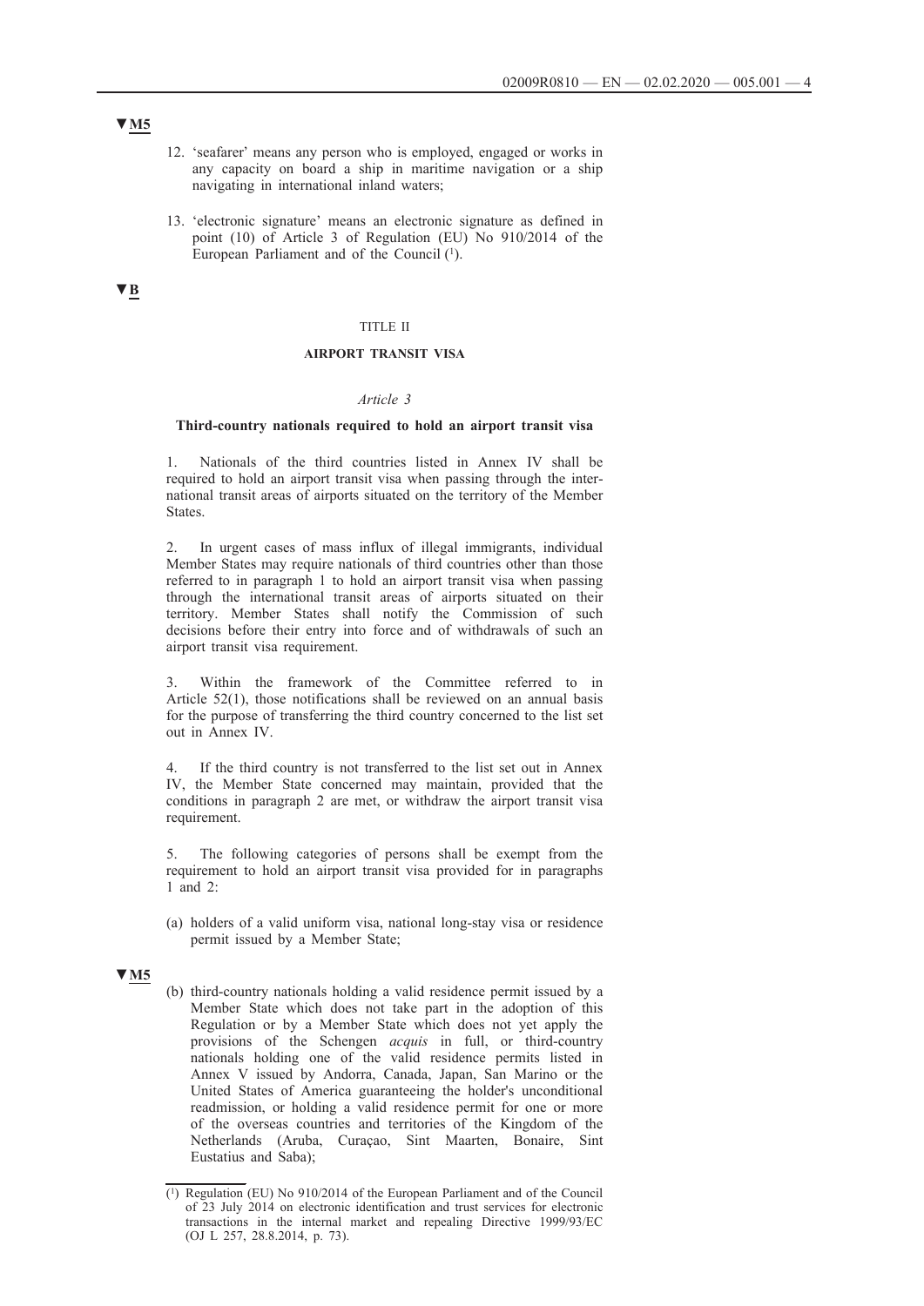▼M5

12. 'seafarer' means any person who is employed, engaged or works in any capacity on board a ship in maritime navigation or a ship navigating in international inland waters;

13. 'electronic signature' means an electronic signature as defined in point (10) of Article 3 of Regulation (EU) No 910/2014 of the European Parliament and of the Council [1].

▼B

## TITLE II

## AIRPORT TRANSIT VISA

### *Article 3*

### Third-country nationals required to hold an airport transit visa

1. Nationals of the third countries listed in Annex IV shall be required to hold an airport transit visa when passing through the international transit areas of airports situated on the territory of the Member States.

2. In urgent cases of mass influx of illegal immigrants, individual Member States may require nationals of third countries other than those referred to in paragraph 1 to hold an airport transit visa when passing through the international transit areas of airports situated on their territory. Member States shall notify the Commission of such decisions before their entry into force and of withdrawals of such an airport transit visa requirement.

3. Within the framework of the Committee referred to in Article 52(1), those notifications shall be reviewed on an annual basis for the purpose of transferring the third country concerned to the list set out in Annex IV.

4. If the third country is not transferred to the list set out in Annex IV, the Member State concerned may maintain, provided that the conditions in paragraph 2 are met, or withdraw the airport transit visa requirement.

5. The following categories of persons shall be exempt from the requirement to hold an airport transit visa provided for in paragraphs 1 and 2:

(a) holders of a valid uniform visa, national long-stay visa or residence permit issued by a Member State;

▼M5

(b) third-country nationals holding a valid residence permit issued by a Member State which does not take part in the adoption of this Regulation or by a Member State which does not yet apply the provisions of the Schengen *acquis* in full, or third-country nationals holding one of the valid residence permits listed in Annex V issued by Andorra, Canada, Japan, San Marino or the United States of America guaranteeing the holder's unconditional readmission, or holding a valid residence permit for one or more of the overseas countries and territories of the Kingdom of the Netherlands (Aruba, Curaçao, Sint Maarten, Bonaire, Sint Eustatius and Saba);

---

[1] Regulation (EU) No 910/2014 of the European Parliament and of the Council of 23 July 2014 on electronic identification and trust services for electronic transactions in the internal market and repealing Directive 1999/93/EC (OJ L 257, 28.8.2014, p. 73).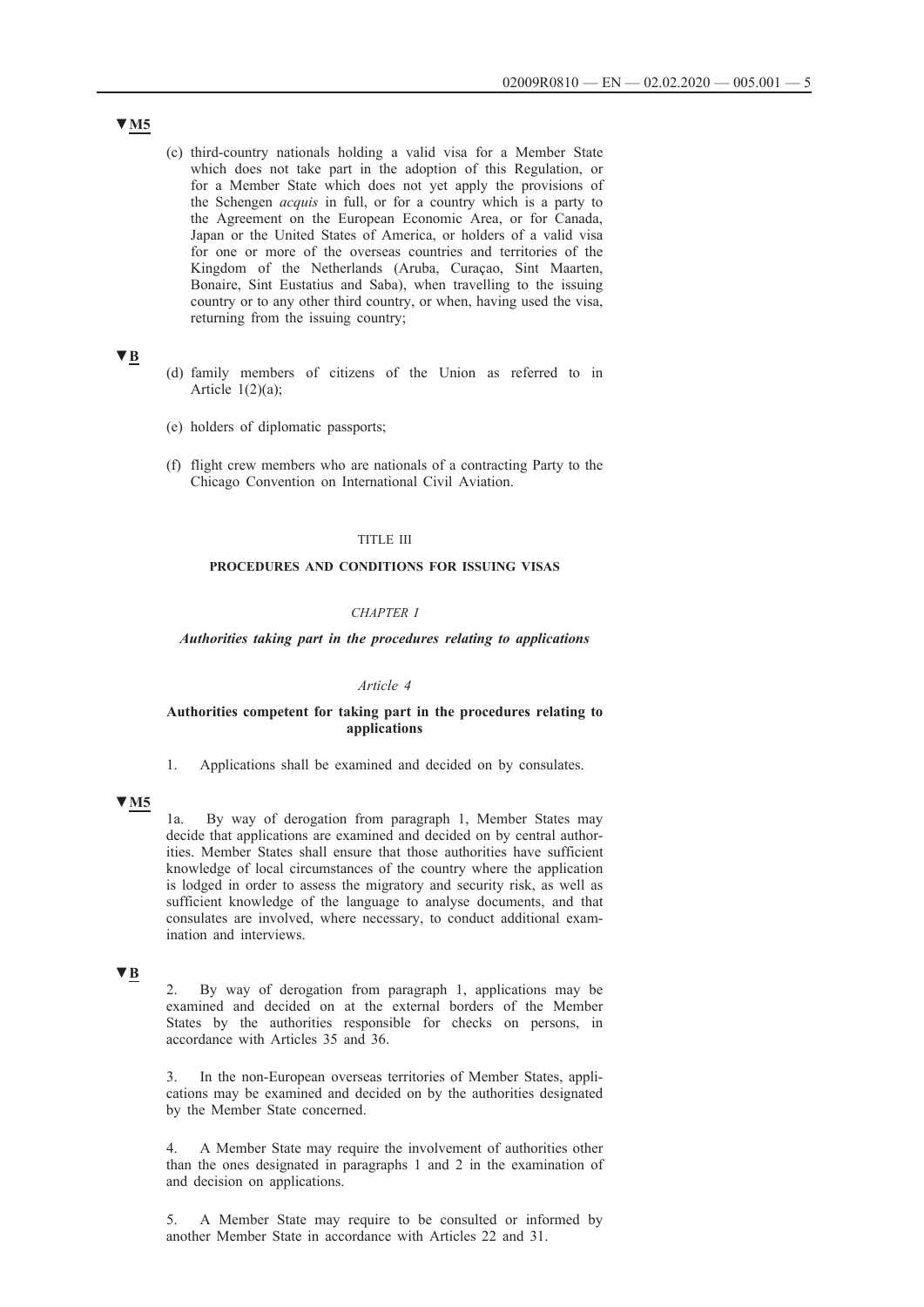▼M5

(c) third-country nationals holding a valid visa for a Member State which does not take part in the adoption of this Regulation, or for a Member State which does not yet apply the provisions of the Schengen *acquis* in full, or for a country which is a party to the Agreement on the European Economic Area, or for Canada, Japan or the United States of America, or holders of a valid visa for one or more of the overseas countries and territories of the Kingdom of the Netherlands (Aruba, Curaçao, Sint Maarten, Bonaire, Sint Eustatius and Saba), when travelling to the issuing country or to any other third country, or when, having used the visa, returning from the issuing country;

▼B

(d) family members of citizens of the Union as referred to in Article 1(2)(a);

(e) holders of diplomatic passports;

(f) flight crew members who are nationals of a contracting Party to the Chicago Convention on International Civil Aviation.

## TITLE III

## PROCEDURES AND CONDITIONS FOR ISSUING VISAS

### *CHAPTER I*

### *Authorities taking part in the procedures relating to applications*

#### *Article 4*

#### Authorities competent for taking part in the procedures relating to applications

1. Applications shall be examined and decided on by consulates.

▼M5

1a. By way of derogation from paragraph 1, Member States may decide that applications are examined and decided on by central authorities. Member States shall ensure that those authorities have sufficient knowledge of local circumstances of the country where the application is lodged in order to assess the migratory and security risk, as well as sufficient knowledge of the language to analyse documents, and that consulates are involved, where necessary, to conduct additional examination and interviews.

▼B

2. By way of derogation from paragraph 1, applications may be examined and decided on at the external borders of the Member States by the authorities responsible for checks on persons, in accordance with Articles 35 and 36.

3. In the non-European overseas territories of Member States, applications may be examined and decided on by the authorities designated by the Member State concerned.

4. A Member State may require the involvement of authorities other than the ones designated in paragraphs 1 and 2 in the examination of and decision on applications.

5. A Member State may require to be consulted or informed by another Member State in accordance with Articles 22 and 31.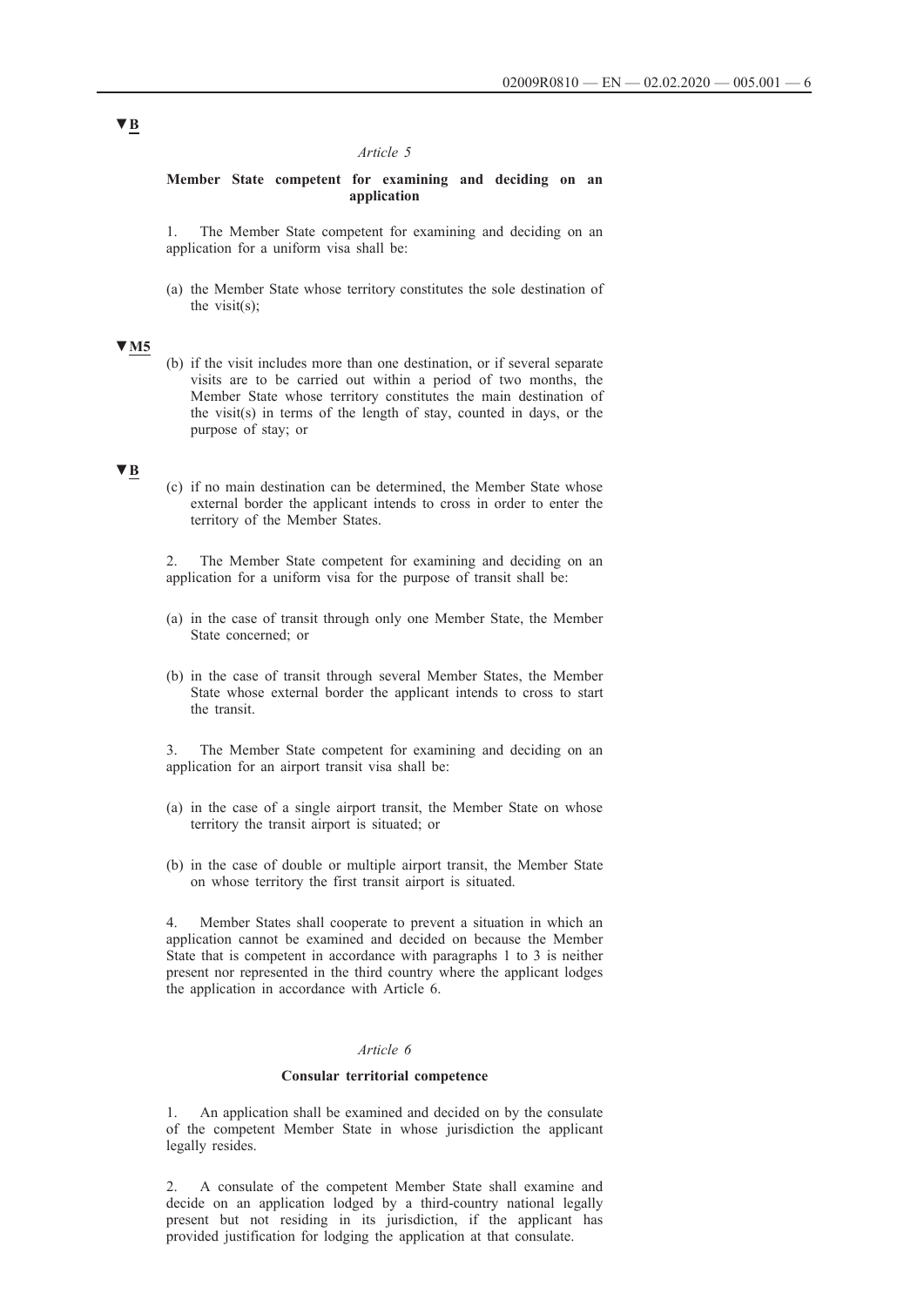▼B

*Article 5*

**Member State competent for examining and deciding on an application**

1. The Member State competent for examining and deciding on an application for a uniform visa shall be:

(a) the Member State whose territory constitutes the sole destination of the visit(s);

▼M5

(b) if the visit includes more than one destination, or if several separate visits are to be carried out within a period of two months, the Member State whose territory constitutes the main destination of the visit(s) in terms of the length of stay, counted in days, or the purpose of stay; or

▼B

(c) if no main destination can be determined, the Member State whose external border the applicant intends to cross in order to enter the territory of the Member States.

2. The Member State competent for examining and deciding on an application for a uniform visa for the purpose of transit shall be:

(a) in the case of transit through only one Member State, the Member State concerned; or

(b) in the case of transit through several Member States, the Member State whose external border the applicant intends to cross to start the transit.

3. The Member State competent for examining and deciding on an application for an airport transit visa shall be:

(a) in the case of a single airport transit, the Member State on whose territory the transit airport is situated; or

(b) in the case of double or multiple airport transit, the Member State on whose territory the first transit airport is situated.

4. Member States shall cooperate to prevent a situation in which an application cannot be examined and decided on because the Member State that is competent in accordance with paragraphs 1 to 3 is neither present nor represented in the third country where the applicant lodges the application in accordance with Article 6.

*Article 6*

**Consular territorial competence**

1. An application shall be examined and decided on by the consulate of the competent Member State in whose jurisdiction the applicant legally resides.

2. A consulate of the competent Member State shall examine and decide on an application lodged by a third-country national legally present but not residing in its jurisdiction, if the applicant has provided justification for lodging the application at that consulate.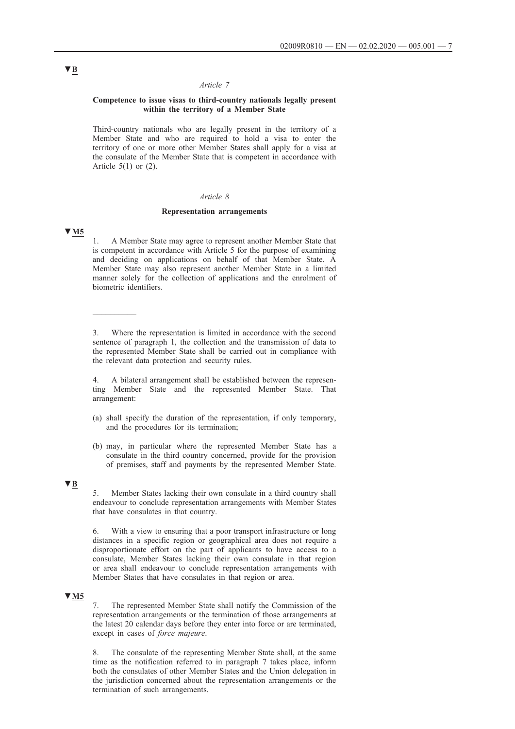▼B

*Article 7*

**Competence to issue visas to third-country nationals legally present within the territory of a Member State**

Third-country nationals who are legally present in the territory of a Member State and who are required to hold a visa to enter the territory of one or more other Member States shall apply for a visa at the consulate of the Member State that is competent in accordance with Article 5(1) or (2).

*Article 8*

**Representation arrangements**

▼M5

1. A Member State may agree to represent another Member State that is competent in accordance with Article 5 for the purpose of examining and deciding on applications on behalf of that Member State. A Member State may also represent another Member State in a limited manner solely for the collection of applications and the enrolment of biometric identifiers.

---

3. Where the representation is limited in accordance with the second sentence of paragraph 1, the collection and the transmission of data to the represented Member State shall be carried out in compliance with the relevant data protection and security rules.

4. A bilateral arrangement shall be established between the representing Member State and the represented Member State. That arrangement:

(a) shall specify the duration of the representation, if only temporary, and the procedures for its termination;

(b) may, in particular where the represented Member State has a consulate in the third country concerned, provide for the provision of premises, staff and payments by the represented Member State.

▼B

5. Member States lacking their own consulate in a third country shall endeavour to conclude representation arrangements with Member States that have consulates in that country.

6. With a view to ensuring that a poor transport infrastructure or long distances in a specific region or geographical area does not require a disproportionate effort on the part of applicants to have access to a consulate, Member States lacking their own consulate in that region or area shall endeavour to conclude representation arrangements with Member States that have consulates in that region or area.

▼M5

7. The represented Member State shall notify the Commission of the representation arrangements or the termination of those arrangements at the latest 20 calendar days before they enter into force or are terminated, except in cases of *force majeure*.

8. The consulate of the representing Member State shall, at the same time as the notification referred to in paragraph 7 takes place, inform both the consulates of other Member States and the Union delegation in the jurisdiction concerned about the representation arrangements or the termination of such arrangements.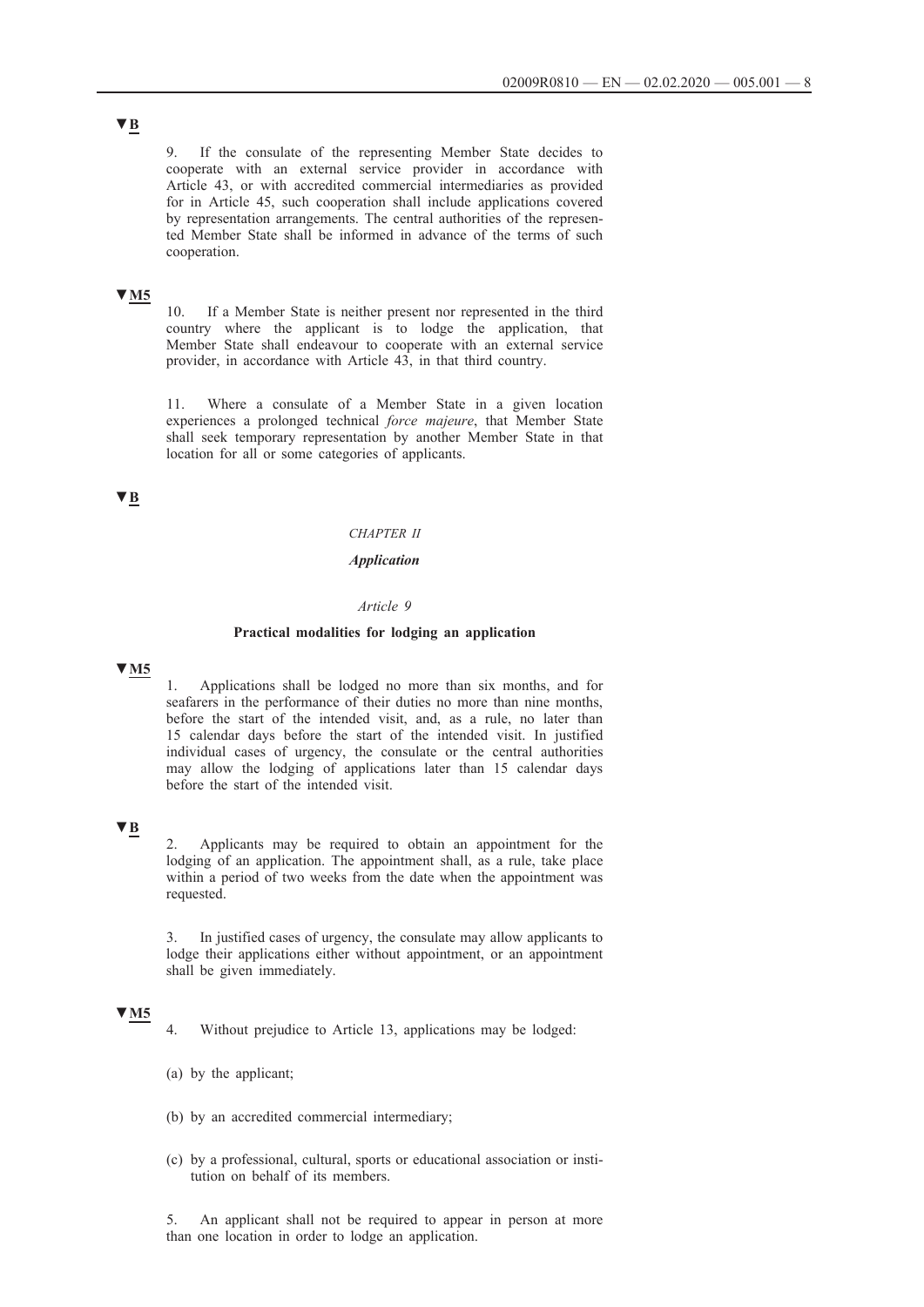▼B

9. If the consulate of the representing Member State decides to cooperate with an external service provider in accordance with Article 43, or with accredited commercial intermediaries as provided for in Article 45, such cooperation shall include applications covered by representation arrangements. The central authorities of the represented Member State shall be informed in advance of the terms of such cooperation.

▼M5

10. If a Member State is neither present nor represented in the third country where the applicant is to lodge the application, that Member State shall endeavour to cooperate with an external service provider, in accordance with Article 43, in that third country.

11. Where a consulate of a Member State in a given location experiences a prolonged technical *force majeure*, that Member State shall seek temporary representation by another Member State in that location for all or some categories of applicants.

▼B

## *CHAPTER II*

## *Application*

### *Article 9*

### **Practical modalities for lodging an application**

▼M5

1. Applications shall be lodged no more than six months, and for seafarers in the performance of their duties no more than nine months, before the start of the intended visit, and, as a rule, no later than 15 calendar days before the start of the intended visit. In justified individual cases of urgency, the consulate or the central authorities may allow the lodging of applications later than 15 calendar days before the start of the intended visit.

▼B

2. Applicants may be required to obtain an appointment for the lodging of an application. The appointment shall, as a rule, take place within a period of two weeks from the date when the appointment was requested.

3. In justified cases of urgency, the consulate may allow applicants to lodge their applications either without appointment, or an appointment shall be given immediately.

▼M5

4. Without prejudice to Article 13, applications may be lodged:

(a) by the applicant;

(b) by an accredited commercial intermediary;

(c) by a professional, cultural, sports or educational association or institution on behalf of its members.

5. An applicant shall not be required to appear in person at more than one location in order to lodge an application.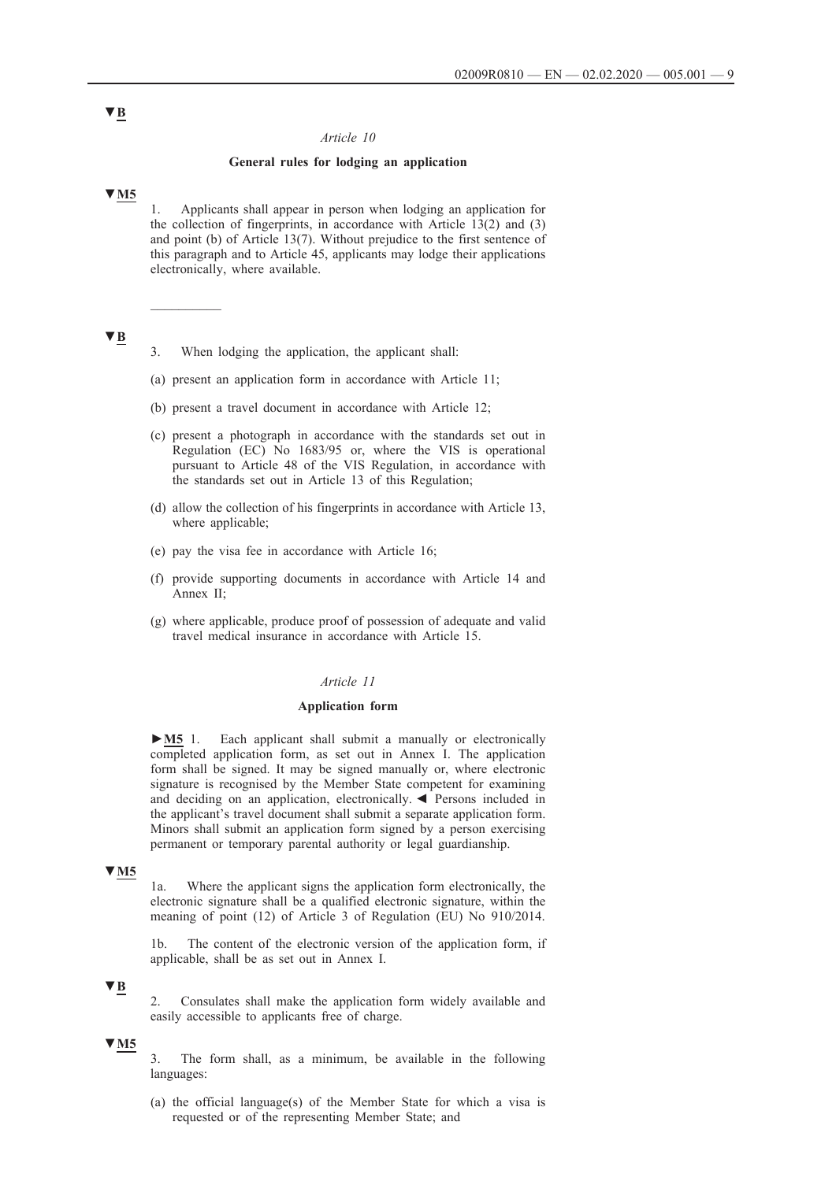▼B

*Article 10*

**General rules for lodging an application**

▼M5

1. Applicants shall appear in person when lodging an application for the collection of fingerprints, in accordance with Article 13(2) and (3) and point (b) of Article 13(7). Without prejudice to the first sentence of this paragraph and to Article 45, applicants may lodge their applications electronically, where available.

__________

▼B

3. When lodging the application, the applicant shall:

(a) present an application form in accordance with Article 11;

(b) present a travel document in accordance with Article 12;

(c) present a photograph in accordance with the standards set out in Regulation (EC) No 1683/95 or, where the VIS is operational pursuant to Article 48 of the VIS Regulation, in accordance with the standards set out in Article 13 of this Regulation;

(d) allow the collection of his fingerprints in accordance with Article 13, where applicable;

(e) pay the visa fee in accordance with Article 16;

(f) provide supporting documents in accordance with Article 14 and Annex II;

(g) where applicable, produce proof of possession of adequate and valid travel medical insurance in accordance with Article 15.

*Article 11*

**Application form**

►M5 1. Each applicant shall submit a manually or electronically completed application form, as set out in Annex I. The application form shall be signed. It may be signed manually or, where electronic signature is recognised by the Member State competent for examining and deciding on an application, electronically. ◄ Persons included in the applicant's travel document shall submit a separate application form. Minors shall submit an application form signed by a person exercising permanent or temporary parental authority or legal guardianship.

▼M5

1a. Where the applicant signs the application form electronically, the electronic signature shall be a qualified electronic signature, within the meaning of point (12) of Article 3 of Regulation (EU) No 910/2014.

1b. The content of the electronic version of the application form, if applicable, shall be as set out in Annex I.

▼B

2. Consulates shall make the application form widely available and easily accessible to applicants free of charge.

▼M5

3. The form shall, as a minimum, be available in the following languages:

(a) the official language(s) of the Member State for which a visa is requested or of the representing Member State; and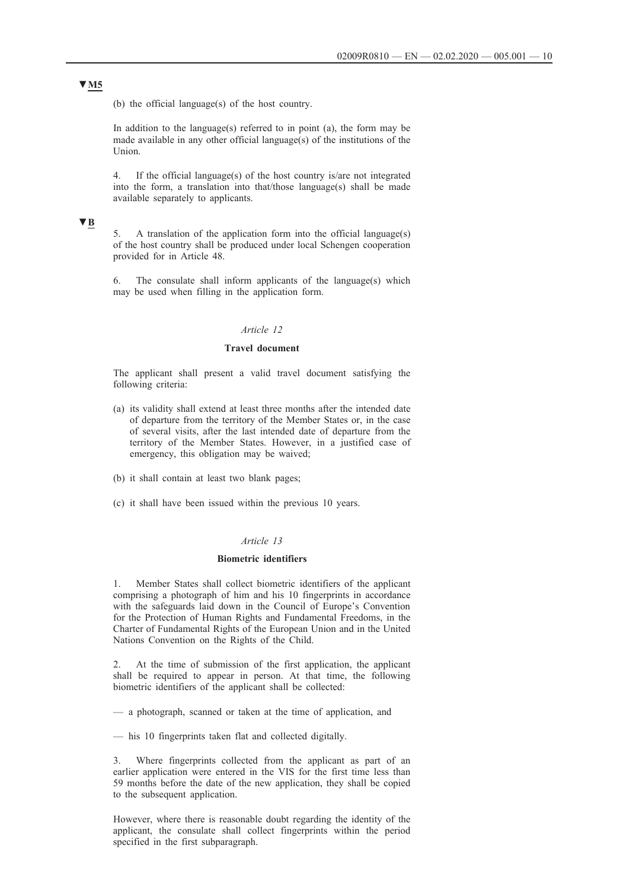▼M5

(b) the official language(s) of the host country.

In addition to the language(s) referred to in point (a), the form may be made available in any other official language(s) of the institutions of the Union.

4. If the official language(s) of the host country is/are not integrated into the form, a translation into that/those language(s) shall be made available separately to applicants.

▼B

5. A translation of the application form into the official language(s) of the host country shall be produced under local Schengen cooperation provided for in Article 48.

6. The consulate shall inform applicants of the language(s) which may be used when filling in the application form.

*Article 12*

**Travel document**

The applicant shall present a valid travel document satisfying the following criteria:

(a) its validity shall extend at least three months after the intended date of departure from the territory of the Member States or, in the case of several visits, after the last intended date of departure from the territory of the Member States. However, in a justified case of emergency, this obligation may be waived;

(b) it shall contain at least two blank pages;

(c) it shall have been issued within the previous 10 years.

*Article 13*

**Biometric identifiers**

1. Member States shall collect biometric identifiers of the applicant comprising a photograph of him and his 10 fingerprints in accordance with the safeguards laid down in the Council of Europe's Convention for the Protection of Human Rights and Fundamental Freedoms, in the Charter of Fundamental Rights of the European Union and in the United Nations Convention on the Rights of the Child.

2. At the time of submission of the first application, the applicant shall be required to appear in person. At that time, the following biometric identifiers of the applicant shall be collected:

— a photograph, scanned or taken at the time of application, and

— his 10 fingerprints taken flat and collected digitally.

3. Where fingerprints collected from the applicant as part of an earlier application were entered in the VIS for the first time less than 59 months before the date of the new application, they shall be copied to the subsequent application.

However, where there is reasonable doubt regarding the identity of the applicant, the consulate shall collect fingerprints within the period specified in the first subparagraph.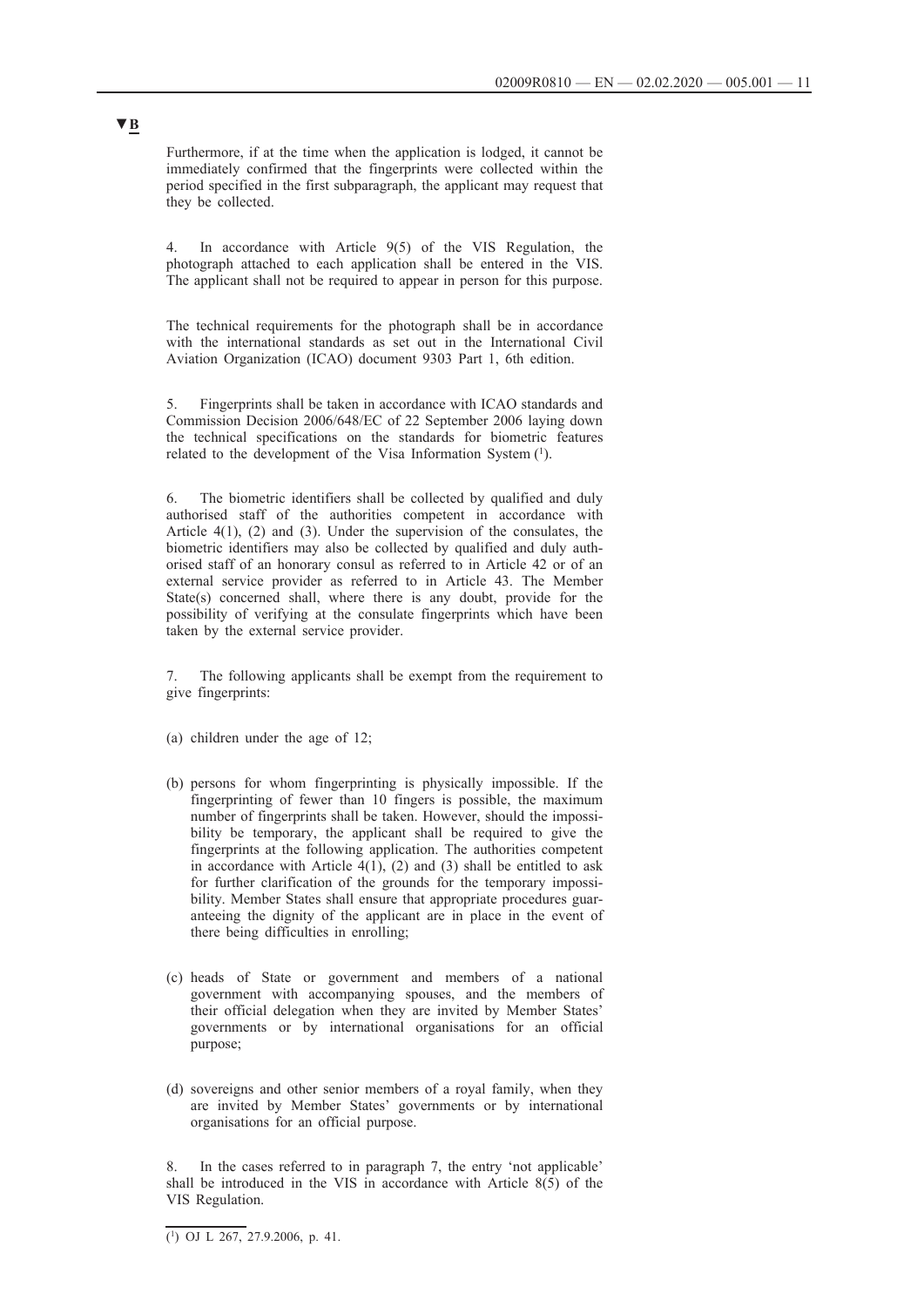▼B

Furthermore, if at the time when the application is lodged, it cannot be immediately confirmed that the fingerprints were collected within the period specified in the first subparagraph, the applicant may request that they be collected.

4. In accordance with Article 9(5) of the VIS Regulation, the photograph attached to each application shall be entered in the VIS. The applicant shall not be required to appear in person for this purpose.

The technical requirements for the photograph shall be in accordance with the international standards as set out in the International Civil Aviation Organization (ICAO) document 9303 Part 1, 6th edition.

5. Fingerprints shall be taken in accordance with ICAO standards and Commission Decision 2006/648/EC of 22 September 2006 laying down the technical specifications on the standards for biometric features related to the development of the Visa Information System [1].

6. The biometric identifiers shall be collected by qualified and duly authorised staff of the authorities competent in accordance with Article 4(1), (2) and (3). Under the supervision of the consulates, the biometric identifiers may also be collected by qualified and duly authorised staff of an honorary consul as referred to in Article 42 or of an external service provider as referred to in Article 43. The Member State(s) concerned shall, where there is any doubt, provide for the possibility of verifying at the consulate fingerprints which have been taken by the external service provider.

7. The following applicants shall be exempt from the requirement to give fingerprints:

(a) children under the age of 12;

(b) persons for whom fingerprinting is physically impossible. If the fingerprinting of fewer than 10 fingers is possible, the maximum number of fingerprints shall be taken. However, should the impossibility be temporary, the applicant shall be required to give the fingerprints at the following application. The authorities competent in accordance with Article 4(1), (2) and (3) shall be entitled to ask for further clarification of the grounds for the temporary impossibility. Member States shall ensure that appropriate procedures guaranteeing the dignity of the applicant are in place in the event of there being difficulties in enrolling;

(c) heads of State or government and members of a national government with accompanying spouses, and the members of their official delegation when they are invited by Member States' governments or by international organisations for an official purpose;

(d) sovereigns and other senior members of a royal family, when they are invited by Member States' governments or by international organisations for an official purpose.

8. In the cases referred to in paragraph 7, the entry 'not applicable' shall be introduced in the VIS in accordance with Article 8(5) of the VIS Regulation.

---

[1] OJ L 267, 27.9.2006, p. 41.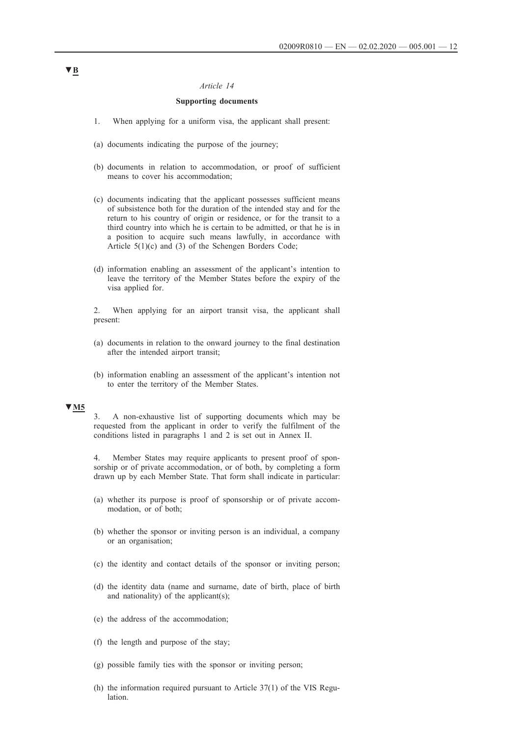▼B

*Article 14*

**Supporting documents**

1. When applying for a uniform visa, the applicant shall present:

(a) documents indicating the purpose of the journey;

(b) documents in relation to accommodation, or proof of sufficient means to cover his accommodation;

(c) documents indicating that the applicant possesses sufficient means of subsistence both for the duration of the intended stay and for the return to his country of origin or residence, or for the transit to a third country into which he is certain to be admitted, or that he is in a position to acquire such means lawfully, in accordance with Article 5(1)(c) and (3) of the Schengen Borders Code;

(d) information enabling an assessment of the applicant's intention to leave the territory of the Member States before the expiry of the visa applied for.

2. When applying for an airport transit visa, the applicant shall present:

(a) documents in relation to the onward journey to the final destination after the intended airport transit;

(b) information enabling an assessment of the applicant's intention not to enter the territory of the Member States.

▼M5

3. A non-exhaustive list of supporting documents which may be requested from the applicant in order to verify the fulfilment of the conditions listed in paragraphs 1 and 2 is set out in Annex II.

4. Member States may require applicants to present proof of sponsorship or of private accommodation, or of both, by completing a form drawn up by each Member State. That form shall indicate in particular:

(a) whether its purpose is proof of sponsorship or of private accommodation, or of both;

(b) whether the sponsor or inviting person is an individual, a company or an organisation;

(c) the identity and contact details of the sponsor or inviting person;

(d) the identity data (name and surname, date of birth, place of birth and nationality) of the applicant(s);

(e) the address of the accommodation;

(f) the length and purpose of the stay;

(g) possible family ties with the sponsor or inviting person;

(h) the information required pursuant to Article 37(1) of the VIS Regulation.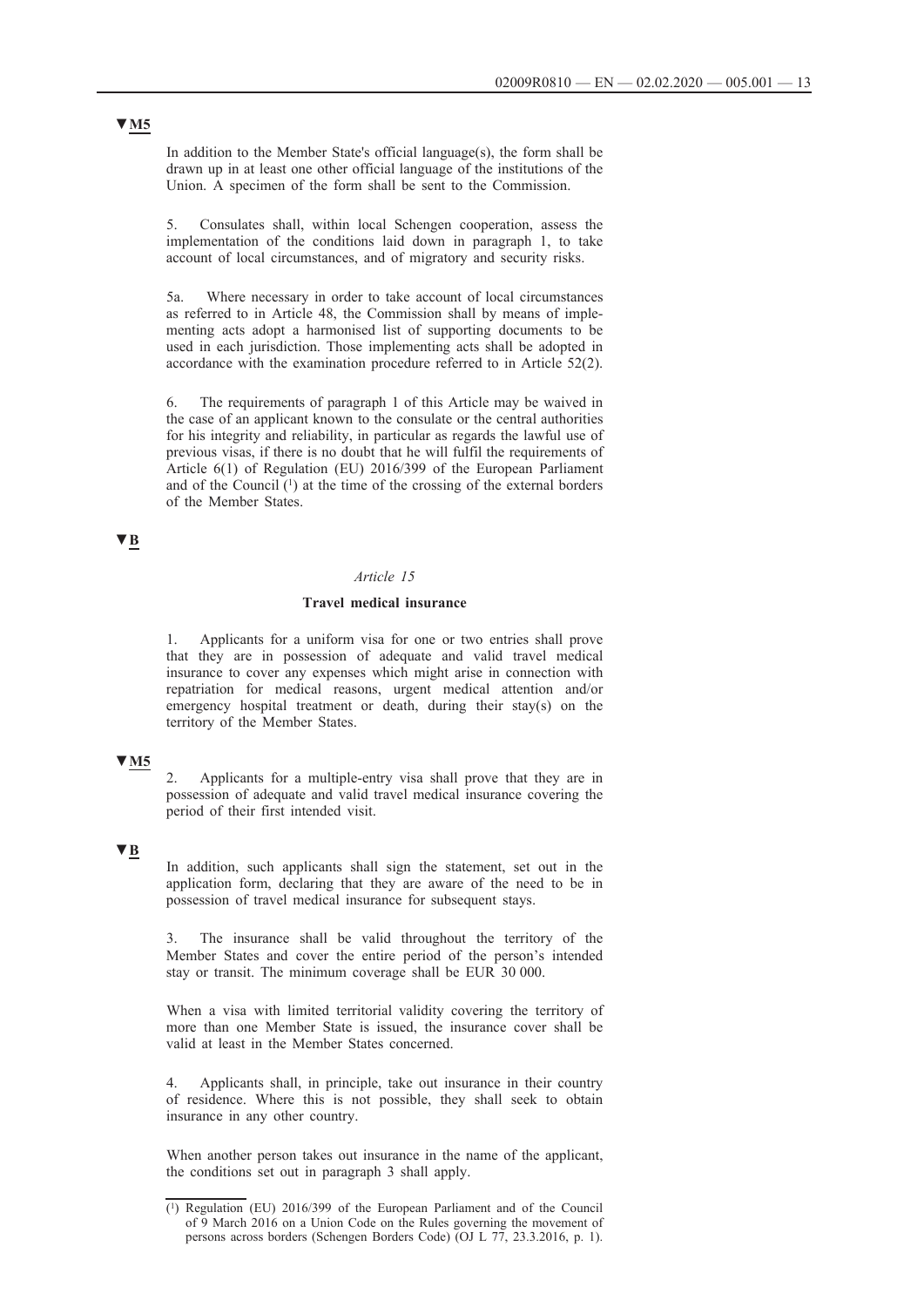▼M5

In addition to the Member State's official language(s), the form shall be drawn up in at least one other official language of the institutions of the Union. A specimen of the form shall be sent to the Commission.

5. Consulates shall, within local Schengen cooperation, assess the implementation of the conditions laid down in paragraph 1, to take account of local circumstances, and of migratory and security risks.

5a. Where necessary in order to take account of local circumstances as referred to in Article 48, the Commission shall by means of implementing acts adopt a harmonised list of supporting documents to be used in each jurisdiction. Those implementing acts shall be adopted in accordance with the examination procedure referred to in Article 52(2).

6. The requirements of paragraph 1 of this Article may be waived in the case of an applicant known to the consulate or the central authorities for his integrity and reliability, in particular as regards the lawful use of previous visas, if there is no doubt that he will fulfil the requirements of Article 6(1) of Regulation (EU) 2016/399 of the European Parliament and of the Council [1] at the time of the crossing of the external borders of the Member States.

▼B

*Article 15*

**Travel medical insurance**

1. Applicants for a uniform visa for one or two entries shall prove that they are in possession of adequate and valid travel medical insurance to cover any expenses which might arise in connection with repatriation for medical reasons, urgent medical attention and/or emergency hospital treatment or death, during their stay(s) on the territory of the Member States.

▼M5

2. Applicants for a multiple-entry visa shall prove that they are in possession of adequate and valid travel medical insurance covering the period of their first intended visit.

▼B

In addition, such applicants shall sign the statement, set out in the application form, declaring that they are aware of the need to be in possession of travel medical insurance for subsequent stays.

3. The insurance shall be valid throughout the territory of the Member States and cover the entire period of the person's intended stay or transit. The minimum coverage shall be EUR 30 000.

When a visa with limited territorial validity covering the territory of more than one Member State is issued, the insurance cover shall be valid at least in the Member States concerned.

4. Applicants shall, in principle, take out insurance in their country of residence. Where this is not possible, they shall seek to obtain insurance in any other country.

When another person takes out insurance in the name of the applicant, the conditions set out in paragraph 3 shall apply.

---

[1] Regulation (EU) 2016/399 of the European Parliament and of the Council of 9 March 2016 on a Union Code on the Rules governing the movement of persons across borders (Schengen Borders Code) (OJ L 77, 23.3.2016, p. 1).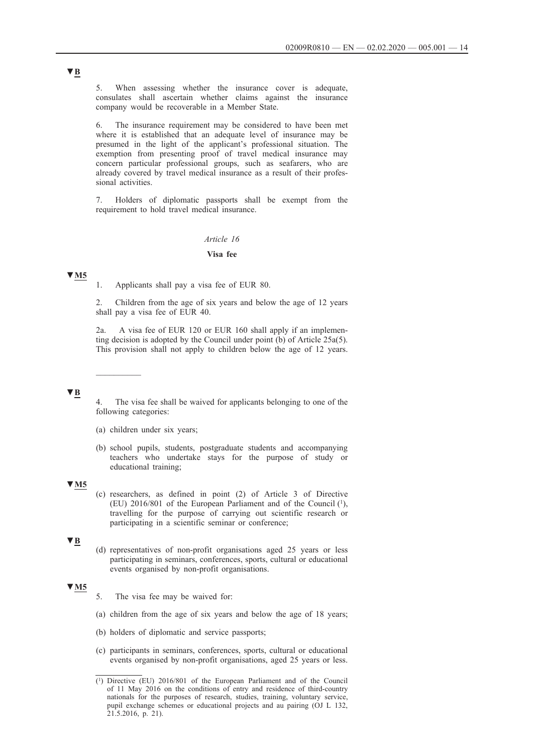▼B

5. When assessing whether the insurance cover is adequate, consulates shall ascertain whether claims against the insurance company would be recoverable in a Member State.

6. The insurance requirement may be considered to have been met where it is established that an adequate level of insurance may be presumed in the light of the applicant's professional situation. The exemption from presenting proof of travel medical insurance may concern particular professional groups, such as seafarers, who are already covered by travel medical insurance as a result of their professional activities.

7. Holders of diplomatic passports shall be exempt from the requirement to hold travel medical insurance.

*Article 16*

**Visa fee**

▼M5

1. Applicants shall pay a visa fee of EUR 80.

2. Children from the age of six years and below the age of 12 years shall pay a visa fee of EUR 40.

2a. A visa fee of EUR 120 or EUR 160 shall apply if an implementing decision is adopted by the Council under point (b) of Article 25a(5). This provision shall not apply to children below the age of 12 years.

---

▼B

4. The visa fee shall be waived for applicants belonging to one of the following categories:

(a) children under six years;

(b) school pupils, students, postgraduate students and accompanying teachers who undertake stays for the purpose of study or educational training;

▼M5

(c) researchers, as defined in point (2) of Article 3 of Directive (EU) 2016/801 of the European Parliament and of the Council [1], travelling for the purpose of carrying out scientific research or participating in a scientific seminar or conference;

▼B

(d) representatives of non-profit organisations aged 25 years or less participating in seminars, conferences, sports, cultural or educational events organised by non-profit organisations.

▼M5

5. The visa fee may be waived for:

(a) children from the age of six years and below the age of 18 years;

(b) holders of diplomatic and service passports;

(c) participants in seminars, conferences, sports, cultural or educational events organised by non-profit organisations, aged 25 years or less.

---

[1] Directive (EU) 2016/801 of the European Parliament and of the Council of 11 May 2016 on the conditions of entry and residence of third-country nationals for the purposes of research, studies, training, voluntary service, pupil exchange schemes or educational projects and au pairing (OJ L 132, 21.5.2016, p. 21).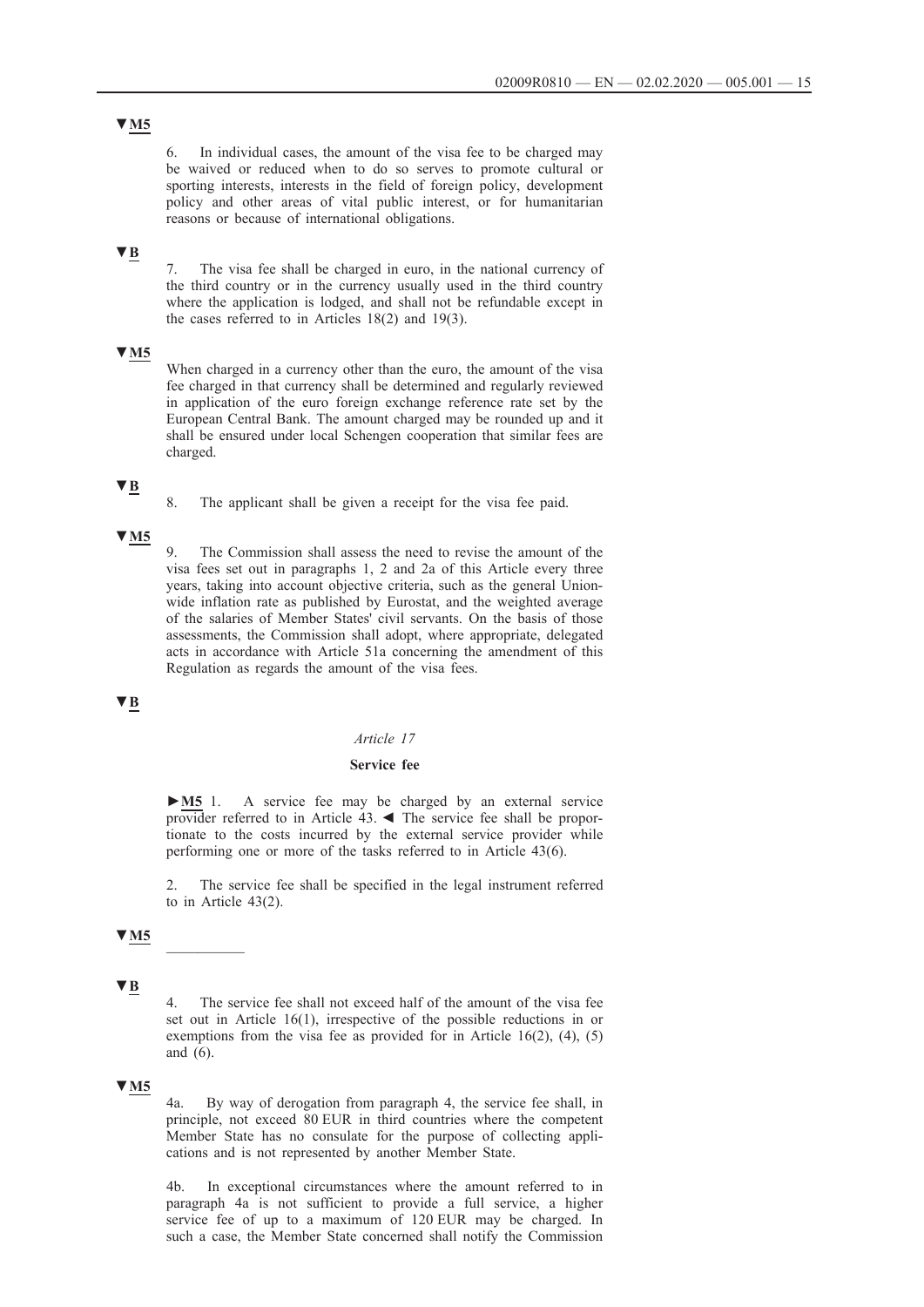▼M5

6. In individual cases, the amount of the visa fee to be charged may be waived or reduced when to do so serves to promote cultural or sporting interests, interests in the field of foreign policy, development policy and other areas of vital public interest, or for humanitarian reasons or because of international obligations.

▼B

7. The visa fee shall be charged in euro, in the national currency of the third country or in the currency usually used in the third country where the application is lodged, and shall not be refundable except in the cases referred to in Articles 18(2) and 19(3).

▼M5

When charged in a currency other than the euro, the amount of the visa fee charged in that currency shall be determined and regularly reviewed in application of the euro foreign exchange reference rate set by the European Central Bank. The amount charged may be rounded up and it shall be ensured under local Schengen cooperation that similar fees are charged.

▼B

8. The applicant shall be given a receipt for the visa fee paid.

▼M5

9. The Commission shall assess the need to revise the amount of the visa fees set out in paragraphs 1, 2 and 2a of this Article every three years, taking into account objective criteria, such as the general Union-wide inflation rate as published by Eurostat, and the weighted average of the salaries of Member States' civil servants. On the basis of those assessments, the Commission shall adopt, where appropriate, delegated acts in accordance with Article 51a concerning the amendment of this Regulation as regards the amount of the visa fees.

▼B

*Article 17*

**Service fee**

►M5 1. A service fee may be charged by an external service provider referred to in Article 43. ◄ The service fee shall be proportionate to the costs incurred by the external service provider while performing one or more of the tasks referred to in Article 43(6).

2. The service fee shall be specified in the legal instrument referred to in Article 43(2).

▼M5

__________

▼B

4. The service fee shall not exceed half of the amount of the visa fee set out in Article 16(1), irrespective of the possible reductions in or exemptions from the visa fee as provided for in Article 16(2), (4), (5) and (6).

▼M5

4a. By way of derogation from paragraph 4, the service fee shall, in principle, not exceed 80 EUR in third countries where the competent Member State has no consulate for the purpose of collecting applications and is not represented by another Member State.

4b. In exceptional circumstances where the amount referred to in paragraph 4a is not sufficient to provide a full service, a higher service fee of up to a maximum of 120 EUR may be charged. In such a case, the Member State concerned shall notify the Commission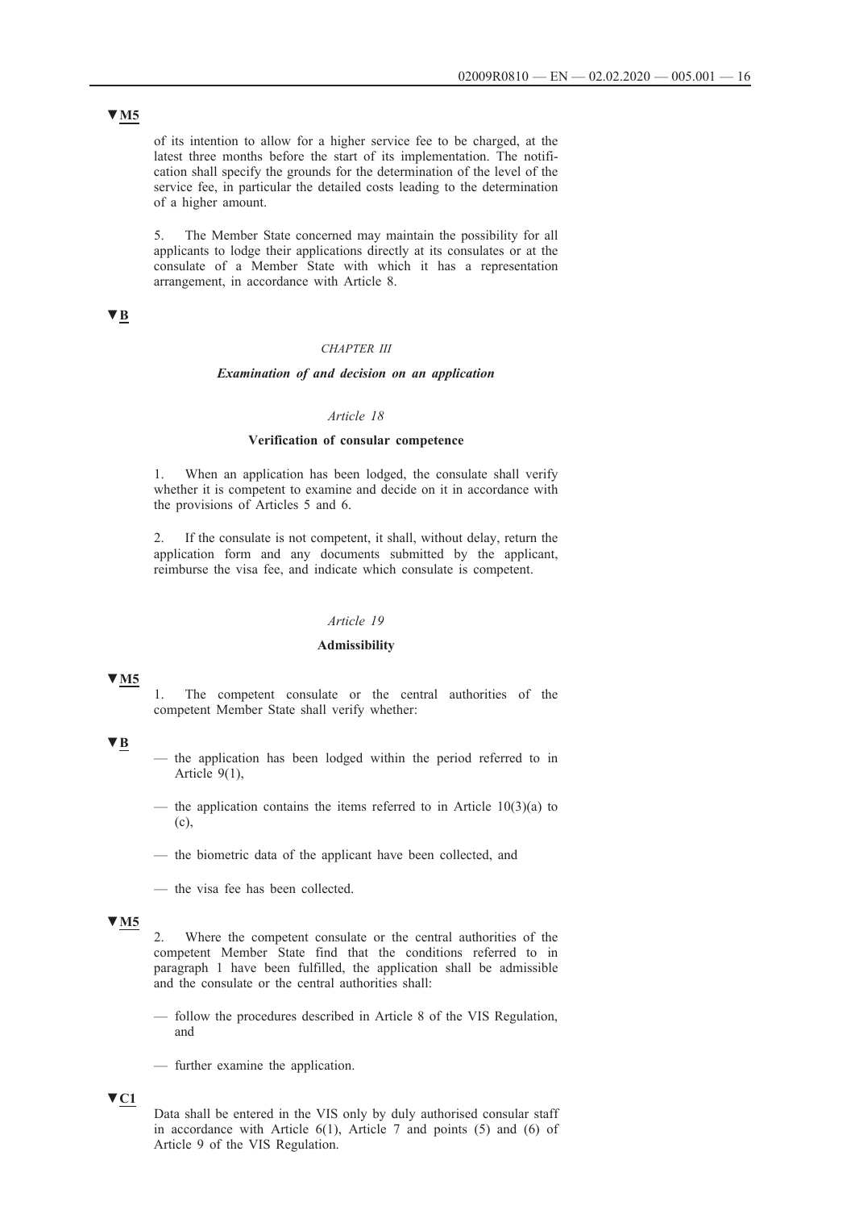▼M5

of its intention to allow for a higher service fee to be charged, at the latest three months before the start of its implementation. The notification shall specify the grounds for the determination of the level of the service fee, in particular the detailed costs leading to the determination of a higher amount.

5. The Member State concerned may maintain the possibility for all applicants to lodge their applications directly at its consulates or at the consulate of a Member State with which it has a representation arrangement, in accordance with Article 8.

▼B

## *CHAPTER III*

## ***Examination of and decision on an application***

### *Article 18*

### **Verification of consular competence**

1. When an application has been lodged, the consulate shall verify whether it is competent to examine and decide on it in accordance with the provisions of Articles 5 and 6.

2. If the consulate is not competent, it shall, without delay, return the application form and any documents submitted by the applicant, reimburse the visa fee, and indicate which consulate is competent.

### *Article 19*

### **Admissibility**

▼M5

1. The competent consulate or the central authorities of the competent Member State shall verify whether:

▼B

— the application has been lodged within the period referred to in Article 9(1),

— the application contains the items referred to in Article 10(3)(a) to (c),

— the biometric data of the applicant have been collected, and

— the visa fee has been collected.

▼M5

2. Where the competent consulate or the central authorities of the competent Member State find that the conditions referred to in paragraph 1 have been fulfilled, the application shall be admissible and the consulate or the central authorities shall:

— follow the procedures described in Article 8 of the VIS Regulation, and

— further examine the application.

▼C1

Data shall be entered in the VIS only by duly authorised consular staff in accordance with Article 6(1), Article 7 and points (5) and (6) of Article 9 of the VIS Regulation.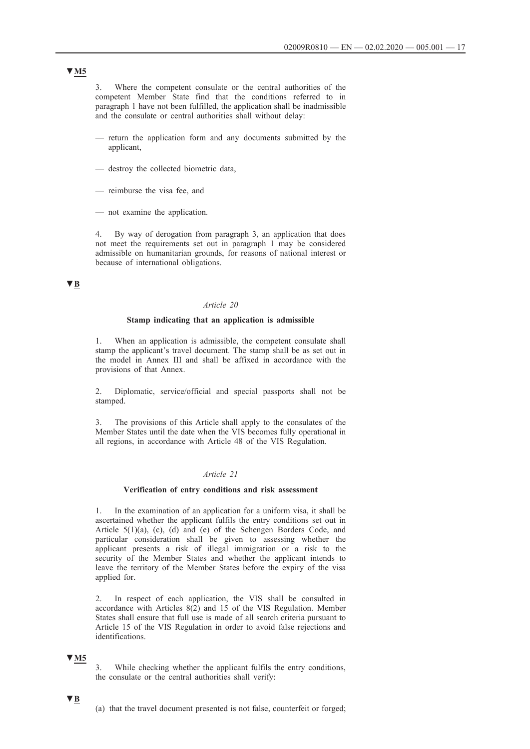▼M5

3. Where the competent consulate or the central authorities of the competent Member State find that the conditions referred to in paragraph 1 have not been fulfilled, the application shall be inadmissible and the consulate or central authorities shall without delay:

— return the application form and any documents submitted by the applicant,

— destroy the collected biometric data,

— reimburse the visa fee, and

— not examine the application.

4. By way of derogation from paragraph 3, an application that does not meet the requirements set out in paragraph 1 may be considered admissible on humanitarian grounds, for reasons of national interest or because of international obligations.

▼B

*Article 20*

**Stamp indicating that an application is admissible**

1. When an application is admissible, the competent consulate shall stamp the applicant's travel document. The stamp shall be as set out in the model in Annex III and shall be affixed in accordance with the provisions of that Annex.

2. Diplomatic, service/official and special passports shall not be stamped.

3. The provisions of this Article shall apply to the consulates of the Member States until the date when the VIS becomes fully operational in all regions, in accordance with Article 48 of the VIS Regulation.

*Article 21*

**Verification of entry conditions and risk assessment**

1. In the examination of an application for a uniform visa, it shall be ascertained whether the applicant fulfils the entry conditions set out in Article 5(1)(a), (c), (d) and (e) of the Schengen Borders Code, and particular consideration shall be given to assessing whether the applicant presents a risk of illegal immigration or a risk to the security of the Member States and whether the applicant intends to leave the territory of the Member States before the expiry of the visa applied for.

2. In respect of each application, the VIS shall be consulted in accordance with Articles 8(2) and 15 of the VIS Regulation. Member States shall ensure that full use is made of all search criteria pursuant to Article 15 of the VIS Regulation in order to avoid false rejections and identifications.

▼M5

3. While checking whether the applicant fulfils the entry conditions, the consulate or the central authorities shall verify:

▼B

(a) that the travel document presented is not false, counterfeit or forged;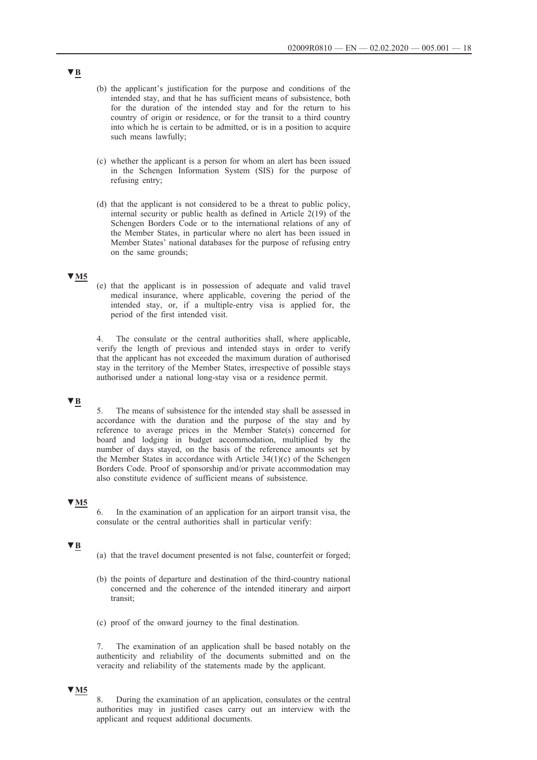▼B

(b) the applicant's justification for the purpose and conditions of the intended stay, and that he has sufficient means of subsistence, both for the duration of the intended stay and for the return to his country of origin or residence, or for the transit to a third country into which he is certain to be admitted, or is in a position to acquire such means lawfully;

(c) whether the applicant is a person for whom an alert has been issued in the Schengen Information System (SIS) for the purpose of refusing entry;

(d) that the applicant is not considered to be a threat to public policy, internal security or public health as defined in Article 2(19) of the Schengen Borders Code or to the international relations of any of the Member States, in particular where no alert has been issued in Member States' national databases for the purpose of refusing entry on the same grounds;

▼M5

(e) that the applicant is in possession of adequate and valid travel medical insurance, where applicable, covering the period of the intended stay, or, if a multiple-entry visa is applied for, the period of the first intended visit.

4. The consulate or the central authorities shall, where applicable, verify the length of previous and intended stays in order to verify that the applicant has not exceeded the maximum duration of authorised stay in the territory of the Member States, irrespective of possible stays authorised under a national long-stay visa or a residence permit.

▼B

5. The means of subsistence for the intended stay shall be assessed in accordance with the duration and the purpose of the stay and by reference to average prices in the Member State(s) concerned for board and lodging in budget accommodation, multiplied by the number of days stayed, on the basis of the reference amounts set by the Member States in accordance with Article 34(1)(c) of the Schengen Borders Code. Proof of sponsorship and/or private accommodation may also constitute evidence of sufficient means of subsistence.

▼M5

6. In the examination of an application for an airport transit visa, the consulate or the central authorities shall in particular verify:

▼B

(a) that the travel document presented is not false, counterfeit or forged;

(b) the points of departure and destination of the third-country national concerned and the coherence of the intended itinerary and airport transit;

(c) proof of the onward journey to the final destination.

7. The examination of an application shall be based notably on the authenticity and reliability of the documents submitted and on the veracity and reliability of the statements made by the applicant.

▼M5

8. During the examination of an application, consulates or the central authorities may in justified cases carry out an interview with the applicant and request additional documents.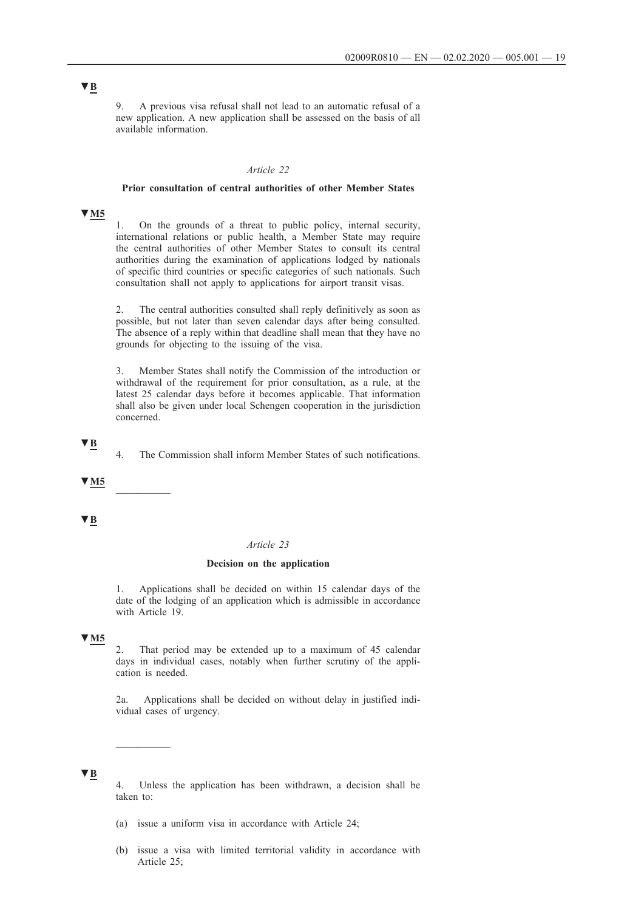▼B

9. A previous visa refusal shall not lead to an automatic refusal of a new application. A new application shall be assessed on the basis of all available information.

*Article 22*

**Prior consultation of central authorities of other Member States**

▼M5

1. On the grounds of a threat to public policy, internal security, international relations or public health, a Member State may require the central authorities of other Member States to consult its central authorities during the examination of applications lodged by nationals of specific third countries or specific categories of such nationals. Such consultation shall not apply to applications for airport transit visas.

2. The central authorities consulted shall reply definitively as soon as possible, but not later than seven calendar days after being consulted. The absence of a reply within that deadline shall mean that they have no grounds for objecting to the issuing of the visa.

3. Member States shall notify the Commission of the introduction or withdrawal of the requirement for prior consultation, as a rule, at the latest 25 calendar days before it becomes applicable. That information shall also be given under local Schengen cooperation in the jurisdiction concerned.

▼B

4. The Commission shall inform Member States of such notifications.

▼M5

---

▼B

*Article 23*

**Decision on the application**

1. Applications shall be decided on within 15 calendar days of the date of the lodging of an application which is admissible in accordance with Article 19.

▼M5

2. That period may be extended up to a maximum of 45 calendar days in individual cases, notably when further scrutiny of the application is needed.

2a. Applications shall be decided on without delay in justified individual cases of urgency.

---

▼B

4. Unless the application has been withdrawn, a decision shall be taken to:

(a) issue a uniform visa in accordance with Article 24;

(b) issue a visa with limited territorial validity in accordance with Article 25;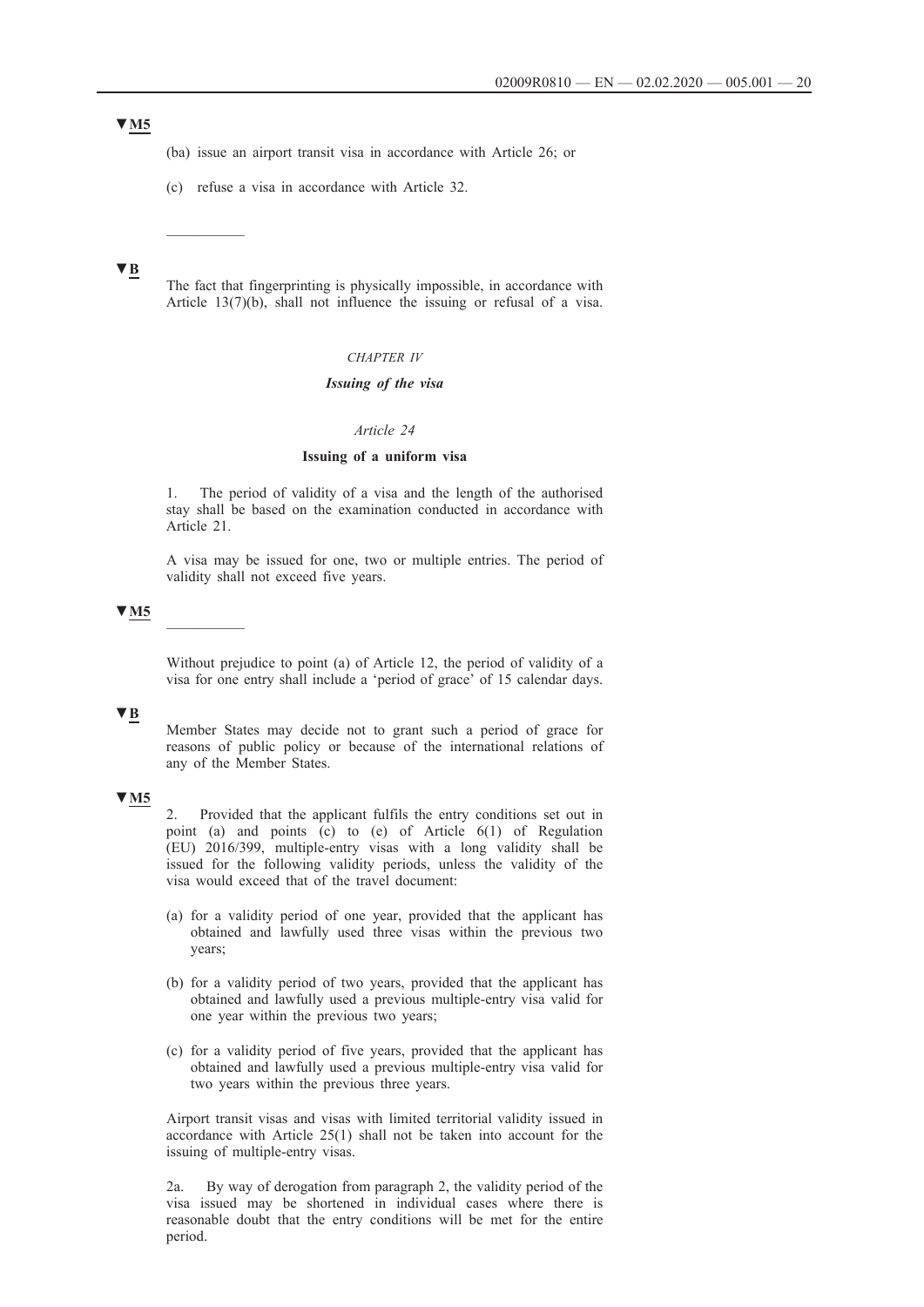▼M5

(ba) issue an airport transit visa in accordance with Article 26; or

(c) refuse a visa in accordance with Article 32.

__________

▼B

The fact that fingerprinting is physically impossible, in accordance with Article 13(7)(b), shall not influence the issuing or refusal of a visa.

*CHAPTER IV*

***Issuing of the visa***

*Article 24*

**Issuing of a uniform visa**

1. The period of validity of a visa and the length of the authorised stay shall be based on the examination conducted in accordance with Article 21.

A visa may be issued for one, two or multiple entries. The period of validity shall not exceed five years.

▼M5

__________

Without prejudice to point (a) of Article 12, the period of validity of a visa for one entry shall include a 'period of grace' of 15 calendar days.

▼B

Member States may decide not to grant such a period of grace for reasons of public policy or because of the international relations of any of the Member States.

▼M5

2. Provided that the applicant fulfils the entry conditions set out in point (a) and points (c) to (e) of Article 6(1) of Regulation (EU) 2016/399, multiple-entry visas with a long validity shall be issued for the following validity periods, unless the validity of the visa would exceed that of the travel document:

(a) for a validity period of one year, provided that the applicant has obtained and lawfully used three visas within the previous two years;

(b) for a validity period of two years, provided that the applicant has obtained and lawfully used a previous multiple-entry visa valid for one year within the previous two years;

(c) for a validity period of five years, provided that the applicant has obtained and lawfully used a previous multiple-entry visa valid for two years within the previous three years.

Airport transit visas and visas with limited territorial validity issued in accordance with Article 25(1) shall not be taken into account for the issuing of multiple-entry visas.

2a. By way of derogation from paragraph 2, the validity period of the visa issued may be shortened in individual cases where there is reasonable doubt that the entry conditions will be met for the entire period.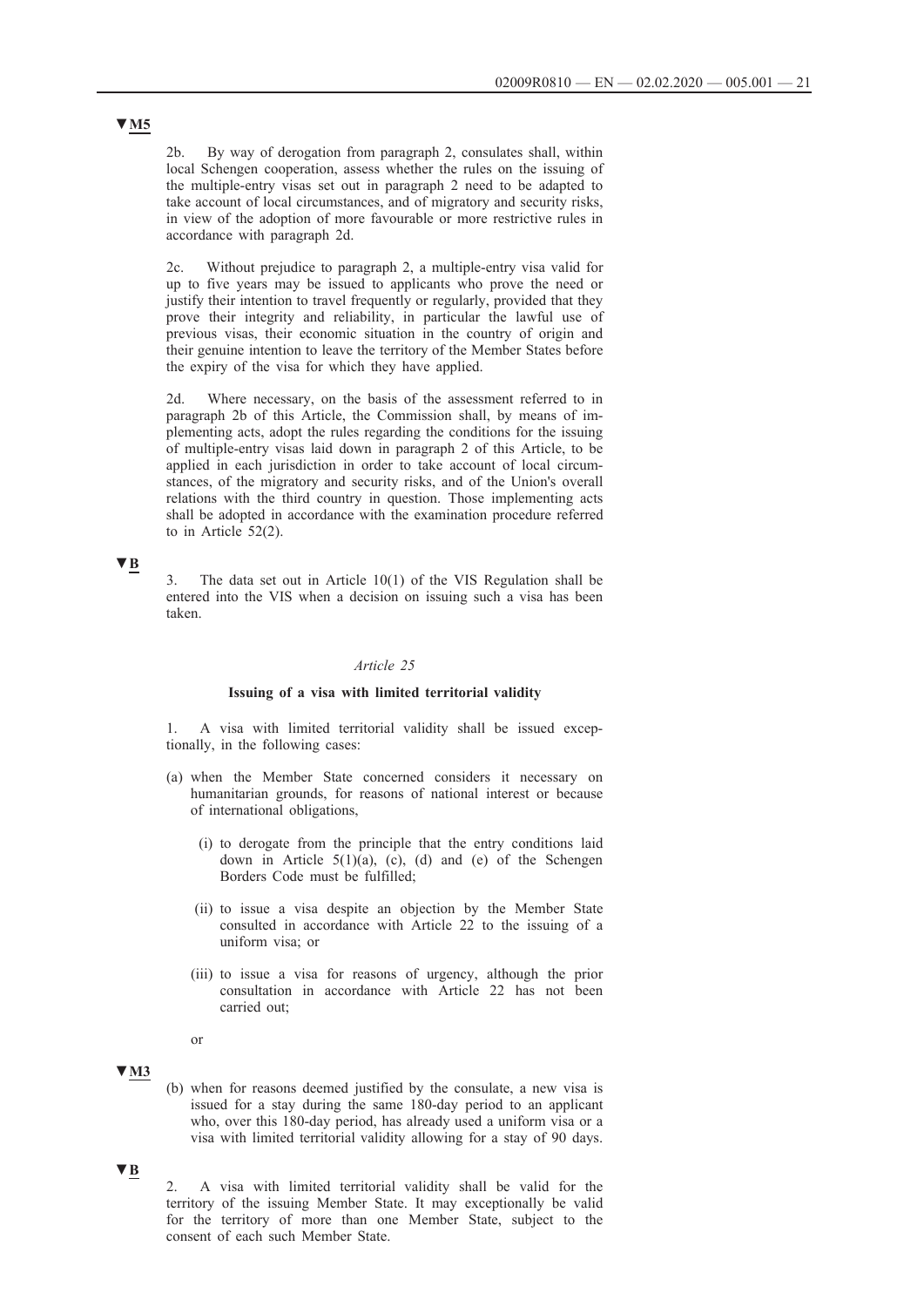▼M5

2b. By way of derogation from paragraph 2, consulates shall, within local Schengen cooperation, assess whether the rules on the issuing of the multiple-entry visas set out in paragraph 2 need to be adapted to take account of local circumstances, and of migratory and security risks, in view of the adoption of more favourable or more restrictive rules in accordance with paragraph 2d.

2c. Without prejudice to paragraph 2, a multiple-entry visa valid for up to five years may be issued to applicants who prove the need or justify their intention to travel frequently or regularly, provided that they prove their integrity and reliability, in particular the lawful use of previous visas, their economic situation in the country of origin and their genuine intention to leave the territory of the Member States before the expiry of the visa for which they have applied.

2d. Where necessary, on the basis of the assessment referred to in paragraph 2b of this Article, the Commission shall, by means of implementing acts, adopt the rules regarding the conditions for the issuing of multiple-entry visas laid down in paragraph 2 of this Article, to be applied in each jurisdiction in order to take account of local circumstances, of the migratory and security risks, and of the Union's overall relations with the third country in question. Those implementing acts shall be adopted in accordance with the examination procedure referred to in Article 52(2).

▼B

3. The data set out in Article 10(1) of the VIS Regulation shall be entered into the VIS when a decision on issuing such a visa has been taken.

*Article 25*

**Issuing of a visa with limited territorial validity**

1. A visa with limited territorial validity shall be issued exceptionally, in the following cases:

(a) when the Member State concerned considers it necessary on humanitarian grounds, for reasons of national interest or because of international obligations,

   (i) to derogate from the principle that the entry conditions laid down in Article 5(1)(a), (c), (d) and (e) of the Schengen Borders Code must be fulfilled;

   (ii) to issue a visa despite an objection by the Member State consulted in accordance with Article 22 to the issuing of a uniform visa; or

   (iii) to issue a visa for reasons of urgency, although the prior consultation in accordance with Article 22 has not been carried out;

   or

▼M3

(b) when for reasons deemed justified by the consulate, a new visa is issued for a stay during the same 180-day period to an applicant who, over this 180-day period, has already used a uniform visa or a visa with limited territorial validity allowing for a stay of 90 days.

▼B

2. A visa with limited territorial validity shall be valid for the territory of the issuing Member State. It may exceptionally be valid for the territory of more than one Member State, subject to the consent of each such Member State.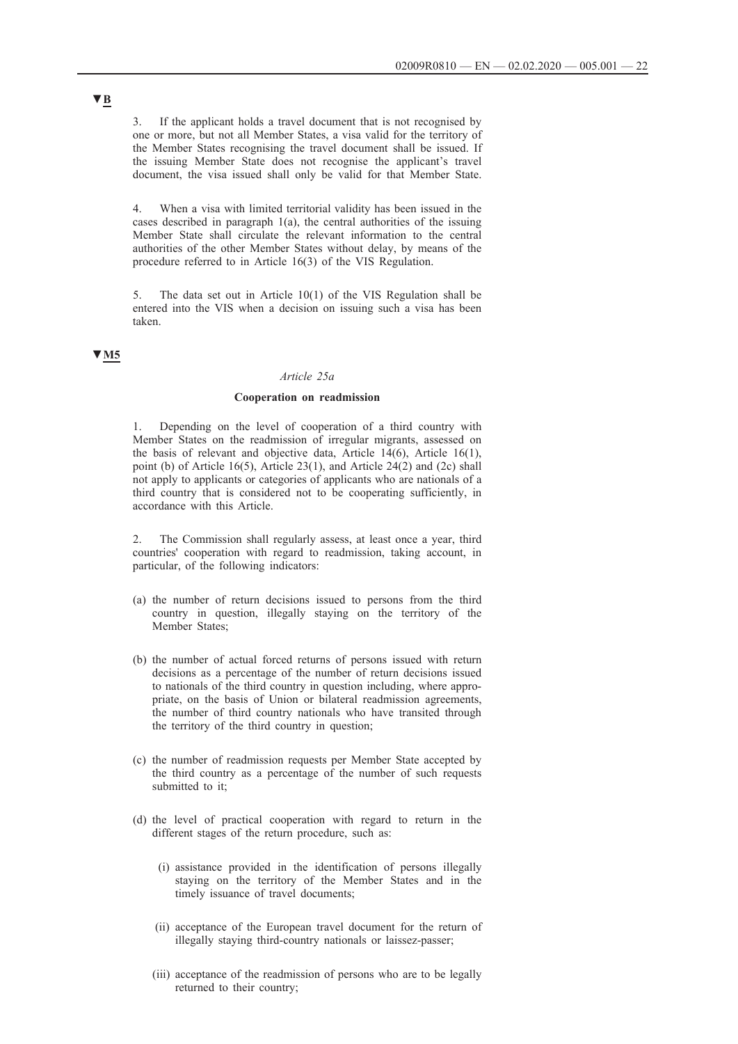▼B

3. If the applicant holds a travel document that is not recognised by one or more, but not all Member States, a visa valid for the territory of the Member States recognising the travel document shall be issued. If the issuing Member State does not recognise the applicant's travel document, the visa issued shall only be valid for that Member State.

4. When a visa with limited territorial validity has been issued in the cases described in paragraph 1(a), the central authorities of the issuing Member State shall circulate the relevant information to the central authorities of the other Member States without delay, by means of the procedure referred to in Article 16(3) of the VIS Regulation.

5. The data set out in Article 10(1) of the VIS Regulation shall be entered into the VIS when a decision on issuing such a visa has been taken.

▼M5

*Article 25a*

**Cooperation on readmission**

1. Depending on the level of cooperation of a third country with Member States on the readmission of irregular migrants, assessed on the basis of relevant and objective data, Article 14(6), Article 16(1), point (b) of Article 16(5), Article 23(1), and Article 24(2) and (2c) shall not apply to applicants or categories of applicants who are nationals of a third country that is considered not to be cooperating sufficiently, in accordance with this Article.

2. The Commission shall regularly assess, at least once a year, third countries' cooperation with regard to readmission, taking account, in particular, of the following indicators:

(a) the number of return decisions issued to persons from the third country in question, illegally staying on the territory of the Member States;

(b) the number of actual forced returns of persons issued with return decisions as a percentage of the number of return decisions issued to nationals of the third country in question including, where appropriate, on the basis of Union or bilateral readmission agreements, the number of third country nationals who have transited through the territory of the third country in question;

(c) the number of readmission requests per Member State accepted by the third country as a percentage of the number of such requests submitted to it;

(d) the level of practical cooperation with regard to return in the different stages of the return procedure, such as:

   (i) assistance provided in the identification of persons illegally staying on the territory of the Member States and in the timely issuance of travel documents;

   (ii) acceptance of the European travel document for the return of illegally staying third-country nationals or laissez-passer;

   (iii) acceptance of the readmission of persons who are to be legally returned to their country;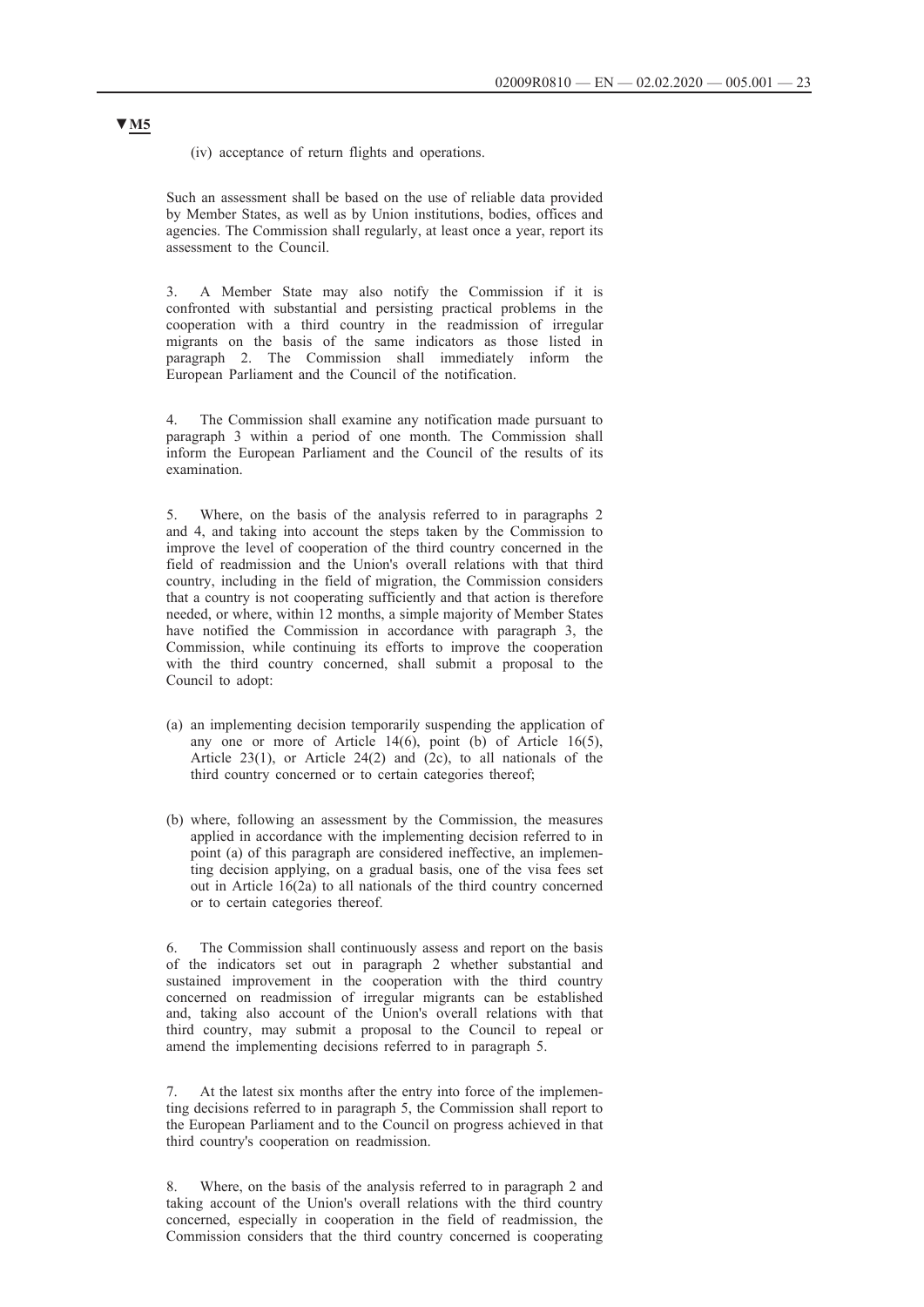▼M5

(iv) acceptance of return flights and operations.

Such an assessment shall be based on the use of reliable data provided by Member States, as well as by Union institutions, bodies, offices and agencies. The Commission shall regularly, at least once a year, report its assessment to the Council.

3. A Member State may also notify the Commission if it is confronted with substantial and persisting practical problems in the cooperation with a third country in the readmission of irregular migrants on the basis of the same indicators as those listed in paragraph 2. The Commission shall immediately inform the European Parliament and the Council of the notification.

4. The Commission shall examine any notification made pursuant to paragraph 3 within a period of one month. The Commission shall inform the European Parliament and the Council of the results of its examination.

5. Where, on the basis of the analysis referred to in paragraphs 2 and 4, and taking into account the steps taken by the Commission to improve the level of cooperation of the third country concerned in the field of readmission and the Union's overall relations with that third country, including in the field of migration, the Commission considers that a country is not cooperating sufficiently and that action is therefore needed, or where, within 12 months, a simple majority of Member States have notified the Commission in accordance with paragraph 3, the Commission, while continuing its efforts to improve the cooperation with the third country concerned, shall submit a proposal to the Council to adopt:

(a) an implementing decision temporarily suspending the application of any one or more of Article 14(6), point (b) of Article 16(5), Article 23(1), or Article 24(2) and (2c), to all nationals of the third country concerned or to certain categories thereof;

(b) where, following an assessment by the Commission, the measures applied in accordance with the implementing decision referred to in point (a) of this paragraph are considered ineffective, an implementing decision applying, on a gradual basis, one of the visa fees set out in Article 16(2a) to all nationals of the third country concerned or to certain categories thereof.

6. The Commission shall continuously assess and report on the basis of the indicators set out in paragraph 2 whether substantial and sustained improvement in the cooperation with the third country concerned on readmission of irregular migrants can be established and, taking also account of the Union's overall relations with that third country, may submit a proposal to the Council to repeal or amend the implementing decisions referred to in paragraph 5.

7. At the latest six months after the entry into force of the implementing decisions referred to in paragraph 5, the Commission shall report to the European Parliament and to the Council on progress achieved in that third country's cooperation on readmission.

8. Where, on the basis of the analysis referred to in paragraph 2 and taking account of the Union's overall relations with the third country concerned, especially in cooperation in the field of readmission, the Commission considers that the third country concerned is cooperating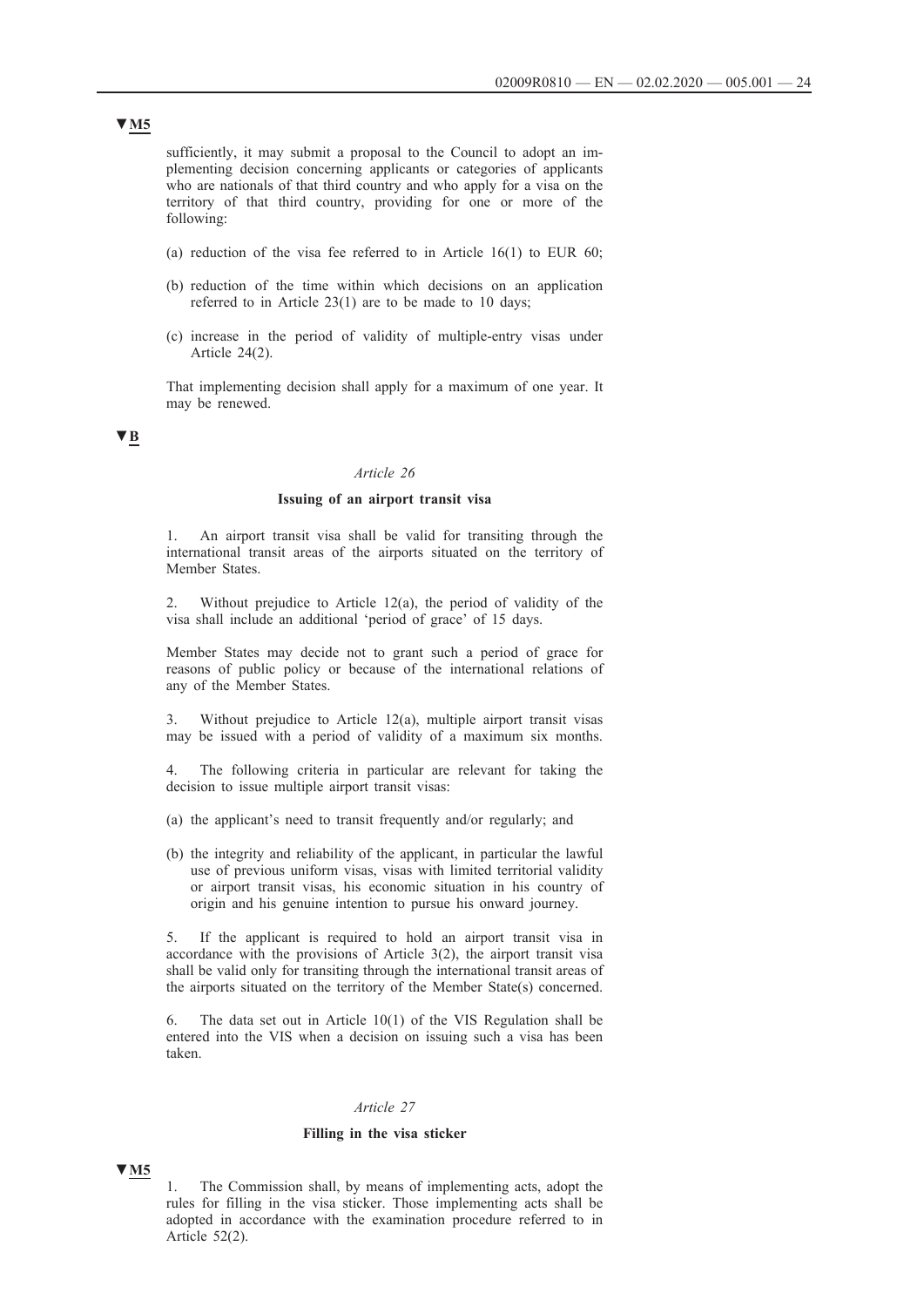▼M5

sufficiently, it may submit a proposal to the Council to adopt an implementing decision concerning applicants or categories of applicants who are nationals of that third country and who apply for a visa on the territory of that third country, providing for one or more of the following:

(a) reduction of the visa fee referred to in Article 16(1) to EUR 60;

(b) reduction of the time within which decisions on an application referred to in Article 23(1) are to be made to 10 days;

(c) increase in the period of validity of multiple-entry visas under Article 24(2).

That implementing decision shall apply for a maximum of one year. It may be renewed.

▼B

*Article 26*

**Issuing of an airport transit visa**

1. An airport transit visa shall be valid for transiting through the international transit areas of the airports situated on the territory of Member States.

2. Without prejudice to Article 12(a), the period of validity of the visa shall include an additional 'period of grace' of 15 days.

Member States may decide not to grant such a period of grace for reasons of public policy or because of the international relations of any of the Member States.

3. Without prejudice to Article 12(a), multiple airport transit visas may be issued with a period of validity of a maximum six months.

4. The following criteria in particular are relevant for taking the decision to issue multiple airport transit visas:

(a) the applicant's need to transit frequently and/or regularly; and

(b) the integrity and reliability of the applicant, in particular the lawful use of previous uniform visas, visas with limited territorial validity or airport transit visas, his economic situation in his country of origin and his genuine intention to pursue his onward journey.

5. If the applicant is required to hold an airport transit visa in accordance with the provisions of Article 3(2), the airport transit visa shall be valid only for transiting through the international transit areas of the airports situated on the territory of the Member State(s) concerned.

6. The data set out in Article 10(1) of the VIS Regulation shall be entered into the VIS when a decision on issuing such a visa has been taken.

*Article 27*

**Filling in the visa sticker**

▼M5

1. The Commission shall, by means of implementing acts, adopt the rules for filling in the visa sticker. Those implementing acts shall be adopted in accordance with the examination procedure referred to in Article 52(2).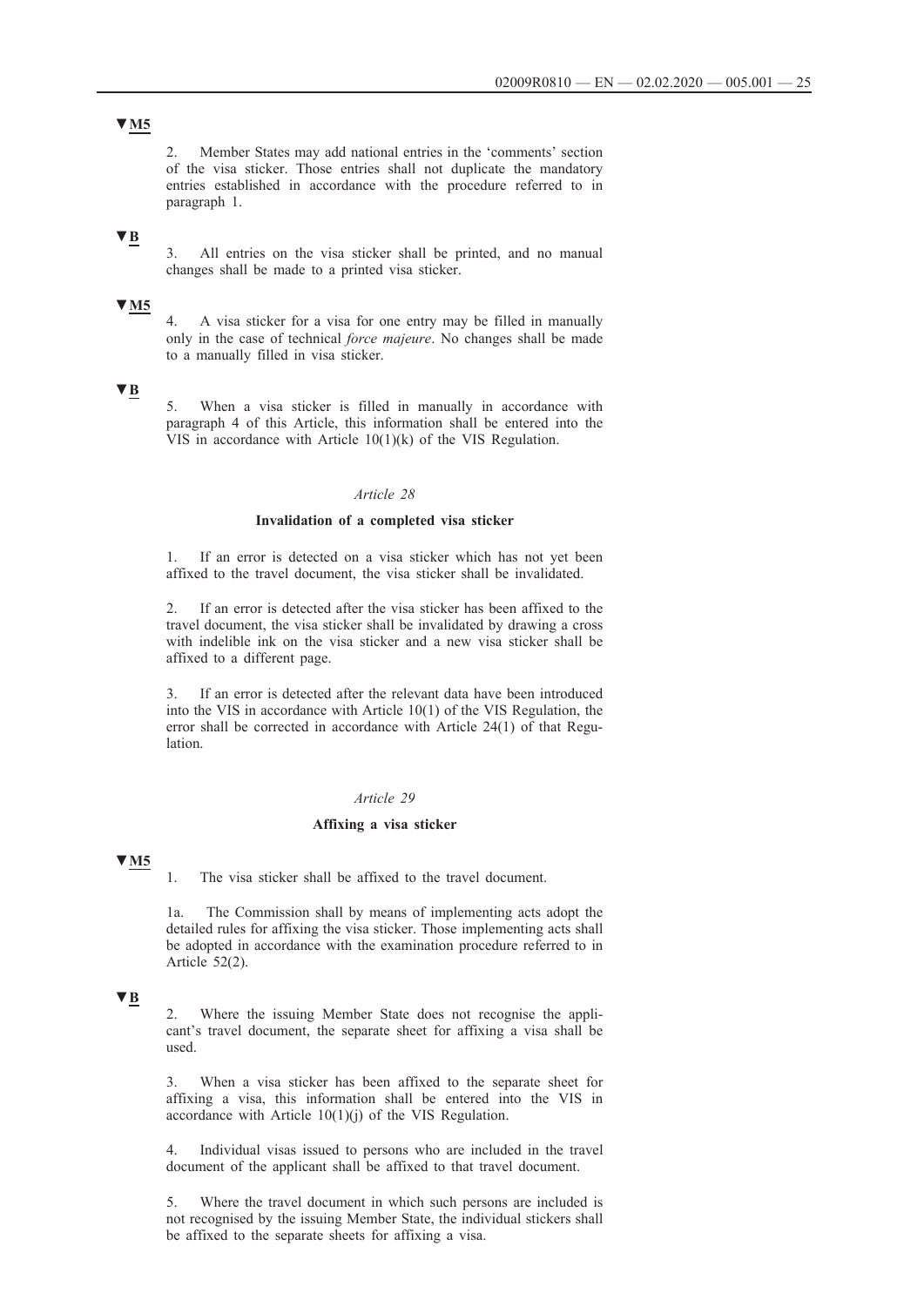▼M5

2. Member States may add national entries in the 'comments' section of the visa sticker. Those entries shall not duplicate the mandatory entries established in accordance with the procedure referred to in paragraph 1.

▼B

3. All entries on the visa sticker shall be printed, and no manual changes shall be made to a printed visa sticker.

▼M5

4. A visa sticker for a visa for one entry may be filled in manually only in the case of technical *force majeure*. No changes shall be made to a manually filled in visa sticker.

▼B

5. When a visa sticker is filled in manually in accordance with paragraph 4 of this Article, this information shall be entered into the VIS in accordance with Article 10(1)(k) of the VIS Regulation.

*Article 28*

**Invalidation of a completed visa sticker**

1. If an error is detected on a visa sticker which has not yet been affixed to the travel document, the visa sticker shall be invalidated.

2. If an error is detected after the visa sticker has been affixed to the travel document, the visa sticker shall be invalidated by drawing a cross with indelible ink on the visa sticker and a new visa sticker shall be affixed to a different page.

3. If an error is detected after the relevant data have been introduced into the VIS in accordance with Article 10(1) of the VIS Regulation, the error shall be corrected in accordance with Article 24(1) of that Regulation.

*Article 29*

**Affixing a visa sticker**

▼M5

1. The visa sticker shall be affixed to the travel document.

1a. The Commission shall by means of implementing acts adopt the detailed rules for affixing the visa sticker. Those implementing acts shall be adopted in accordance with the examination procedure referred to in Article 52(2).

▼B

2. Where the issuing Member State does not recognise the applicant's travel document, the separate sheet for affixing a visa shall be used.

3. When a visa sticker has been affixed to the separate sheet for affixing a visa, this information shall be entered into the VIS in accordance with Article 10(1)(j) of the VIS Regulation.

4. Individual visas issued to persons who are included in the travel document of the applicant shall be affixed to that travel document.

5. Where the travel document in which such persons are included is not recognised by the issuing Member State, the individual stickers shall be affixed to the separate sheets for affixing a visa.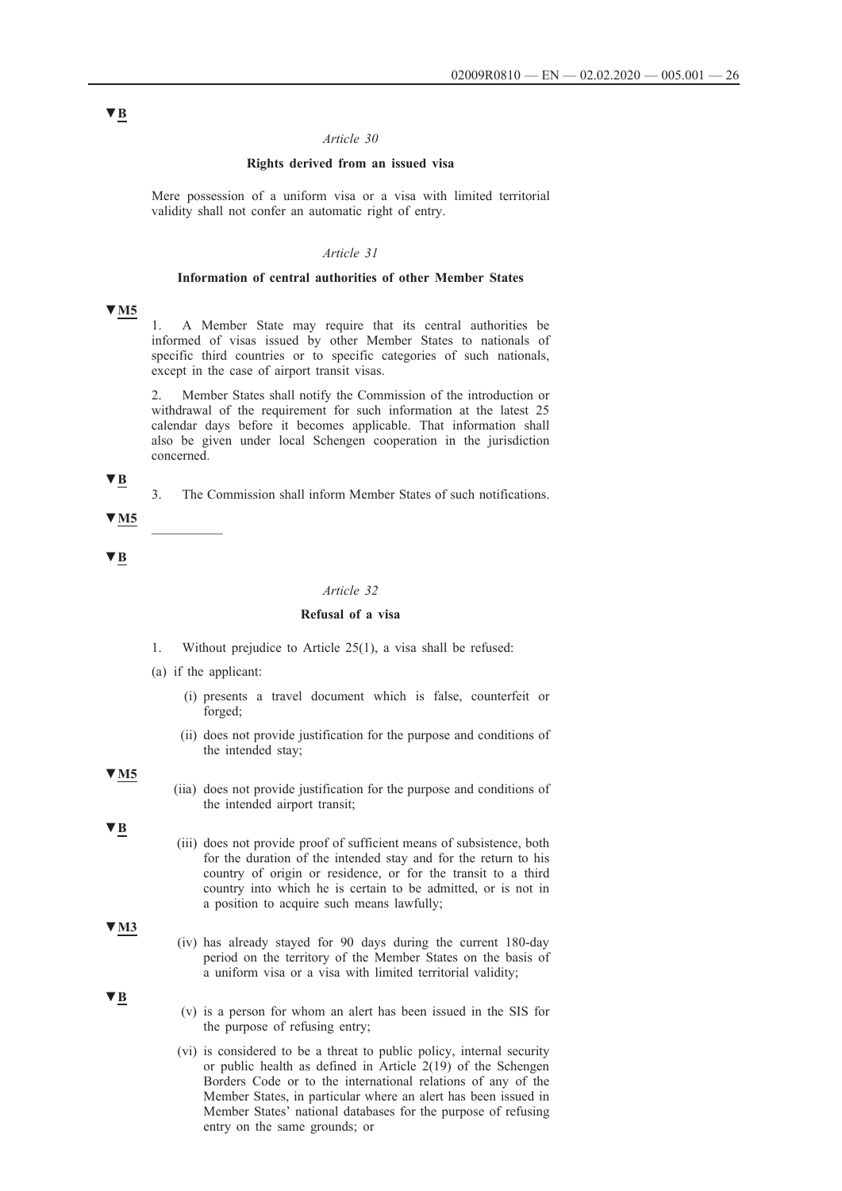▼B

*Article 30*

**Rights derived from an issued visa**

Mere possession of a uniform visa or a visa with limited territorial validity shall not confer an automatic right of entry.

*Article 31*

**Information of central authorities of other Member States**

▼M5

1. A Member State may require that its central authorities be informed of visas issued by other Member States to nationals of specific third countries or to specific categories of such nationals, except in the case of airport transit visas.

2. Member States shall notify the Commission of the introduction or withdrawal of the requirement for such information at the latest 25 calendar days before it becomes applicable. That information shall also be given under local Schengen cooperation in the jurisdiction concerned.

▼B

3. The Commission shall inform Member States of such notifications.

▼M5

————

▼B

*Article 32*

**Refusal of a visa**

1. Without prejudice to Article 25(1), a visa shall be refused:

(a) if the applicant:

(i) presents a travel document which is false, counterfeit or forged;

(ii) does not provide justification for the purpose and conditions of the intended stay;

▼M5

(iia) does not provide justification for the purpose and conditions of the intended airport transit;

▼B

(iii) does not provide proof of sufficient means of subsistence, both for the duration of the intended stay and for the return to his country of origin or residence, or for the transit to a third country into which he is certain to be admitted, or is not in a position to acquire such means lawfully;

▼M3

(iv) has already stayed for 90 days during the current 180-day period on the territory of the Member States on the basis of a uniform visa or a visa with limited territorial validity;

▼B

(v) is a person for whom an alert has been issued in the SIS for the purpose of refusing entry;

(vi) is considered to be a threat to public policy, internal security or public health as defined in Article 2(19) of the Schengen Borders Code or to the international relations of any of the Member States, in particular where an alert has been issued in Member States' national databases for the purpose of refusing entry on the same grounds; or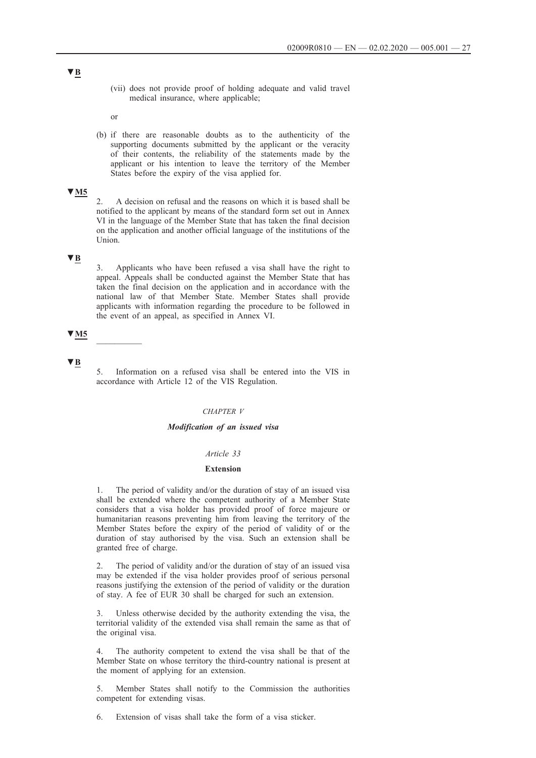▼B

(vii) does not provide proof of holding adequate and valid travel medical insurance, where applicable;

or

(b) if there are reasonable doubts as to the authenticity of the supporting documents submitted by the applicant or the veracity of their contents, the reliability of the statements made by the applicant or his intention to leave the territory of the Member States before the expiry of the visa applied for.

▼M5

2. A decision on refusal and the reasons on which it is based shall be notified to the applicant by means of the standard form set out in Annex VI in the language of the Member State that has taken the final decision on the application and another official language of the institutions of the Union.

▼B

3. Applicants who have been refused a visa shall have the right to appeal. Appeals shall be conducted against the Member State that has taken the final decision on the application and in accordance with the national law of that Member State. Member States shall provide applicants with information regarding the procedure to be followed in the event of an appeal, as specified in Annex VI.

▼M5

__________

▼B

5. Information on a refused visa shall be entered into the VIS in accordance with Article 12 of the VIS Regulation.

*CHAPTER V*

***Modification of an issued visa***

*Article 33*

**Extension**

1. The period of validity and/or the duration of stay of an issued visa shall be extended where the competent authority of a Member State considers that a visa holder has provided proof of force majeure or humanitarian reasons preventing him from leaving the territory of the Member States before the expiry of the period of validity of or the duration of stay authorised by the visa. Such an extension shall be granted free of charge.

2. The period of validity and/or the duration of stay of an issued visa may be extended if the visa holder provides proof of serious personal reasons justifying the extension of the period of validity or the duration of stay. A fee of EUR 30 shall be charged for such an extension.

3. Unless otherwise decided by the authority extending the visa, the territorial validity of the extended visa shall remain the same as that of the original visa.

4. The authority competent to extend the visa shall be that of the Member State on whose territory the third-country national is present at the moment of applying for an extension.

5. Member States shall notify to the Commission the authorities competent for extending visas.

6. Extension of visas shall take the form of a visa sticker.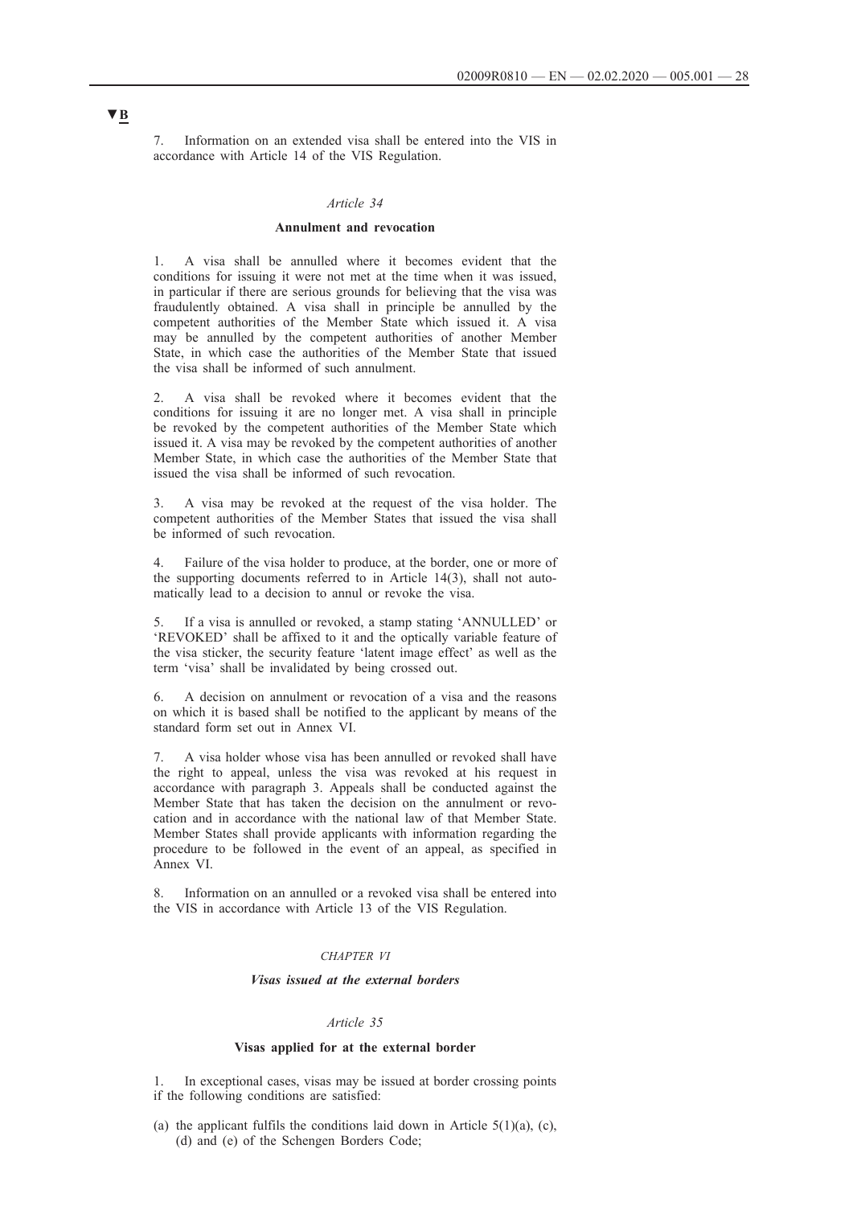▼B

7. Information on an extended visa shall be entered into the VIS in accordance with Article 14 of the VIS Regulation.

*Article 34*

**Annulment and revocation**

1. A visa shall be annulled where it becomes evident that the conditions for issuing it were not met at the time when it was issued, in particular if there are serious grounds for believing that the visa was fraudulently obtained. A visa shall in principle be annulled by the competent authorities of the Member State which issued it. A visa may be annulled by the competent authorities of another Member State, in which case the authorities of the Member State that issued the visa shall be informed of such annulment.

2. A visa shall be revoked where it becomes evident that the conditions for issuing it are no longer met. A visa shall in principle be revoked by the competent authorities of the Member State which issued it. A visa may be revoked by the competent authorities of another Member State, in which case the authorities of the Member State that issued the visa shall be informed of such revocation.

3. A visa may be revoked at the request of the visa holder. The competent authorities of the Member States that issued the visa shall be informed of such revocation.

4. Failure of the visa holder to produce, at the border, one or more of the supporting documents referred to in Article 14(3), shall not automatically lead to a decision to annul or revoke the visa.

5. If a visa is annulled or revoked, a stamp stating 'ANNULLED' or 'REVOKED' shall be affixed to it and the optically variable feature of the visa sticker, the security feature 'latent image effect' as well as the term 'visa' shall be invalidated by being crossed out.

6. A decision on annulment or revocation of a visa and the reasons on which it is based shall be notified to the applicant by means of the standard form set out in Annex VI.

7. A visa holder whose visa has been annulled or revoked shall have the right to appeal, unless the visa was revoked at his request in accordance with paragraph 3. Appeals shall be conducted against the Member State that has taken the decision on the annulment or revocation and in accordance with the national law of that Member State. Member States shall provide applicants with information regarding the procedure to be followed in the event of an appeal, as specified in Annex VI.

8. Information on an annulled or a revoked visa shall be entered into the VIS in accordance with Article 13 of the VIS Regulation.

*CHAPTER VI*

***Visas issued at the external borders***

*Article 35*

**Visas applied for at the external border**

1. In exceptional cases, visas may be issued at border crossing points if the following conditions are satisfied:

(a) the applicant fulfils the conditions laid down in Article 5(1)(a), (c), (d) and (e) of the Schengen Borders Code;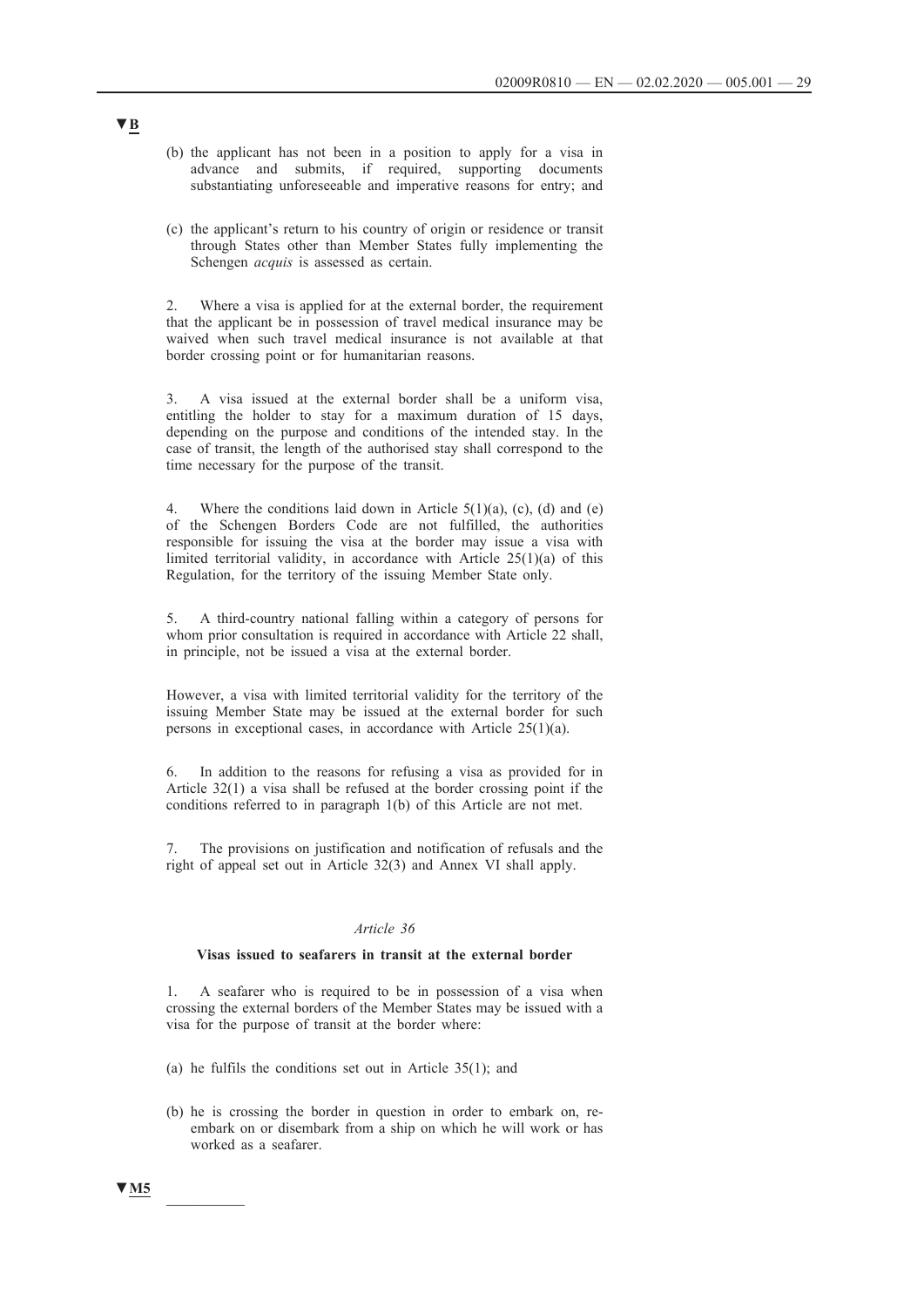▼B

(b) the applicant has not been in a position to apply for a visa in advance and submits, if required, supporting documents substantiating unforeseeable and imperative reasons for entry; and

(c) the applicant's return to his country of origin or residence or transit through States other than Member States fully implementing the Schengen *acquis* is assessed as certain.

2. Where a visa is applied for at the external border, the requirement that the applicant be in possession of travel medical insurance may be waived when such travel medical insurance is not available at that border crossing point or for humanitarian reasons.

3. A visa issued at the external border shall be a uniform visa, entitling the holder to stay for a maximum duration of 15 days, depending on the purpose and conditions of the intended stay. In the case of transit, the length of the authorised stay shall correspond to the time necessary for the purpose of the transit.

4. Where the conditions laid down in Article 5(1)(a), (c), (d) and (e) of the Schengen Borders Code are not fulfilled, the authorities responsible for issuing the visa at the border may issue a visa with limited territorial validity, in accordance with Article 25(1)(a) of this Regulation, for the territory of the issuing Member State only.

5. A third-country national falling within a category of persons for whom prior consultation is required in accordance with Article 22 shall, in principle, not be issued a visa at the external border.

However, a visa with limited territorial validity for the territory of the issuing Member State may be issued at the external border for such persons in exceptional cases, in accordance with Article 25(1)(a).

6. In addition to the reasons for refusing a visa as provided for in Article 32(1) a visa shall be refused at the border crossing point if the conditions referred to in paragraph 1(b) of this Article are not met.

7. The provisions on justification and notification of refusals and the right of appeal set out in Article 32(3) and Annex VI shall apply.

*Article 36*

**Visas issued to seafarers in transit at the external border**

1. A seafarer who is required to be in possession of a visa when crossing the external borders of the Member States may be issued with a visa for the purpose of transit at the border where:

(a) he fulfils the conditions set out in Article 35(1); and

(b) he is crossing the border in question in order to embark on, re-embark on or disembark from a ship on which he will work or has worked as a seafarer.

▼M5

__________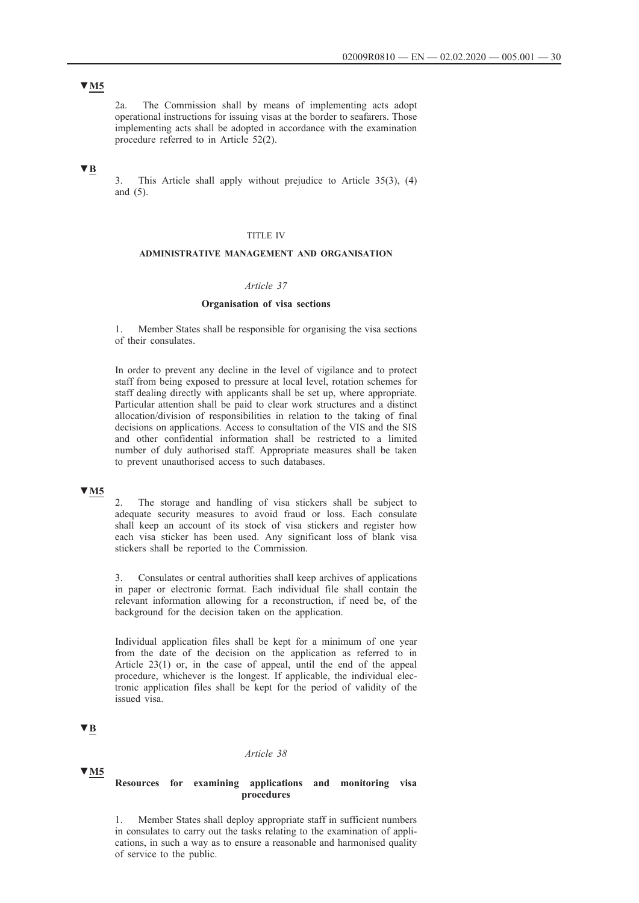▼M5

2a. The Commission shall by means of implementing acts adopt operational instructions for issuing visas at the border to seafarers. Those implementing acts shall be adopted in accordance with the examination procedure referred to in Article 52(2).

▼B

3. This Article shall apply without prejudice to Article 35(3), (4) and (5).

TITLE IV

**ADMINISTRATIVE MANAGEMENT AND ORGANISATION**

*Article 37*

**Organisation of visa sections**

1. Member States shall be responsible for organising the visa sections of their consulates.

In order to prevent any decline in the level of vigilance and to protect staff from being exposed to pressure at local level, rotation schemes for staff dealing directly with applicants shall be set up, where appropriate. Particular attention shall be paid to clear work structures and a distinct allocation/division of responsibilities in relation to the taking of final decisions on applications. Access to consultation of the VIS and the SIS and other confidential information shall be restricted to a limited number of duly authorised staff. Appropriate measures shall be taken to prevent unauthorised access to such databases.

▼M5

2. The storage and handling of visa stickers shall be subject to adequate security measures to avoid fraud or loss. Each consulate shall keep an account of its stock of visa stickers and register how each visa sticker has been used. Any significant loss of blank visa stickers shall be reported to the Commission.

3. Consulates or central authorities shall keep archives of applications in paper or electronic format. Each individual file shall contain the relevant information allowing for a reconstruction, if need be, of the background for the decision taken on the application.

Individual application files shall be kept for a minimum of one year from the date of the decision on the application as referred to in Article 23(1) or, in the case of appeal, until the end of the appeal procedure, whichever is the longest. If applicable, the individual electronic application files shall be kept for the period of validity of the issued visa.

▼B

*Article 38*

▼M5

**Resources for examining applications and monitoring visa procedures**

1. Member States shall deploy appropriate staff in sufficient numbers in consulates to carry out the tasks relating to the examination of applications, in such a way as to ensure a reasonable and harmonised quality of service to the public.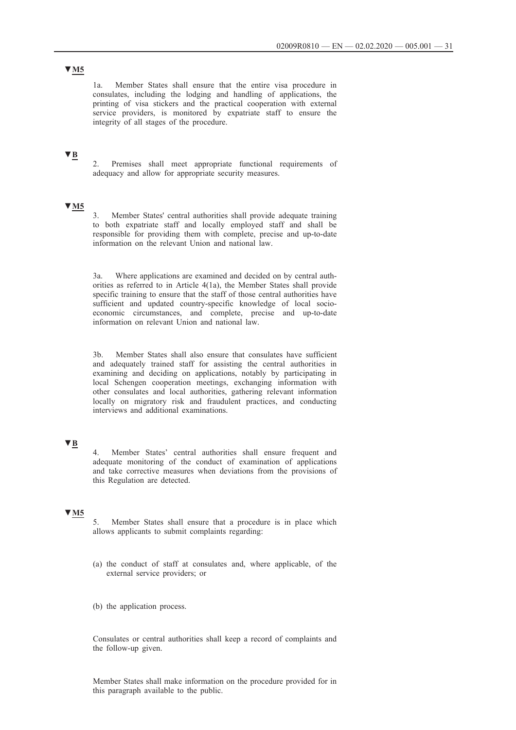▼M5

1a. Member States shall ensure that the entire visa procedure in consulates, including the lodging and handling of applications, the printing of visa stickers and the practical cooperation with external service providers, is monitored by expatriate staff to ensure the integrity of all stages of the procedure.

▼B

2. Premises shall meet appropriate functional requirements of adequacy and allow for appropriate security measures.

▼M5

3. Member States' central authorities shall provide adequate training to both expatriate staff and locally employed staff and shall be responsible for providing them with complete, precise and up-to-date information on the relevant Union and national law.

3a. Where applications are examined and decided on by central authorities as referred to in Article 4(1a), the Member States shall provide specific training to ensure that the staff of those central authorities have sufficient and updated country-specific knowledge of local socio-economic circumstances, and complete, precise and up-to-date information on relevant Union and national law.

3b. Member States shall also ensure that consulates have sufficient and adequately trained staff for assisting the central authorities in examining and deciding on applications, notably by participating in local Schengen cooperation meetings, exchanging information with other consulates and local authorities, gathering relevant information locally on migratory risk and fraudulent practices, and conducting interviews and additional examinations.

▼B

4. Member States' central authorities shall ensure frequent and adequate monitoring of the conduct of examination of applications and take corrective measures when deviations from the provisions of this Regulation are detected.

▼M5

5. Member States shall ensure that a procedure is in place which allows applicants to submit complaints regarding:

(a) the conduct of staff at consulates and, where applicable, of the external service providers; or

(b) the application process.

Consulates or central authorities shall keep a record of complaints and the follow-up given.

Member States shall make information on the procedure provided for in this paragraph available to the public.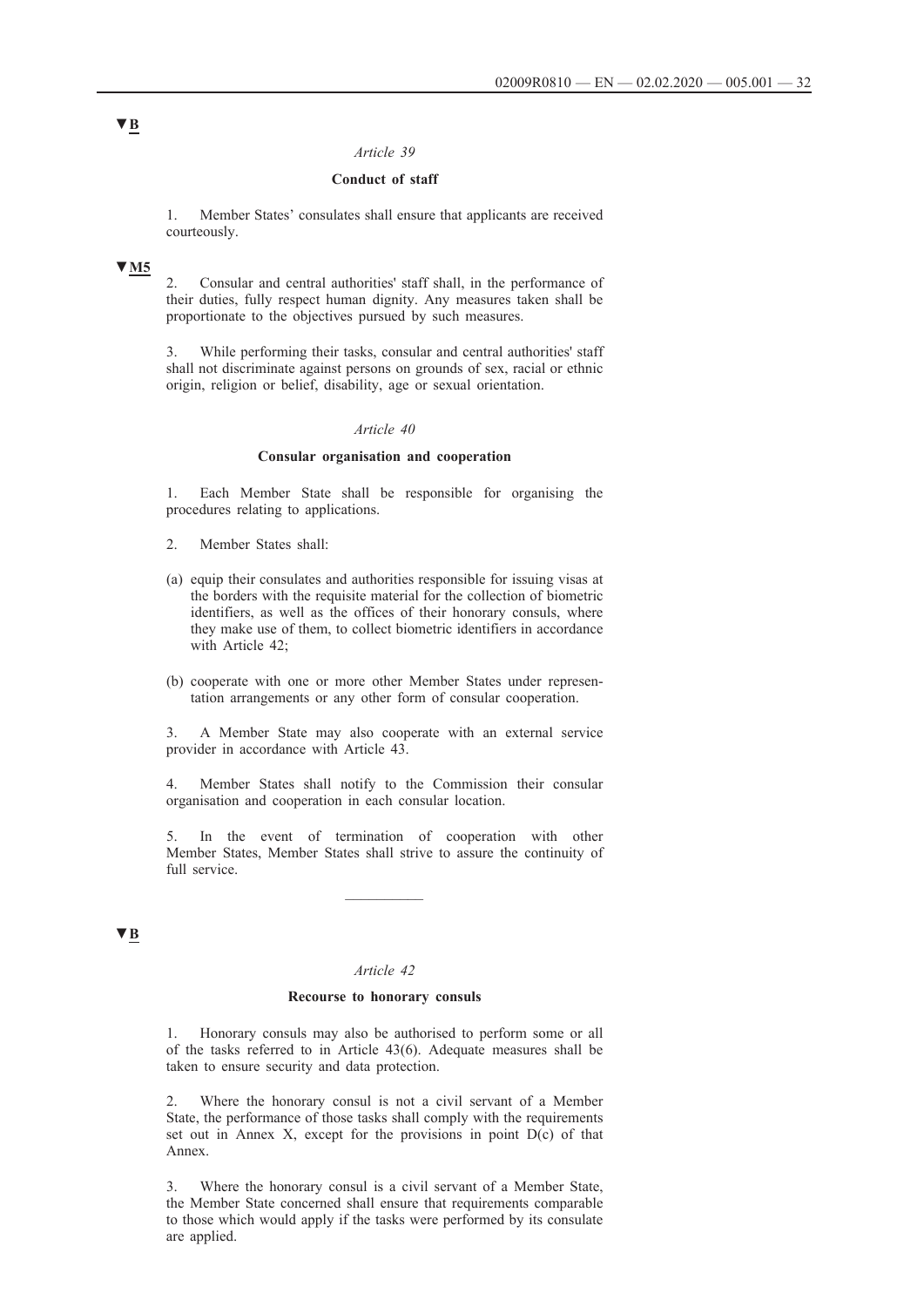▼B

*Article 39*

**Conduct of staff**

1. Member States' consulates shall ensure that applicants are received courteously.

▼M5

2. Consular and central authorities' staff shall, in the performance of their duties, fully respect human dignity. Any measures taken shall be proportionate to the objectives pursued by such measures.

3. While performing their tasks, consular and central authorities' staff shall not discriminate against persons on grounds of sex, racial or ethnic origin, religion or belief, disability, age or sexual orientation.

*Article 40*

**Consular organisation and cooperation**

1. Each Member State shall be responsible for organising the procedures relating to applications.

2. Member States shall:

(a) equip their consulates and authorities responsible for issuing visas at the borders with the requisite material for the collection of biometric identifiers, as well as the offices of their honorary consuls, where they make use of them, to collect biometric identifiers in accordance with Article 42;

(b) cooperate with one or more other Member States under representation arrangements or any other form of consular cooperation.

3. A Member State may also cooperate with an external service provider in accordance with Article 43.

4. Member States shall notify to the Commission their consular organisation and cooperation in each consular location.

5. In the event of termination of cooperation with other Member States, Member States shall strive to assure the continuity of full service.

---

▼B

*Article 42*

**Recourse to honorary consuls**

1. Honorary consuls may also be authorised to perform some or all of the tasks referred to in Article 43(6). Adequate measures shall be taken to ensure security and data protection.

2. Where the honorary consul is not a civil servant of a Member State, the performance of those tasks shall comply with the requirements set out in Annex X, except for the provisions in point D(c) of that Annex.

3. Where the honorary consul is a civil servant of a Member State, the Member State concerned shall ensure that requirements comparable to those which would apply if the tasks were performed by its consulate are applied.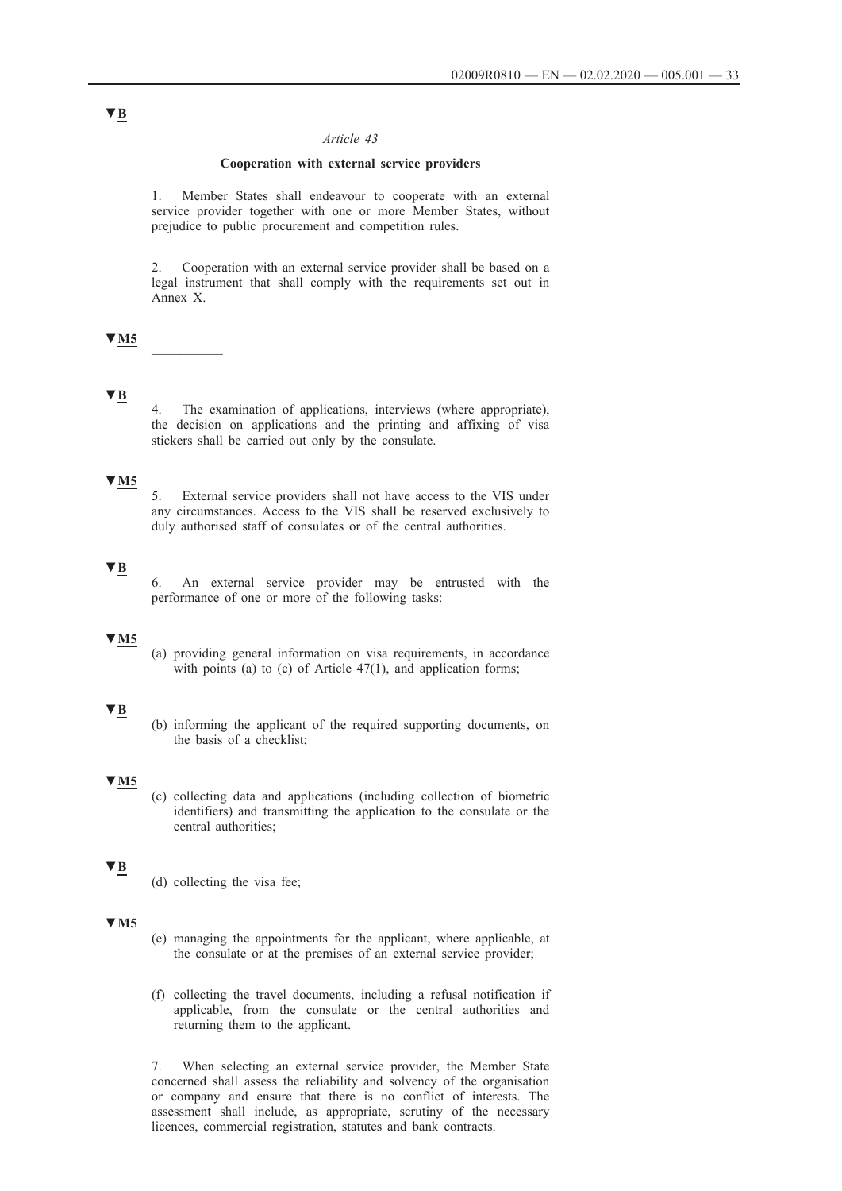▼B

*Article 43*

**Cooperation with external service providers**

1. Member States shall endeavour to cooperate with an external service provider together with one or more Member States, without prejudice to public procurement and competition rules.

2. Cooperation with an external service provider shall be based on a legal instrument that shall comply with the requirements set out in Annex X.

▼M5

__________

▼B

4. The examination of applications, interviews (where appropriate), the decision on applications and the printing and affixing of visa stickers shall be carried out only by the consulate.

▼M5

5. External service providers shall not have access to the VIS under any circumstances. Access to the VIS shall be reserved exclusively to duly authorised staff of consulates or of the central authorities.

▼B

6. An external service provider may be entrusted with the performance of one or more of the following tasks:

▼M5

(a) providing general information on visa requirements, in accordance with points (a) to (c) of Article 47(1), and application forms;

▼B

(b) informing the applicant of the required supporting documents, on the basis of a checklist;

▼M5

(c) collecting data and applications (including collection of biometric identifiers) and transmitting the application to the consulate or the central authorities;

▼B

(d) collecting the visa fee;

▼M5

(e) managing the appointments for the applicant, where applicable, at the consulate or at the premises of an external service provider;

(f) collecting the travel documents, including a refusal notification if applicable, from the consulate or the central authorities and returning them to the applicant.

7. When selecting an external service provider, the Member State concerned shall assess the reliability and solvency of the organisation or company and ensure that there is no conflict of interests. The assessment shall include, as appropriate, scrutiny of the necessary licences, commercial registration, statutes and bank contracts.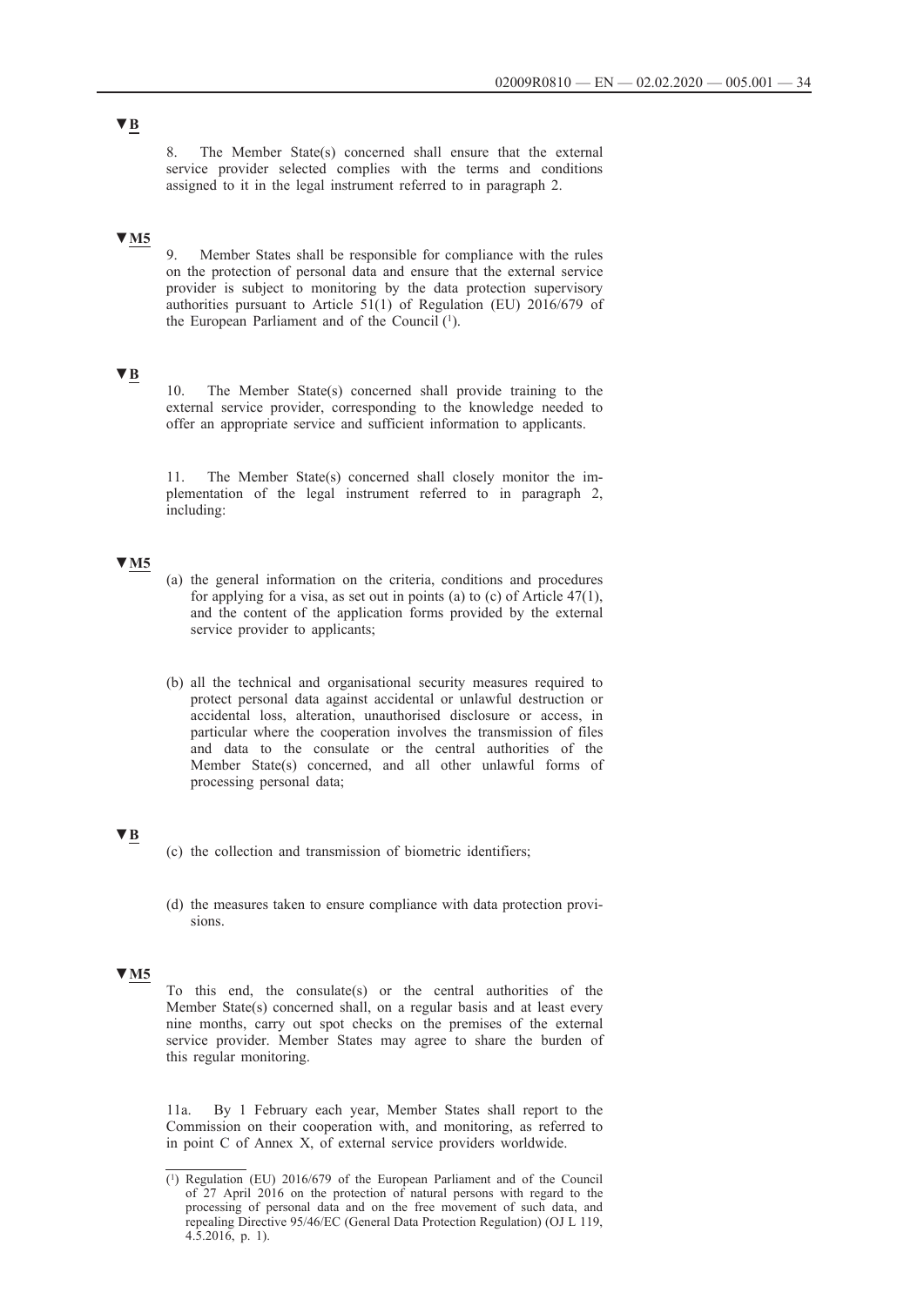▼B

8. The Member State(s) concerned shall ensure that the external service provider selected complies with the terms and conditions assigned to it in the legal instrument referred to in paragraph 2.

▼M5

9. Member States shall be responsible for compliance with the rules on the protection of personal data and ensure that the external service provider is subject to monitoring by the data protection supervisory authorities pursuant to Article 51(1) of Regulation (EU) 2016/679 of the European Parliament and of the Council [1].

▼B

10. The Member State(s) concerned shall provide training to the external service provider, corresponding to the knowledge needed to offer an appropriate service and sufficient information to applicants.

11. The Member State(s) concerned shall closely monitor the implementation of the legal instrument referred to in paragraph 2, including:

▼M5

(a) the general information on the criteria, conditions and procedures for applying for a visa, as set out in points (a) to (c) of Article 47(1), and the content of the application forms provided by the external service provider to applicants;

(b) all the technical and organisational security measures required to protect personal data against accidental or unlawful destruction or accidental loss, alteration, unauthorised disclosure or access, in particular where the cooperation involves the transmission of files and data to the consulate or the central authorities of the Member State(s) concerned, and all other unlawful forms of processing personal data;

▼B

(c) the collection and transmission of biometric identifiers;

(d) the measures taken to ensure compliance with data protection provisions.

▼M5

To this end, the consulate(s) or the central authorities of the Member State(s) concerned shall, on a regular basis and at least every nine months, carry out spot checks on the premises of the external service provider. Member States may agree to share the burden of this regular monitoring.

11a. By 1 February each year, Member States shall report to the Commission on their cooperation with, and monitoring, as referred to in point C of Annex X, of external service providers worldwide.

---

[1] Regulation (EU) 2016/679 of the European Parliament and of the Council of 27 April 2016 on the protection of natural persons with regard to the processing of personal data and on the free movement of such data, and repealing Directive 95/46/EC (General Data Protection Regulation) (OJ L 119, 4.5.2016, p. 1).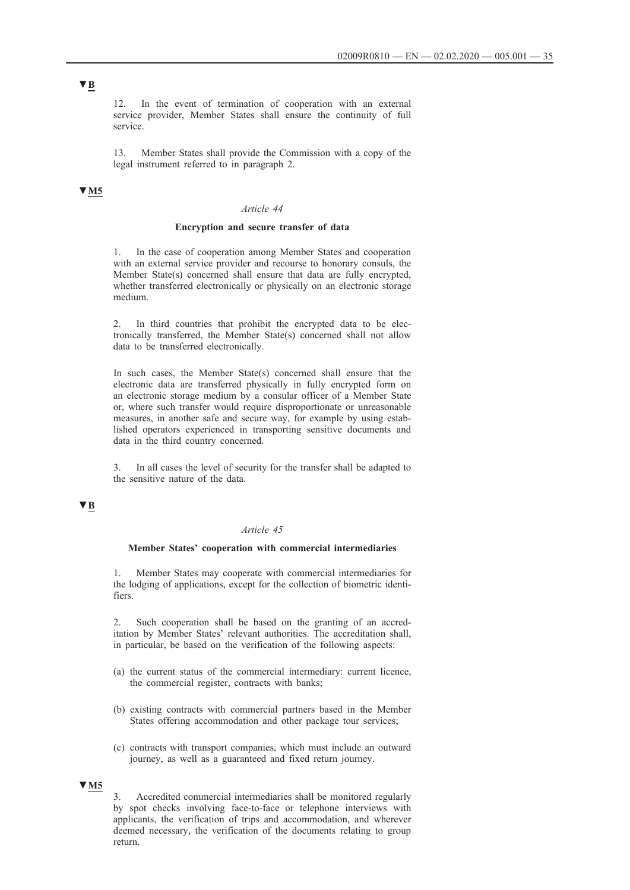▼B

12. In the event of termination of cooperation with an external service provider, Member States shall ensure the continuity of full service.

13. Member States shall provide the Commission with a copy of the legal instrument referred to in paragraph 2.

▼M5

*Article 44*

**Encryption and secure transfer of data**

1. In the case of cooperation among Member States and cooperation with an external service provider and recourse to honorary consuls, the Member State(s) concerned shall ensure that data are fully encrypted, whether transferred electronically or physically on an electronic storage medium.

2. In third countries that prohibit the encrypted data to be electronically transferred, the Member State(s) concerned shall not allow data to be transferred electronically.

In such cases, the Member State(s) concerned shall ensure that the electronic data are transferred physically in fully encrypted form on an electronic storage medium by a consular officer of a Member State or, where such transfer would require disproportionate or unreasonable measures, in another safe and secure way, for example by using established operators experienced in transporting sensitive documents and data in the third country concerned.

3. In all cases the level of security for the transfer shall be adapted to the sensitive nature of the data.

▼B

*Article 45*

**Member States' cooperation with commercial intermediaries**

1. Member States may cooperate with commercial intermediaries for the lodging of applications, except for the collection of biometric identifiers.

2. Such cooperation shall be based on the granting of an accreditation by Member States' relevant authorities. The accreditation shall, in particular, be based on the verification of the following aspects:

(a) the current status of the commercial intermediary: current licence, the commercial register, contracts with banks;

(b) existing contracts with commercial partners based in the Member States offering accommodation and other package tour services;

(c) contracts with transport companies, which must include an outward journey, as well as a guaranteed and fixed return journey.

▼M5

3. Accredited commercial intermediaries shall be monitored regularly by spot checks involving face-to-face or telephone interviews with applicants, the verification of trips and accommodation, and wherever deemed necessary, the verification of the documents relating to group return.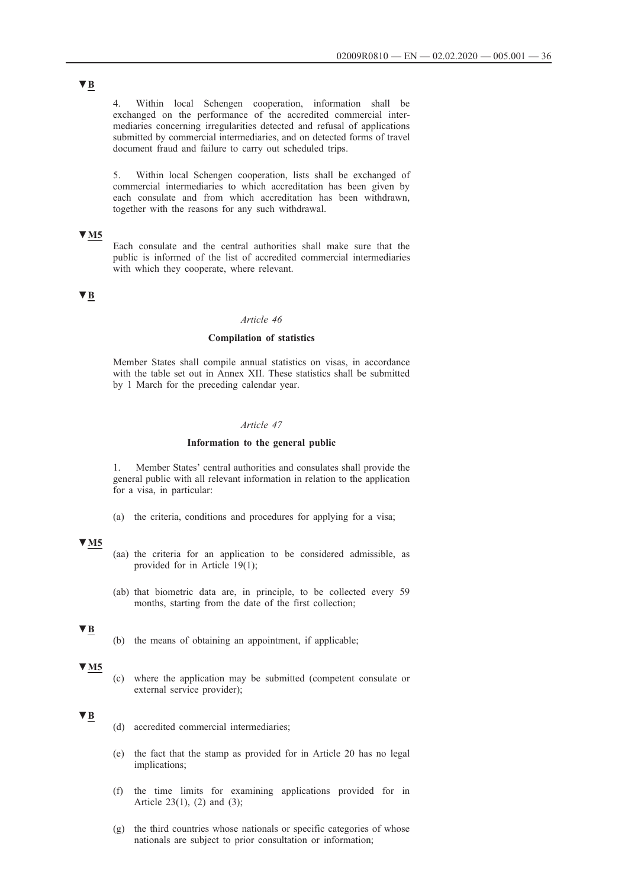▼B

4. Within local Schengen cooperation, information shall be exchanged on the performance of the accredited commercial intermediaries concerning irregularities detected and refusal of applications submitted by commercial intermediaries, and on detected forms of travel document fraud and failure to carry out scheduled trips.

5. Within local Schengen cooperation, lists shall be exchanged of commercial intermediaries to which accreditation has been given by each consulate and from which accreditation has been withdrawn, together with the reasons for any such withdrawal.

▼M5

Each consulate and the central authorities shall make sure that the public is informed of the list of accredited commercial intermediaries with which they cooperate, where relevant.

▼B

*Article 46*

**Compilation of statistics**

Member States shall compile annual statistics on visas, in accordance with the table set out in Annex XII. These statistics shall be submitted by 1 March for the preceding calendar year.

*Article 47*

**Information to the general public**

1. Member States' central authorities and consulates shall provide the general public with all relevant information in relation to the application for a visa, in particular:

(a) the criteria, conditions and procedures for applying for a visa;

▼M5

(aa) the criteria for an application to be considered admissible, as provided for in Article 19(1);

(ab) that biometric data are, in principle, to be collected every 59 months, starting from the date of the first collection;

▼B

(b) the means of obtaining an appointment, if applicable;

▼M5

(c) where the application may be submitted (competent consulate or external service provider);

▼B

(d) accredited commercial intermediaries;

(e) the fact that the stamp as provided for in Article 20 has no legal implications;

(f) the time limits for examining applications provided for in Article 23(1), (2) and (3);

(g) the third countries whose nationals or specific categories of whose nationals are subject to prior consultation or information;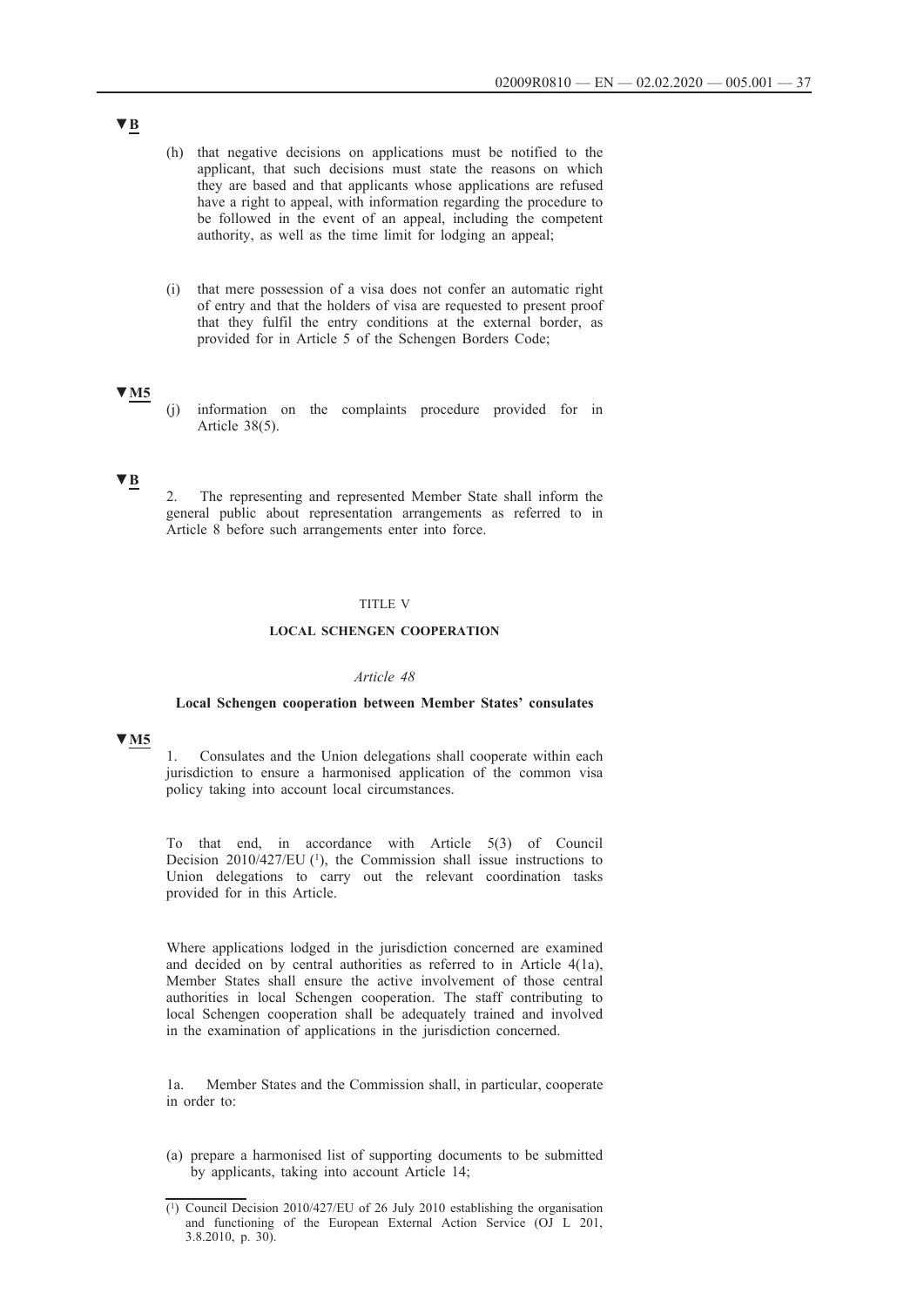▼B

(h) that negative decisions on applications must be notified to the applicant, that such decisions must state the reasons on which they are based and that applicants whose applications are refused have a right to appeal, with information regarding the procedure to be followed in the event of an appeal, including the competent authority, as well as the time limit for lodging an appeal;

(i) that mere possession of a visa does not confer an automatic right of entry and that the holders of visa are requested to present proof that they fulfil the entry conditions at the external border, as provided for in Article 5 of the Schengen Borders Code;

▼M5

(j) information on the complaints procedure provided for in Article 38(5).

▼B

2. The representing and represented Member State shall inform the general public about representation arrangements as referred to in Article 8 before such arrangements enter into force.

TITLE V

**LOCAL SCHENGEN COOPERATION**

*Article 48*

**Local Schengen cooperation between Member States' consulates**

▼M5

1. Consulates and the Union delegations shall cooperate within each jurisdiction to ensure a harmonised application of the common visa policy taking into account local circumstances.

To that end, in accordance with Article 5(3) of Council Decision 2010/427/EU [1], the Commission shall issue instructions to Union delegations to carry out the relevant coordination tasks provided for in this Article.

Where applications lodged in the jurisdiction concerned are examined and decided on by central authorities as referred to in Article 4(1a), Member States shall ensure the active involvement of those central authorities in local Schengen cooperation. The staff contributing to local Schengen cooperation shall be adequately trained and involved in the examination of applications in the jurisdiction concerned.

1a. Member States and the Commission shall, in particular, cooperate in order to:

(a) prepare a harmonised list of supporting documents to be submitted by applicants, taking into account Article 14;

---

[1] Council Decision 2010/427/EU of 26 July 2010 establishing the organisation and functioning of the European External Action Service (OJ L 201, 3.8.2010, p. 30).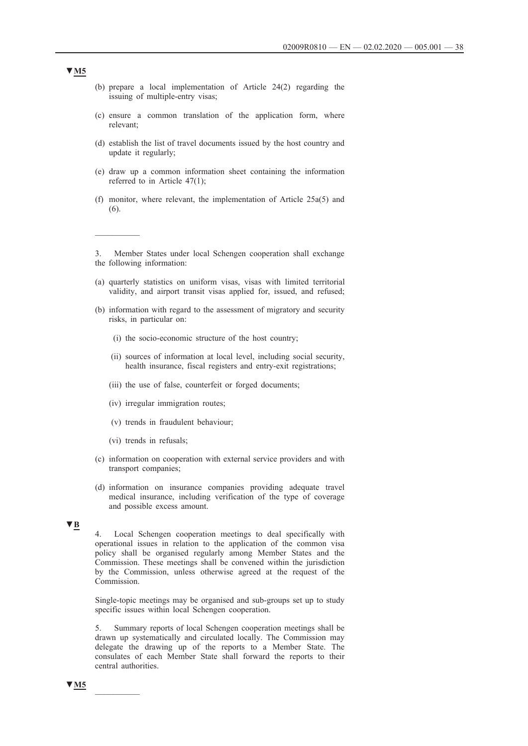▼M5

(b) prepare a local implementation of Article 24(2) regarding the issuing of multiple-entry visas;

(c) ensure a common translation of the application form, where relevant;

(d) establish the list of travel documents issued by the host country and update it regularly;

(e) draw up a common information sheet containing the information referred to in Article 47(1);

(f) monitor, where relevant, the implementation of Article 25a(5) and (6).

__________

3. Member States under local Schengen cooperation shall exchange the following information:

(a) quarterly statistics on uniform visas, visas with limited territorial validity, and airport transit visas applied for, issued, and refused;

(b) information with regard to the assessment of migratory and security risks, in particular on:

 (i) the socio-economic structure of the host country;

 (ii) sources of information at local level, including social security, health insurance, fiscal registers and entry-exit registrations;

 (iii) the use of false, counterfeit or forged documents;

 (iv) irregular immigration routes;

 (v) trends in fraudulent behaviour;

 (vi) trends in refusals;

(c) information on cooperation with external service providers and with transport companies;

(d) information on insurance companies providing adequate travel medical insurance, including verification of the type of coverage and possible excess amount.

▼B

4. Local Schengen cooperation meetings to deal specifically with operational issues in relation to the application of the common visa policy shall be organised regularly among Member States and the Commission. These meetings shall be convened within the jurisdiction by the Commission, unless otherwise agreed at the request of the Commission.

Single-topic meetings may be organised and sub-groups set up to study specific issues within local Schengen cooperation.

5. Summary reports of local Schengen cooperation meetings shall be drawn up systematically and circulated locally. The Commission may delegate the drawing up of the reports to a Member State. The consulates of each Member State shall forward the reports to their central authorities.

▼M5

__________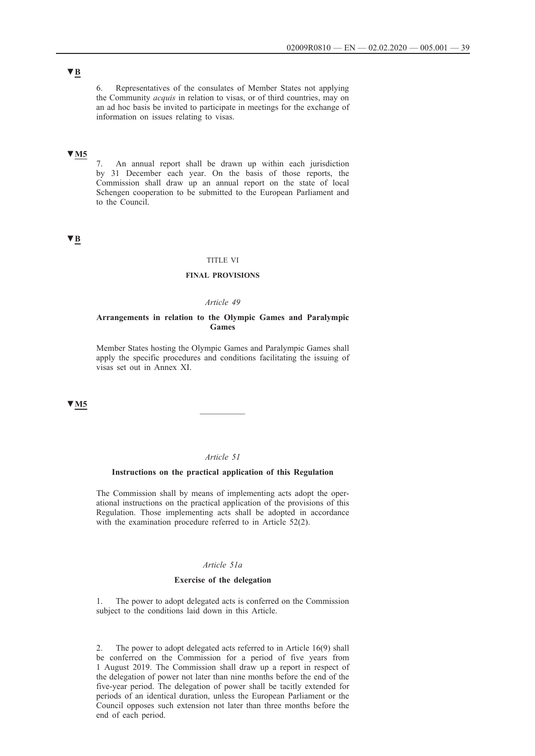▼**B**

6. Representatives of the consulates of Member States not applying the Community *acquis* in relation to visas, or of third countries, may on an ad hoc basis be invited to participate in meetings for the exchange of information on issues relating to visas.

▼**M5**

7. An annual report shall be drawn up within each jurisdiction by 31 December each year. On the basis of those reports, the Commission shall draw up an annual report on the state of local Schengen cooperation to be submitted to the European Parliament and to the Council.

▼**B**

## TITLE VI

## FINAL PROVISIONS

### *Article 49*

### Arrangements in relation to the Olympic Games and Paralympic Games

Member States hosting the Olympic Games and Paralympic Games shall apply the specific procedures and conditions facilitating the issuing of visas set out in Annex XI.

▼**M5**

---

### *Article 51*

### Instructions on the practical application of this Regulation

The Commission shall by means of implementing acts adopt the operational instructions on the practical application of the provisions of this Regulation. Those implementing acts shall be adopted in accordance with the examination procedure referred to in Article 52(2).

### *Article 51a*

### Exercise of the delegation

1. The power to adopt delegated acts is conferred on the Commission subject to the conditions laid down in this Article.

2. The power to adopt delegated acts referred to in Article 16(9) shall be conferred on the Commission for a period of five years from 1 August 2019. The Commission shall draw up a report in respect of the delegation of power not later than nine months before the end of the five-year period. The delegation of power shall be tacitly extended for periods of an identical duration, unless the European Parliament or the Council opposes such extension not later than three months before the end of each period.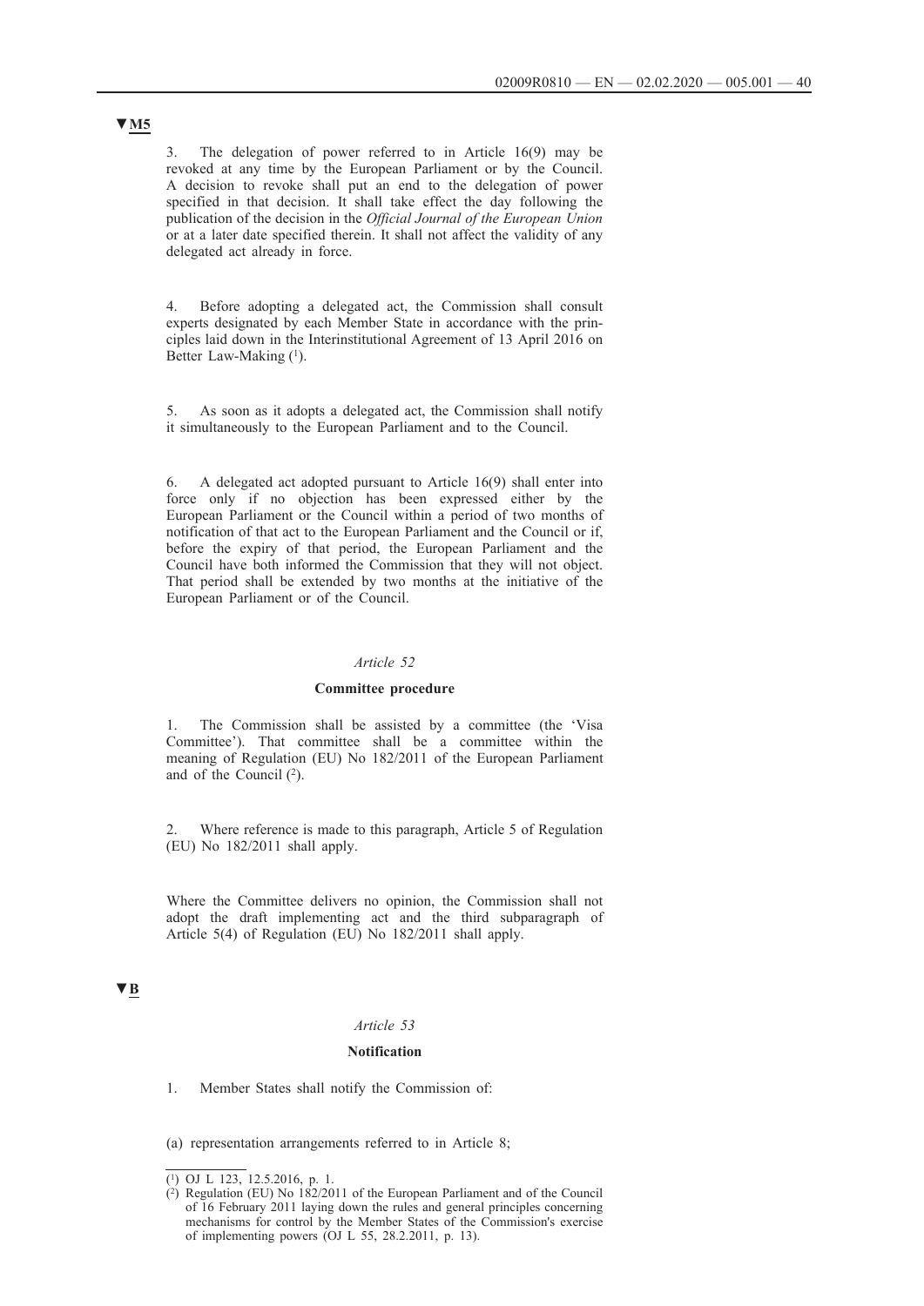▼M5

3. The delegation of power referred to in Article 16(9) may be revoked at any time by the European Parliament or by the Council. A decision to revoke shall put an end to the delegation of power specified in that decision. It shall take effect the day following the publication of the decision in the *Official Journal of the European Union* or at a later date specified therein. It shall not affect the validity of any delegated act already in force.

4. Before adopting a delegated act, the Commission shall consult experts designated by each Member State in accordance with the principles laid down in the Interinstitutional Agreement of 13 April 2016 on Better Law-Making [1].

5. As soon as it adopts a delegated act, the Commission shall notify it simultaneously to the European Parliament and to the Council.

6. A delegated act adopted pursuant to Article 16(9) shall enter into force only if no objection has been expressed either by the European Parliament or the Council within a period of two months of notification of that act to the European Parliament and the Council or if, before the expiry of that period, the European Parliament and the Council have both informed the Commission that they will not object. That period shall be extended by two months at the initiative of the European Parliament or of the Council.

*Article 52*

**Committee procedure**

1. The Commission shall be assisted by a committee (the 'Visa Committee'). That committee shall be a committee within the meaning of Regulation (EU) No 182/2011 of the European Parliament and of the Council [2].

2. Where reference is made to this paragraph, Article 5 of Regulation (EU) No 182/2011 shall apply.

Where the Committee delivers no opinion, the Commission shall not adopt the draft implementing act and the third subparagraph of Article 5(4) of Regulation (EU) No 182/2011 shall apply.

▼B

*Article 53*

**Notification**

1. Member States shall notify the Commission of:

(a) representation arrangements referred to in Article 8;

---

[1] OJ L 123, 12.5.2016, p. 1.

[2] Regulation (EU) No 182/2011 of the European Parliament and of the Council of 16 February 2011 laying down the rules and general principles concerning mechanisms for control by the Member States of the Commission's exercise of implementing powers (OJ L 55, 28.2.2011, p. 13).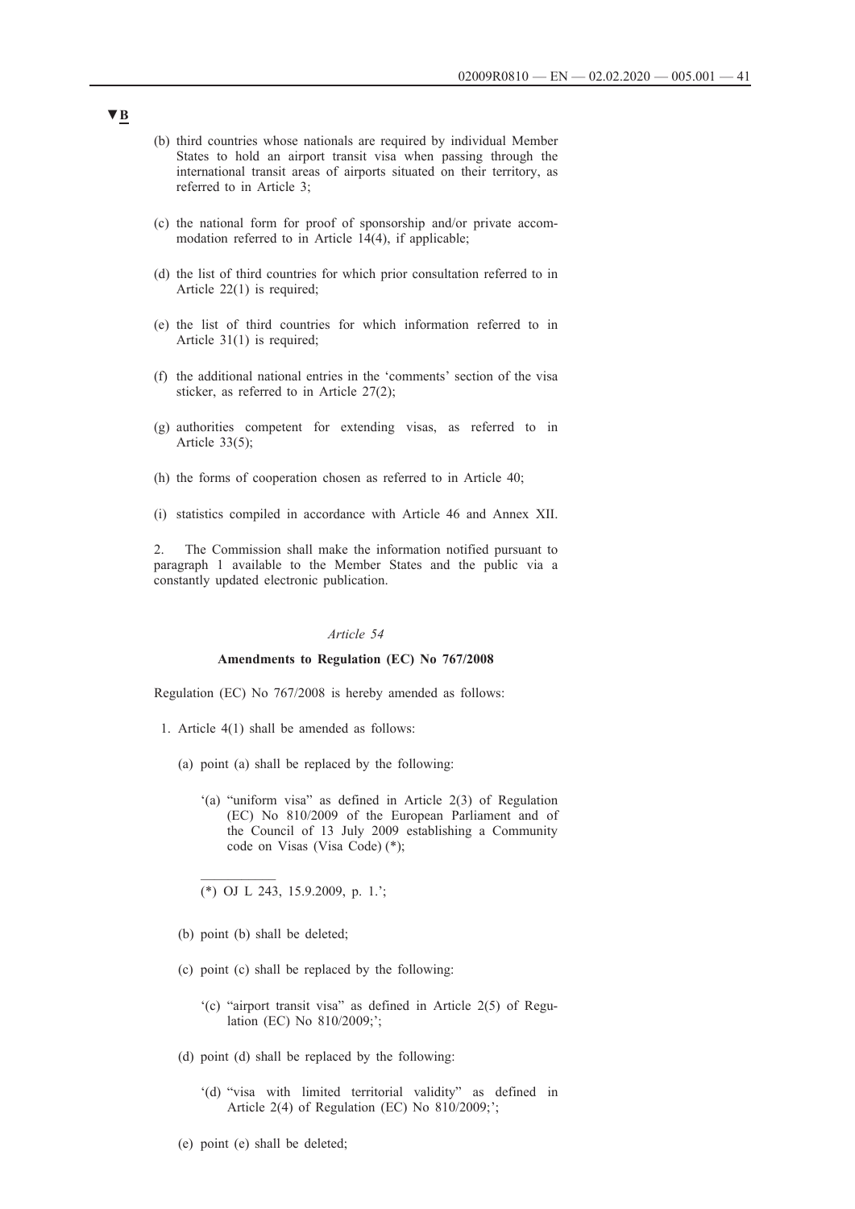▼B

(b) third countries whose nationals are required by individual Member States to hold an airport transit visa when passing through the international transit areas of airports situated on their territory, as referred to in Article 3;

(c) the national form for proof of sponsorship and/or private accommodation referred to in Article 14(4), if applicable;

(d) the list of third countries for which prior consultation referred to in Article 22(1) is required;

(e) the list of third countries for which information referred to in Article 31(1) is required;

(f) the additional national entries in the 'comments' section of the visa sticker, as referred to in Article 27(2);

(g) authorities competent for extending visas, as referred to in Article 33(5);

(h) the forms of cooperation chosen as referred to in Article 40;

(i) statistics compiled in accordance with Article 46 and Annex XII.

2. The Commission shall make the information notified pursuant to paragraph 1 available to the Member States and the public via a constantly updated electronic publication.

*Article 54*

**Amendments to Regulation (EC) No 767/2008**

Regulation (EC) No 767/2008 is hereby amended as follows:

1. Article 4(1) shall be amended as follows:

   (a) point (a) shall be replaced by the following:

      '(a) "uniform visa" as defined in Article 2(3) of Regulation (EC) No 810/2009 of the European Parliament and of the Council of 13 July 2009 establishing a Community code on Visas (Visa Code) (*);

      ___________

      (*) OJ L 243, 15.9.2009, p. 1.';

   (b) point (b) shall be deleted;

   (c) point (c) shall be replaced by the following:

      '(c) "airport transit visa" as defined in Article 2(5) of Regulation (EC) No 810/2009;';

   (d) point (d) shall be replaced by the following:

      '(d) "visa with limited territorial validity" as defined in Article 2(4) of Regulation (EC) No 810/2009;';

   (e) point (e) shall be deleted;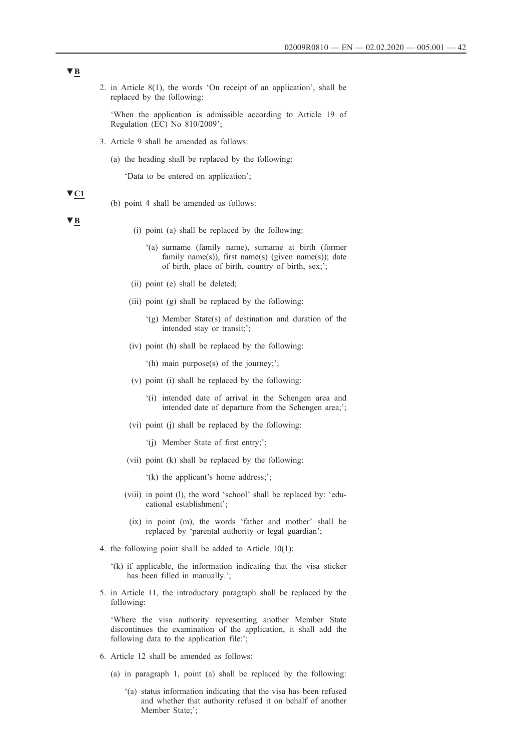▼B

2. in Article 8(1), the words 'On receipt of an application', shall be replaced by the following:

   'When the application is admissible according to Article 19 of Regulation (EC) No 810/2009';

3. Article 9 shall be amended as follows:

   (a) the heading shall be replaced by the following:

   'Data to be entered on application';

▼C1

   (b) point 4 shall be amended as follows:

▼B

      (i) point (a) shall be replaced by the following:

         '(a) surname (family name), surname at birth (former family name(s)), first name(s) (given name(s)); date of birth, place of birth, country of birth, sex;';

      (ii) point (e) shall be deleted;

      (iii) point (g) shall be replaced by the following:

         '(g) Member State(s) of destination and duration of the intended stay or transit;';

      (iv) point (h) shall be replaced by the following:

         '(h) main purpose(s) of the journey;';

      (v) point (i) shall be replaced by the following:

         '(i) intended date of arrival in the Schengen area and intended date of departure from the Schengen area;';

      (vi) point (j) shall be replaced by the following:

         '(j) Member State of first entry;';

      (vii) point (k) shall be replaced by the following:

         '(k) the applicant's home address;';

      (viii) in point (l), the word 'school' shall be replaced by: 'educational establishment';

      (ix) in point (m), the words 'father and mother' shall be replaced by 'parental authority or legal guardian';

4. the following point shall be added to Article 10(1):

   '(k) if applicable, the information indicating that the visa sticker has been filled in manually.';

5. in Article 11, the introductory paragraph shall be replaced by the following:

   'Where the visa authority representing another Member State discontinues the examination of the application, it shall add the following data to the application file:';

6. Article 12 shall be amended as follows:

   (a) in paragraph 1, point (a) shall be replaced by the following:

      '(a) status information indicating that the visa has been refused and whether that authority refused it on behalf of another Member State;';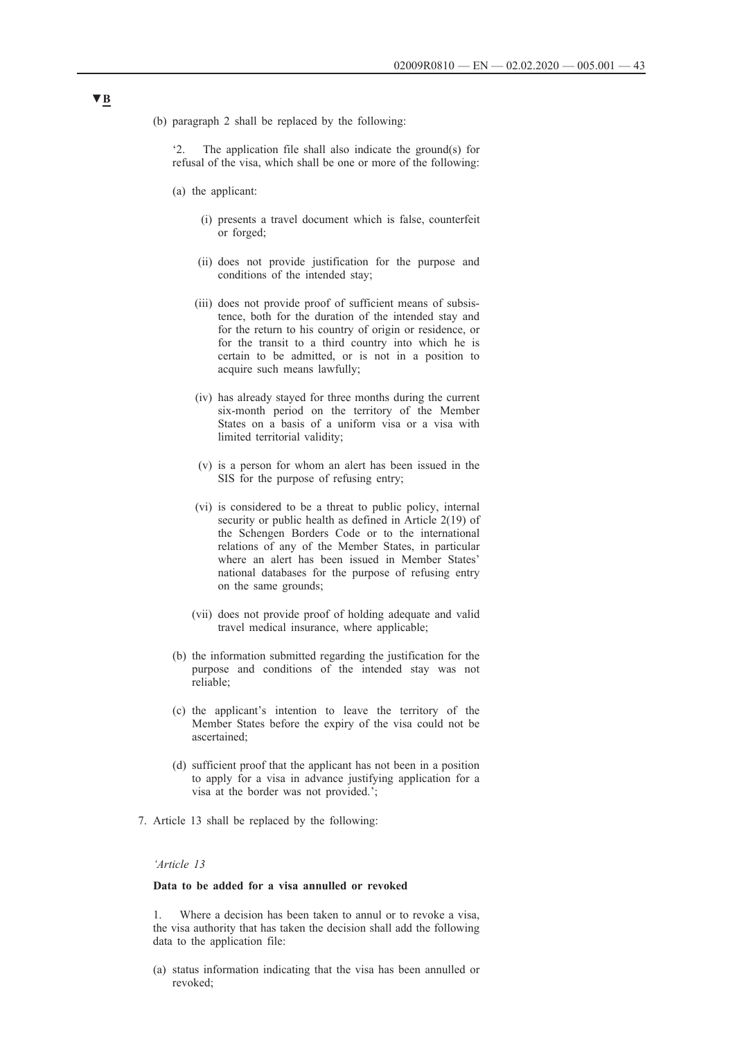▼B

(b) paragraph 2 shall be replaced by the following:

‘2. The application file shall also indicate the ground(s) for refusal of the visa, which shall be one or more of the following:

(a) the applicant:

(i) presents a travel document which is false, counterfeit or forged;

(ii) does not provide justification for the purpose and conditions of the intended stay;

(iii) does not provide proof of sufficient means of subsistence, both for the duration of the intended stay and for the return to his country of origin or residence, or for the transit to a third country into which he is certain to be admitted, or is not in a position to acquire such means lawfully;

(iv) has already stayed for three months during the current six-month period on the territory of the Member States on a basis of a uniform visa or a visa with limited territorial validity;

(v) is a person for whom an alert has been issued in the SIS for the purpose of refusing entry;

(vi) is considered to be a threat to public policy, internal security or public health as defined in Article 2(19) of the Schengen Borders Code or to the international relations of any of the Member States, in particular where an alert has been issued in Member States' national databases for the purpose of refusing entry on the same grounds;

(vii) does not provide proof of holding adequate and valid travel medical insurance, where applicable;

(b) the information submitted regarding the justification for the purpose and conditions of the intended stay was not reliable;

(c) the applicant's intention to leave the territory of the Member States before the expiry of the visa could not be ascertained;

(d) sufficient proof that the applicant has not been in a position to apply for a visa in advance justifying application for a visa at the border was not provided.’;

7. Article 13 shall be replaced by the following:

*‘Article 13*

**Data to be added for a visa annulled or revoked**

1. Where a decision has been taken to annul or to revoke a visa, the visa authority that has taken the decision shall add the following data to the application file:

(a) status information indicating that the visa has been annulled or revoked;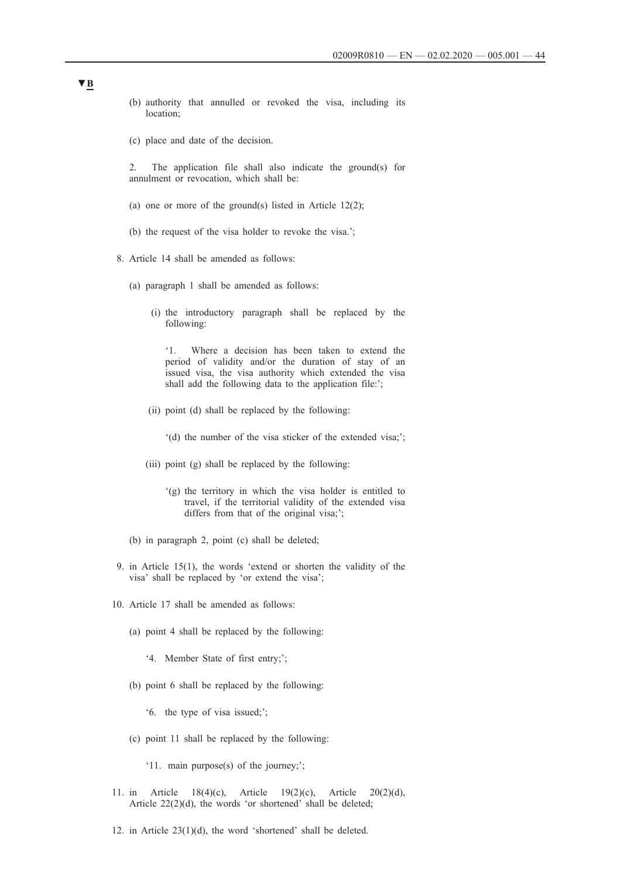▼B

(b) authority that annulled or revoked the visa, including its location;

(c) place and date of the decision.

2. The application file shall also indicate the ground(s) for annulment or revocation, which shall be:

(a) one or more of the ground(s) listed in Article 12(2);

(b) the request of the visa holder to revoke the visa.';

8. Article 14 shall be amended as follows:

(a) paragraph 1 shall be amended as follows:

(i) the introductory paragraph shall be replaced by the following:

'1. Where a decision has been taken to extend the period of validity and/or the duration of stay of an issued visa, the visa authority which extended the visa shall add the following data to the application file:';

(ii) point (d) shall be replaced by the following:

'(d) the number of the visa sticker of the extended visa;';

(iii) point (g) shall be replaced by the following:

'(g) the territory in which the visa holder is entitled to travel, if the territorial validity of the extended visa differs from that of the original visa;';

(b) in paragraph 2, point (c) shall be deleted;

9. in Article 15(1), the words 'extend or shorten the validity of the visa' shall be replaced by 'or extend the visa';

10. Article 17 shall be amended as follows:

(a) point 4 shall be replaced by the following:

'4. Member State of first entry;';

(b) point 6 shall be replaced by the following:

'6. the type of visa issued;';

(c) point 11 shall be replaced by the following:

'11. main purpose(s) of the journey;';

11. in Article 18(4)(c), Article 19(2)(c), Article 20(2)(d), Article 22(2)(d), the words 'or shortened' shall be deleted;

12. in Article 23(1)(d), the word 'shortened' shall be deleted.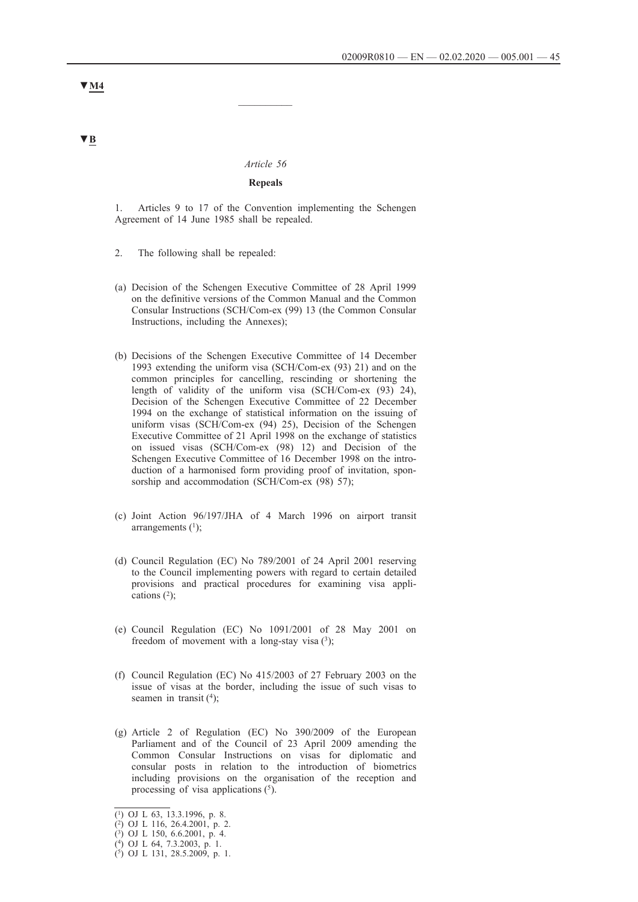▼M4

__________

▼B

*Article 56*

**Repeals**

1. Articles 9 to 17 of the Convention implementing the Schengen Agreement of 14 June 1985 shall be repealed.

2. The following shall be repealed:

(a) Decision of the Schengen Executive Committee of 28 April 1999 on the definitive versions of the Common Manual and the Common Consular Instructions (SCH/Com-ex (99) 13 (the Common Consular Instructions, including the Annexes);

(b) Decisions of the Schengen Executive Committee of 14 December 1993 extending the uniform visa (SCH/Com-ex (93) 21) and on the common principles for cancelling, rescinding or shortening the length of validity of the uniform visa (SCH/Com-ex (93) 24), Decision of the Schengen Executive Committee of 22 December 1994 on the exchange of statistical information on the issuing of uniform visas (SCH/Com-ex (94) 25), Decision of the Schengen Executive Committee of 21 April 1998 on the exchange of statistics on issued visas (SCH/Com-ex (98) 12) and Decision of the Schengen Executive Committee of 16 December 1998 on the introduction of a harmonised form providing proof of invitation, sponsorship and accommodation (SCH/Com-ex (98) 57);

(c) Joint Action 96/197/JHA of 4 March 1996 on airport transit arrangements [1];

(d) Council Regulation (EC) No 789/2001 of 24 April 2001 reserving to the Council implementing powers with regard to certain detailed provisions and practical procedures for examining visa applications [2];

(e) Council Regulation (EC) No 1091/2001 of 28 May 2001 on freedom of movement with a long-stay visa [3];

(f) Council Regulation (EC) No 415/2003 of 27 February 2003 on the issue of visas at the border, including the issue of such visas to seamen in transit [4];

(g) Article 2 of Regulation (EC) No 390/2009 of the European Parliament and of the Council of 23 April 2009 amending the Common Consular Instructions on visas for diplomatic and consular posts in relation to the introduction of biometrics including provisions on the organisation of the reception and processing of visa applications [5].

---

[1] OJ L 63, 13.3.1996, p. 8.

[2] OJ L 116, 26.4.2001, p. 2.

[3] OJ L 150, 6.6.2001, p. 4.

[4] OJ L 64, 7.3.2003, p. 1.

[5] OJ L 131, 28.5.2009, p. 1.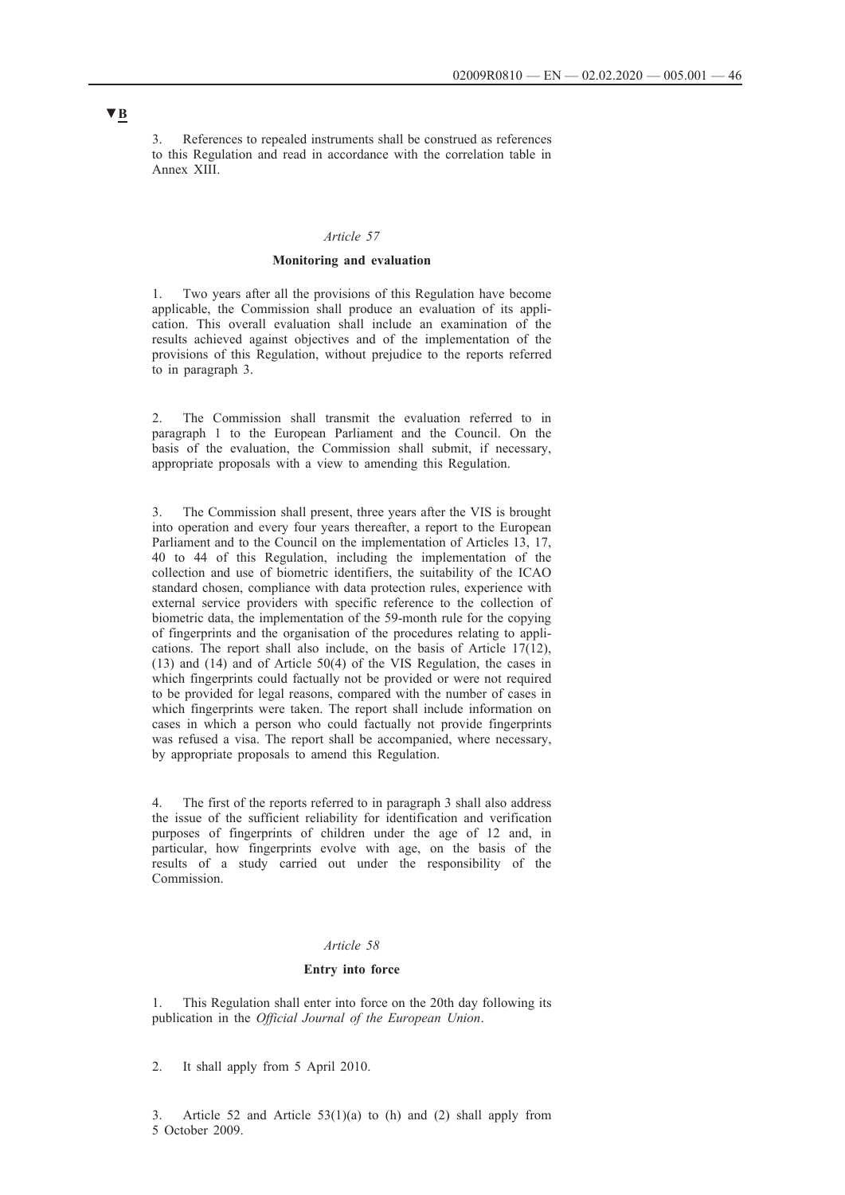▼B

3. References to repealed instruments shall be construed as references to this Regulation and read in accordance with the correlation table in Annex XIII.

*Article 57*

**Monitoring and evaluation**

1. Two years after all the provisions of this Regulation have become applicable, the Commission shall produce an evaluation of its application. This overall evaluation shall include an examination of the results achieved against objectives and of the implementation of the provisions of this Regulation, without prejudice to the reports referred to in paragraph 3.

2. The Commission shall transmit the evaluation referred to in paragraph 1 to the European Parliament and the Council. On the basis of the evaluation, the Commission shall submit, if necessary, appropriate proposals with a view to amending this Regulation.

3. The Commission shall present, three years after the VIS is brought into operation and every four years thereafter, a report to the European Parliament and to the Council on the implementation of Articles 13, 17, 40 to 44 of this Regulation, including the implementation of the collection and use of biometric identifiers, the suitability of the ICAO standard chosen, compliance with data protection rules, experience with external service providers with specific reference to the collection of biometric data, the implementation of the 59-month rule for the copying of fingerprints and the organisation of the procedures relating to applications. The report shall also include, on the basis of Article 17(12), (13) and (14) and of Article 50(4) of the VIS Regulation, the cases in which fingerprints could factually not be provided or were not required to be provided for legal reasons, compared with the number of cases in which fingerprints were taken. The report shall include information on cases in which a person who could factually not provide fingerprints was refused a visa. The report shall be accompanied, where necessary, by appropriate proposals to amend this Regulation.

4. The first of the reports referred to in paragraph 3 shall also address the issue of the sufficient reliability for identification and verification purposes of fingerprints of children under the age of 12 and, in particular, how fingerprints evolve with age, on the basis of the results of a study carried out under the responsibility of the Commission.

*Article 58*

**Entry into force**

1. This Regulation shall enter into force on the 20th day following its publication in the *Official Journal of the European Union*.

2. It shall apply from 5 April 2010.

3. Article 52 and Article 53(1)(a) to (h) and (2) shall apply from 5 October 2009.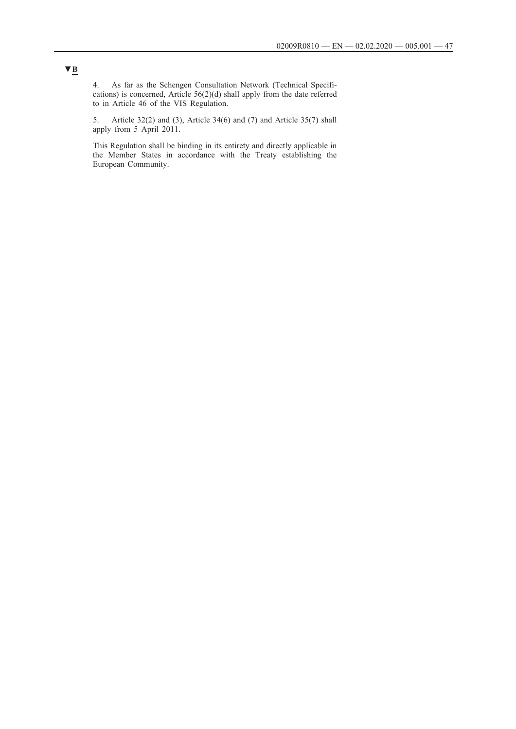▼B

4. As far as the Schengen Consultation Network (Technical Specifications) is concerned, Article 56(2)(d) shall apply from the date referred to in Article 46 of the VIS Regulation.

5. Article 32(2) and (3), Article 34(6) and (7) and Article 35(7) shall apply from 5 April 2011.

This Regulation shall be binding in its entirety and directly applicable in the Member States in accordance with the Treaty establishing the European Community.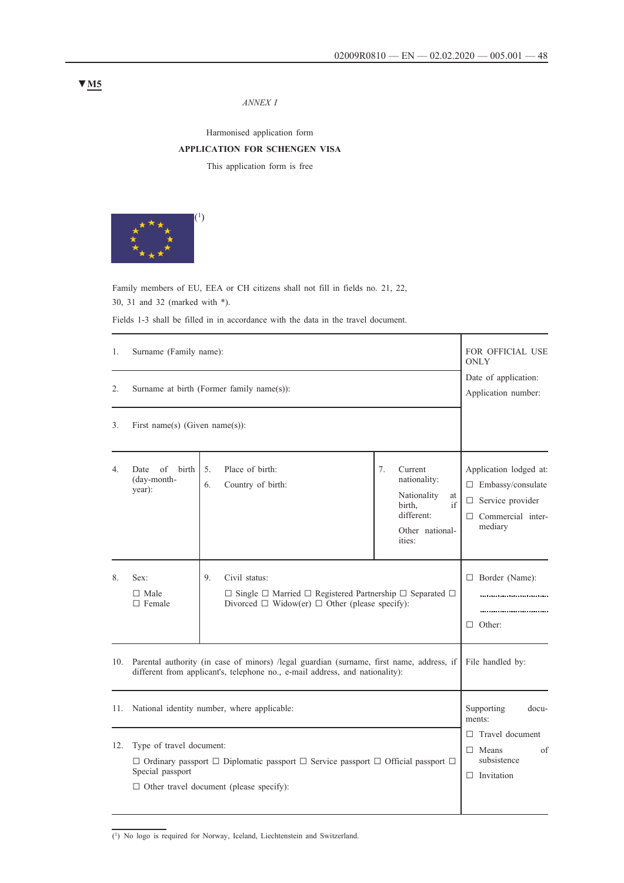▼M5

*ANNEX I*

Harmonised application form

**APPLICATION FOR SCHENGEN VISA**

This application form is free

([1])

Family members of EU, EEA or CH citizens shall not fill in fields no. 21, 22, 30, 31 and 32 (marked with *).

Fields 1-3 shall be filled in in accordance with the data in the travel document.

| | | | FOR OFFICIAL USE ONLY |
|---|---|---|---|
| 1. Surname (Family name): | | | Date of application: Application number: |
| 2. Surname at birth (Former family name(s)): | | | |
| 3. First name(s) (Given name(s)): | | | |
| 4. Date of birth (day-month-year): | 5. Place of birth: 6. Country of birth: | 7. Current nationality: Nationality at birth, if different: Other nationalities: | Application lodged at: ☐ Embassy/consulate ☐ Service provider ☐ Commercial intermediary |
| 8. Sex: ☐ Male ☐ Female | 9. Civil status: ☐ Single ☐ Married ☐ Registered Partnership ☐ Separated ☐ Divorced ☐ Widow(er) ☐ Other (please specify): | | ☐ Border (Name): ………… ………… ☐ Other: |
| 10. Parental authority (in case of minors) /legal guardian (surname, first name, address, if different from applicant's, telephone no., e-mail address, and nationality): | | | File handled by: |
| 11. National identity number, where applicable: | | | Supporting documents: ☐ Travel document ☐ Means of subsistence ☐ Invitation |
| 12. Type of travel document: ☐ Ordinary passport ☐ Diplomatic passport ☐ Service passport ☐ Official passport ☐ Special passport ☐ Other travel document (please specify): | | | |

([1]) No logo is required for Norway, Iceland, Liechtenstein and Switzerland.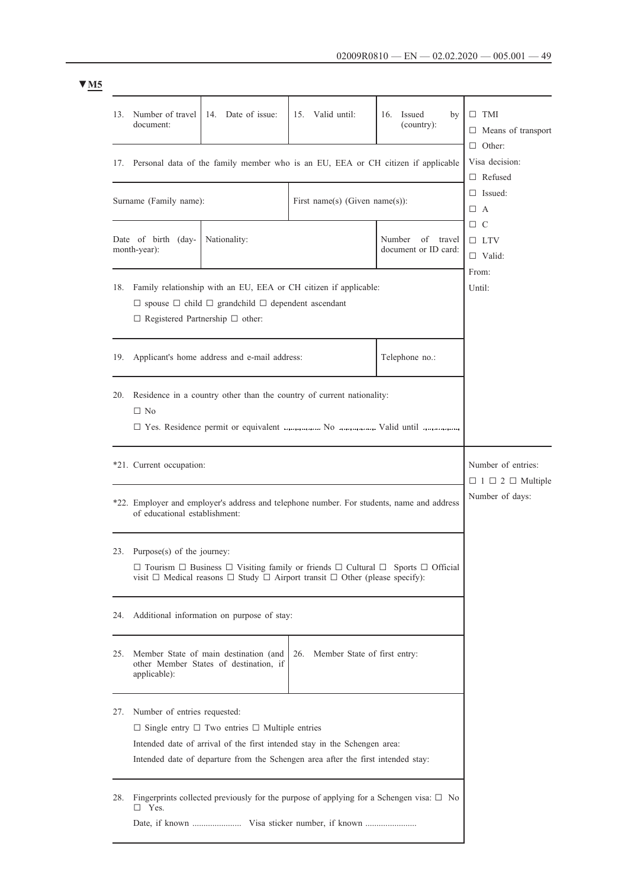▼M5

| 13. Number of travel document: | 14. Date of issue: | 15. Valid until: | 16. Issued by (country): | ☐ TMI<br>☐ Means of transport<br>☐ Other:<br>Visa decision:<br>☐ Refused<br>☐ Issued:<br>☐ A<br>☐ C<br>☐ LTV<br>☐ Valid:<br>From:<br>Until: |
|---|---|---|---|---|
| 17. Personal data of the family member who is an EU, EEA or CH citizen if applicable | | | | |
| Surname (Family name): | | First name(s) (Given name(s)): | | |
| Date of birth (day-month-year): | Nationality: | | Number of travel document or ID card: | |
| 18. Family relationship with an EU, EEA or CH citizen if applicable:<br>☐ spouse ☐ child ☐ grandchild ☐ dependent ascendant<br>☐ Registered Partnership ☐ other: | | | | |
| 19. Applicant's home address and e-mail address: | | | Telephone no.: | |
| 20. Residence in a country other than the country of current nationality:<br>☐ No<br>☐ Yes. Residence permit or equivalent ............ No ............ Valid until ............ | | | | |
| *21. Current occupation: | | | | Number of entries:<br>☐ 1 ☐ 2 ☐ Multiple<br>Number of days: |
| *22. Employer and employer's address and telephone number. For students, name and address of educational establishment: | | | | |
| 23. Purpose(s) of the journey:<br>☐ Tourism ☐ Business ☐ Visiting family or friends ☐ Cultural ☐ Sports ☐ Official visit ☐ Medical reasons ☐ Study ☐ Airport transit ☐ Other (please specify): | | | | |
| 24. Additional information on purpose of stay: | | | | |
| 25. Member State of main destination (and other Member States of destination, if applicable): | | 26. Member State of first entry: | | |
| 27. Number of entries requested:<br>☐ Single entry ☐ Two entries ☐ Multiple entries<br>Intended date of arrival of the first intended stay in the Schengen area:<br>Intended date of departure from the Schengen area after the first intended stay: | | | | |
| 28. Fingerprints collected previously for the purpose of applying for a Schengen visa: ☐ No ☐ Yes.<br>Date, if known ...................... Visa sticker number, if known ....................... | | | | |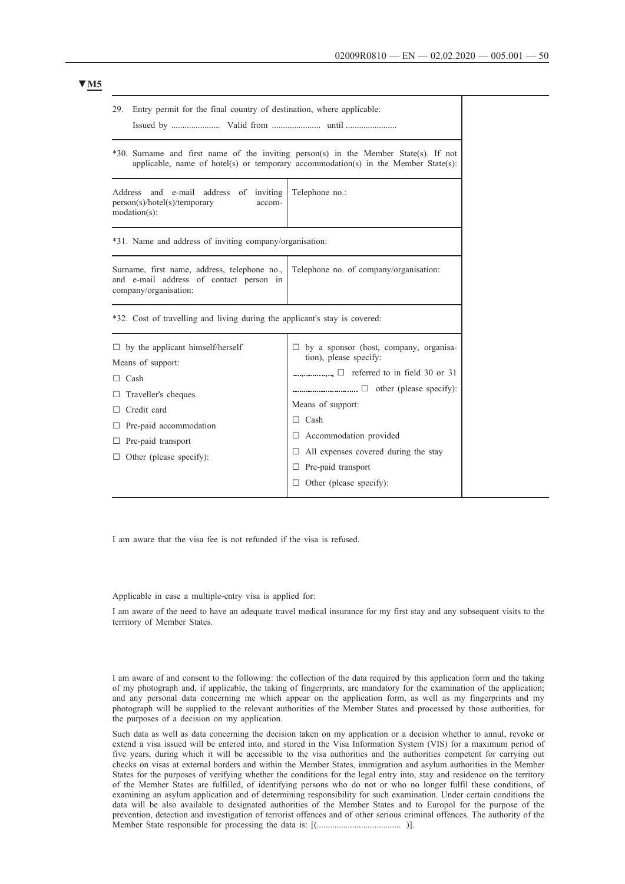▼M5

| | | |
|---|---|---|
| 29. Entry permit for the final country of destination, where applicable:<br>Issued by ...................... Valid from ...................... until ....................... | | |
| *30. Surname and first name of the inviting person(s) in the Member State(s). If not applicable, name of hotel(s) or temporary accommodation(s) in the Member State(s): | | |
| Address and e-mail address of inviting person(s)/hotel(s)/temporary accommodation(s): | Telephone no.: | |
| *31. Name and address of inviting company/organisation: | | |
| Surname, first name, address, telephone no., and e-mail address of contact person in company/organisation: | Telephone no. of company/organisation: | |
| *32. Cost of travelling and living during the applicant's stay is covered: | | |
| ☐ by the applicant himself/herself<br>Means of support:<br>☐ Cash<br>☐ Traveller's cheques<br>☐ Credit card<br>☐ Pre-paid accommodation<br>☐ Pre-paid transport<br>☐ Other (please specify): | ☐ by a sponsor (host, company, organisation), please specify:<br>.................. ☐ referred to in field 30 or 31<br>.......................... ☐ other (please specify):<br>Means of support:<br>☐ Cash<br>☐ Accommodation provided<br>☐ All expenses covered during the stay<br>☐ Pre-paid transport<br>☐ Other (please specify): | |

I am aware that the visa fee is not refunded if the visa is refused.

Applicable in case a multiple-entry visa is applied for:

I am aware of the need to have an adequate travel medical insurance for my first stay and any subsequent visits to the territory of Member States.

I am aware of and consent to the following: the collection of the data required by this application form and the taking of my photograph and, if applicable, the taking of fingerprints, are mandatory for the examination of the application; and any personal data concerning me which appear on the application form, as well as my fingerprints and my photograph will be supplied to the relevant authorities of the Member States and processed by those authorities, for the purposes of a decision on my application.

Such data as well as data concerning the decision taken on my application or a decision whether to annul, revoke or extend a visa issued will be entered into, and stored in the Visa Information System (VIS) for a maximum period of five years, during which it will be accessible to the visa authorities and the authorities competent for carrying out checks on visas at external borders and within the Member States, immigration and asylum authorities in the Member States for the purposes of verifying whether the conditions for the legal entry into, stay and residence on the territory of the Member States are fulfilled, of identifying persons who do not or who no longer fulfil these conditions, of examining an asylum application and of determining responsibility for such examination. Under certain conditions the data will be also available to designated authorities of the Member States and to Europol for the purpose of the prevention, detection and investigation of terrorist offences and of other serious criminal offences. The authority of the Member State responsible for processing the data is: [(...................................... )].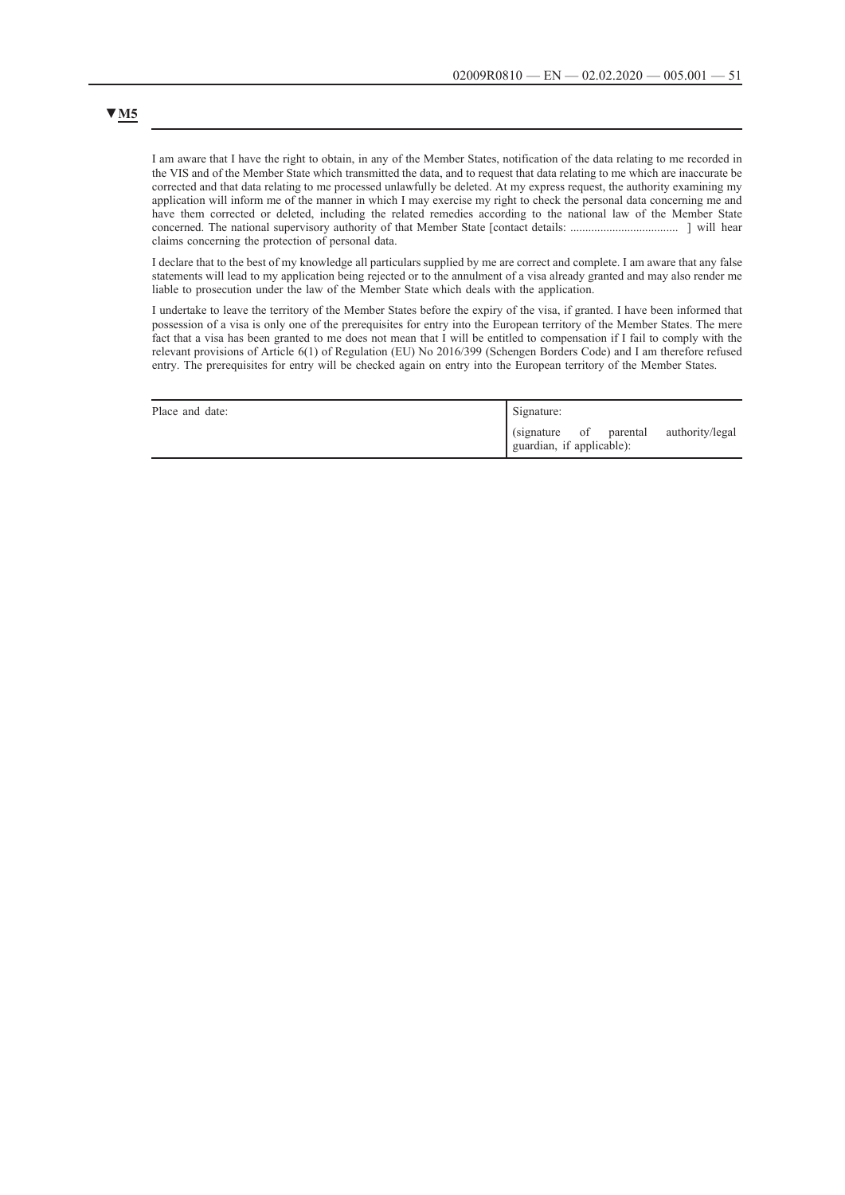▼M5

I am aware that I have the right to obtain, in any of the Member States, notification of the data relating to me recorded in the VIS and of the Member State which transmitted the data, and to request that data relating to me which are inaccurate be corrected and that data relating to me processed unlawfully be deleted. At my express request, the authority examining my application will inform me of the manner in which I may exercise my right to check the personal data concerning me and have them corrected or deleted, including the related remedies according to the national law of the Member State concerned. The national supervisory authority of that Member State [contact details: .................................... ] will hear claims concerning the protection of personal data.

I declare that to the best of my knowledge all particulars supplied by me are correct and complete. I am aware that any false statements will lead to my application being rejected or to the annulment of a visa already granted and may also render me liable to prosecution under the law of the Member State which deals with the application.

I undertake to leave the territory of the Member States before the expiry of the visa, if granted. I have been informed that possession of a visa is only one of the prerequisites for entry into the European territory of the Member States. The mere fact that a visa has been granted to me does not mean that I will be entitled to compensation if I fail to comply with the relevant provisions of Article 6(1) of Regulation (EU) No 2016/399 (Schengen Borders Code) and I am therefore refused entry. The prerequisites for entry will be checked again on entry into the European territory of the Member States.

| Place and date: | Signature:<br>(signature of parental authority/legal guardian, if applicable): |
|---|---|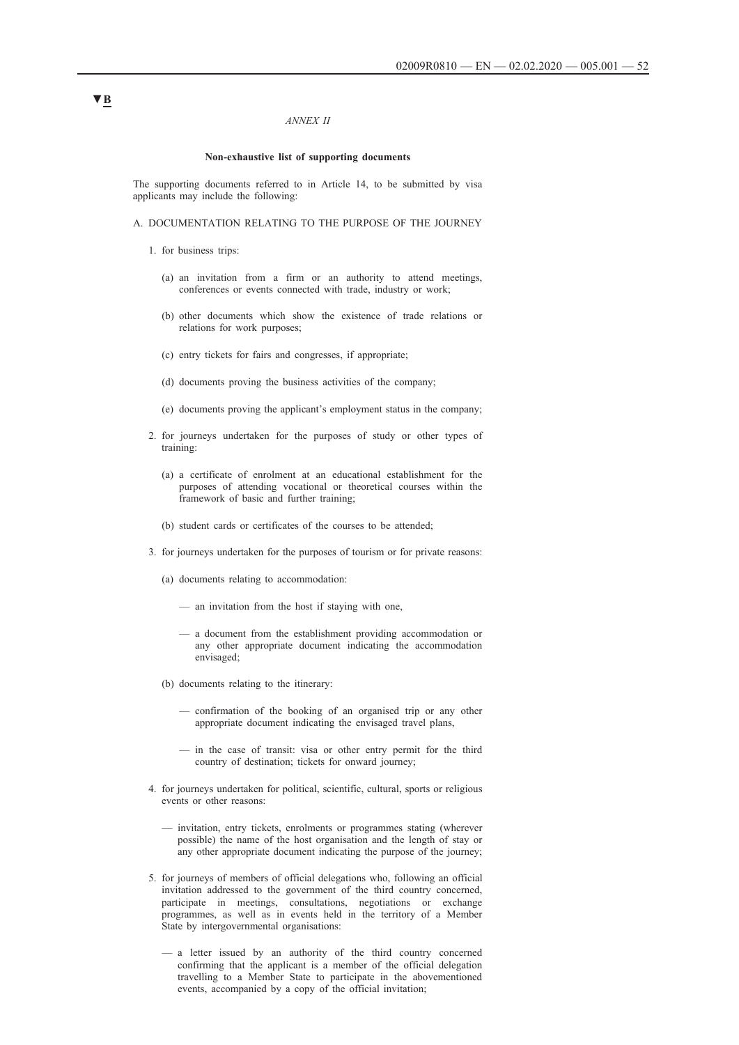▼B

*ANNEX II*

**Non-exhaustive list of supporting documents**

The supporting documents referred to in Article 14, to be submitted by visa applicants may include the following:

A. DOCUMENTATION RELATING TO THE PURPOSE OF THE JOURNEY

1. for business trips:

   (a) an invitation from a firm or an authority to attend meetings, conferences or events connected with trade, industry or work;

   (b) other documents which show the existence of trade relations or relations for work purposes;

   (c) entry tickets for fairs and congresses, if appropriate;

   (d) documents proving the business activities of the company;

   (e) documents proving the applicant's employment status in the company;

2. for journeys undertaken for the purposes of study or other types of training:

   (a) a certificate of enrolment at an educational establishment for the purposes of attending vocational or theoretical courses within the framework of basic and further training;

   (b) student cards or certificates of the courses to be attended;

3. for journeys undertaken for the purposes of tourism or for private reasons:

   (a) documents relating to accommodation:

   — an invitation from the host if staying with one,

   — a document from the establishment providing accommodation or any other appropriate document indicating the accommodation envisaged;

   (b) documents relating to the itinerary:

   — confirmation of the booking of an organised trip or any other appropriate document indicating the envisaged travel plans,

   — in the case of transit: visa or other entry permit for the third country of destination; tickets for onward journey;

4. for journeys undertaken for political, scientific, cultural, sports or religious events or other reasons:

   — invitation, entry tickets, enrolments or programmes stating (wherever possible) the name of the host organisation and the length of stay or any other appropriate document indicating the purpose of the journey;

5. for journeys of members of official delegations who, following an official invitation addressed to the government of the third country concerned, participate in meetings, consultations, negotiations or exchange programmes, as well as in events held in the territory of a Member State by intergovernmental organisations:

   — a letter issued by an authority of the third country concerned confirming that the applicant is a member of the official delegation travelling to a Member State to participate in the abovementioned events, accompanied by a copy of the official invitation;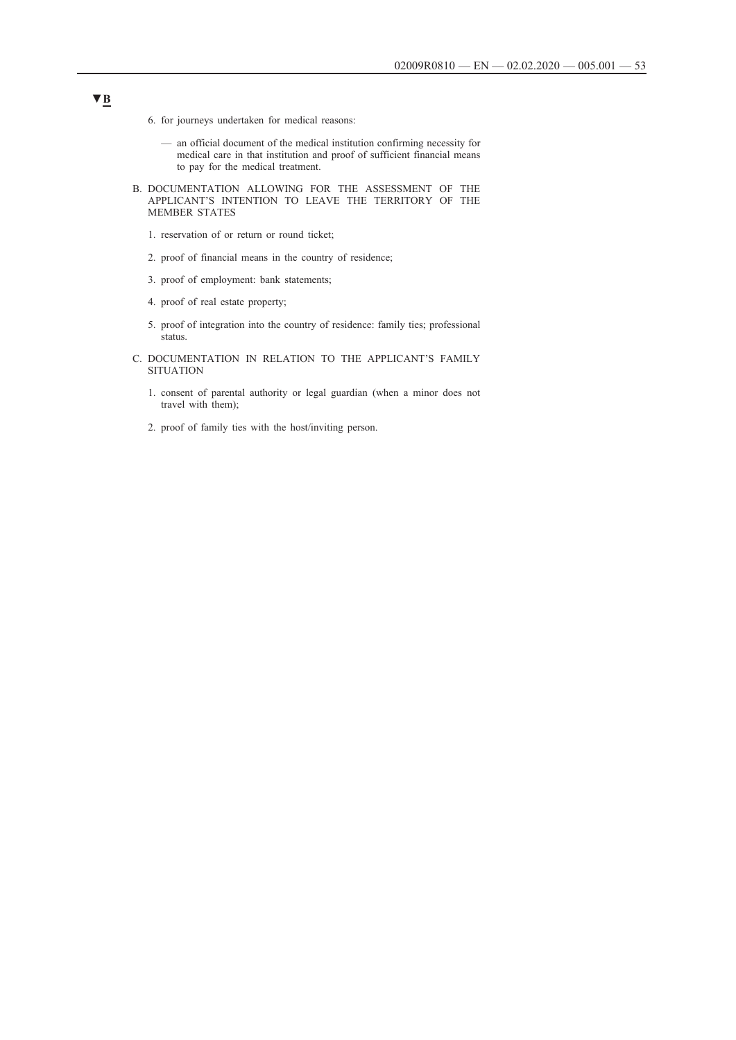▼B

6. for journeys undertaken for medical reasons:

   — an official document of the medical institution confirming necessity for medical care in that institution and proof of sufficient financial means to pay for the medical treatment.

B. DOCUMENTATION ALLOWING FOR THE ASSESSMENT OF THE APPLICANT'S INTENTION TO LEAVE THE TERRITORY OF THE MEMBER STATES

1. reservation of or return or round ticket;

2. proof of financial means in the country of residence;

3. proof of employment: bank statements;

4. proof of real estate property;

5. proof of integration into the country of residence: family ties; professional status.

C. DOCUMENTATION IN RELATION TO THE APPLICANT'S FAMILY SITUATION

1. consent of parental authority or legal guardian (when a minor does not travel with them);

2. proof of family ties with the host/inviting person.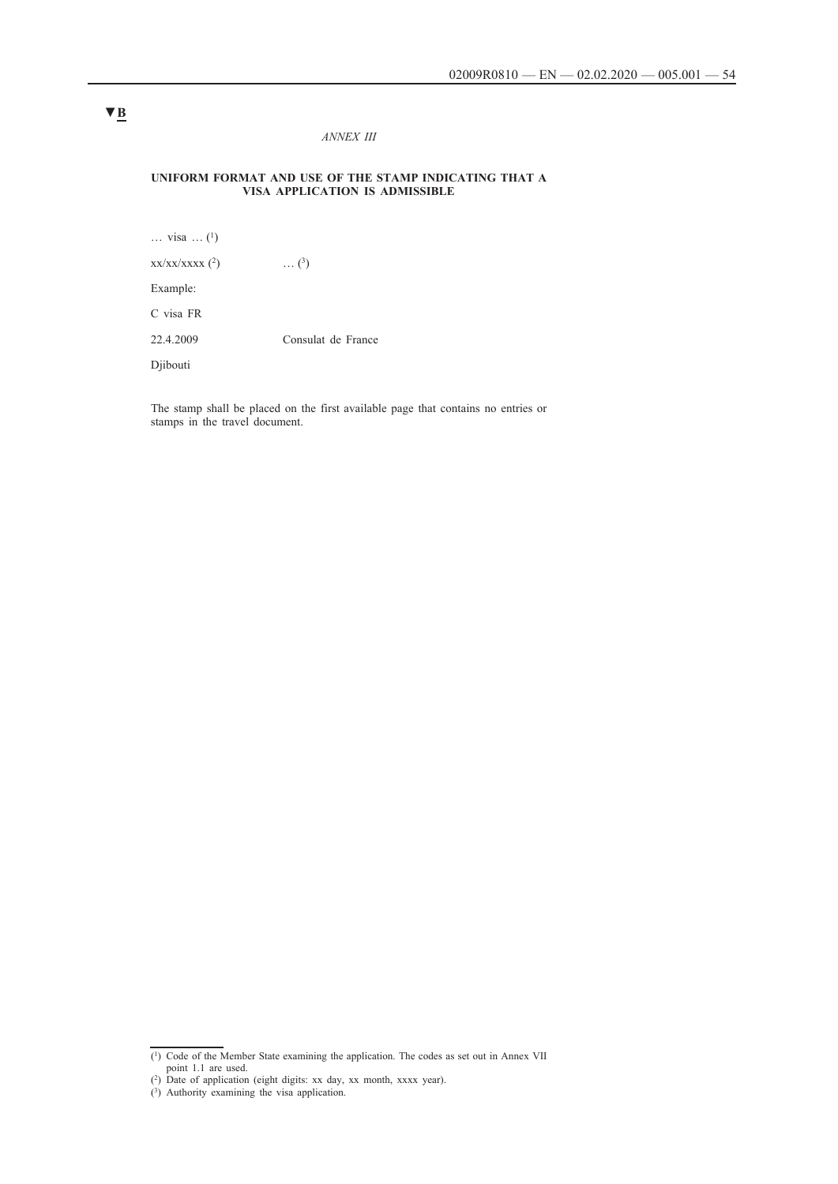▼B

*ANNEX III*

**UNIFORM FORMAT AND USE OF THE STAMP INDICATING THAT A VISA APPLICATION IS ADMISSIBLE**

… visa … [1]

xx/xx/xxxx [2]          … [3]

Example:

C visa FR

22.4.2009          Consulat de France

Djibouti

The stamp shall be placed on the first available page that contains no entries or stamps in the travel document.

---

[1] Code of the Member State examining the application. The codes as set out in Annex VII point 1.1 are used.

[2] Date of application (eight digits: xx day, xx month, xxxx year).

[3] Authority examining the visa application.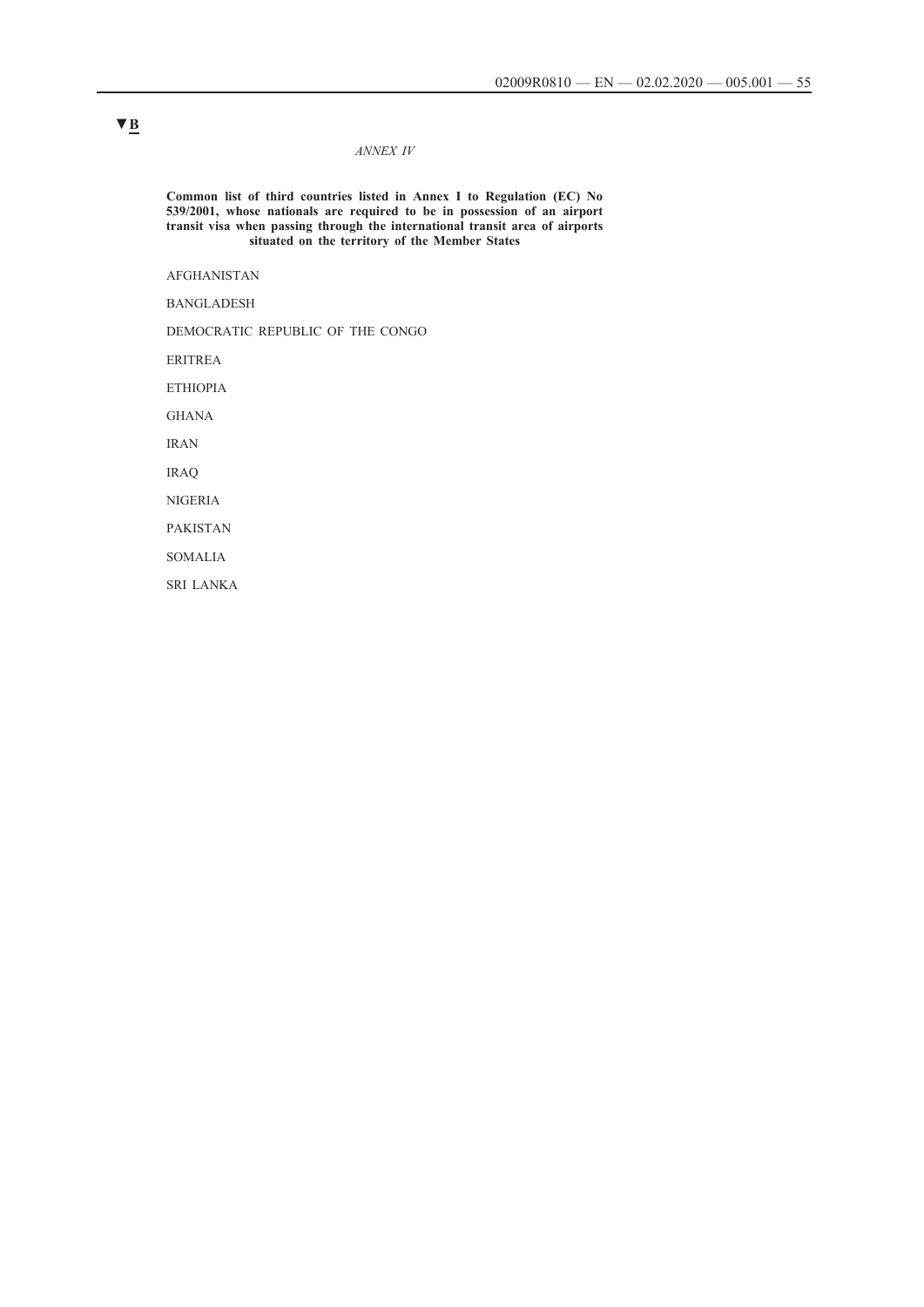▼B

*ANNEX IV*

**Common list of third countries listed in Annex I to Regulation (EC) No 539/2001, whose nationals are required to be in possession of an airport transit visa when passing through the international transit area of airports situated on the territory of the Member States**

AFGHANISTAN

BANGLADESH

DEMOCRATIC REPUBLIC OF THE CONGO

ERITREA

ETHIOPIA

GHANA

IRAN

IRAQ

NIGERIA

PAKISTAN

SOMALIA

SRI LANKA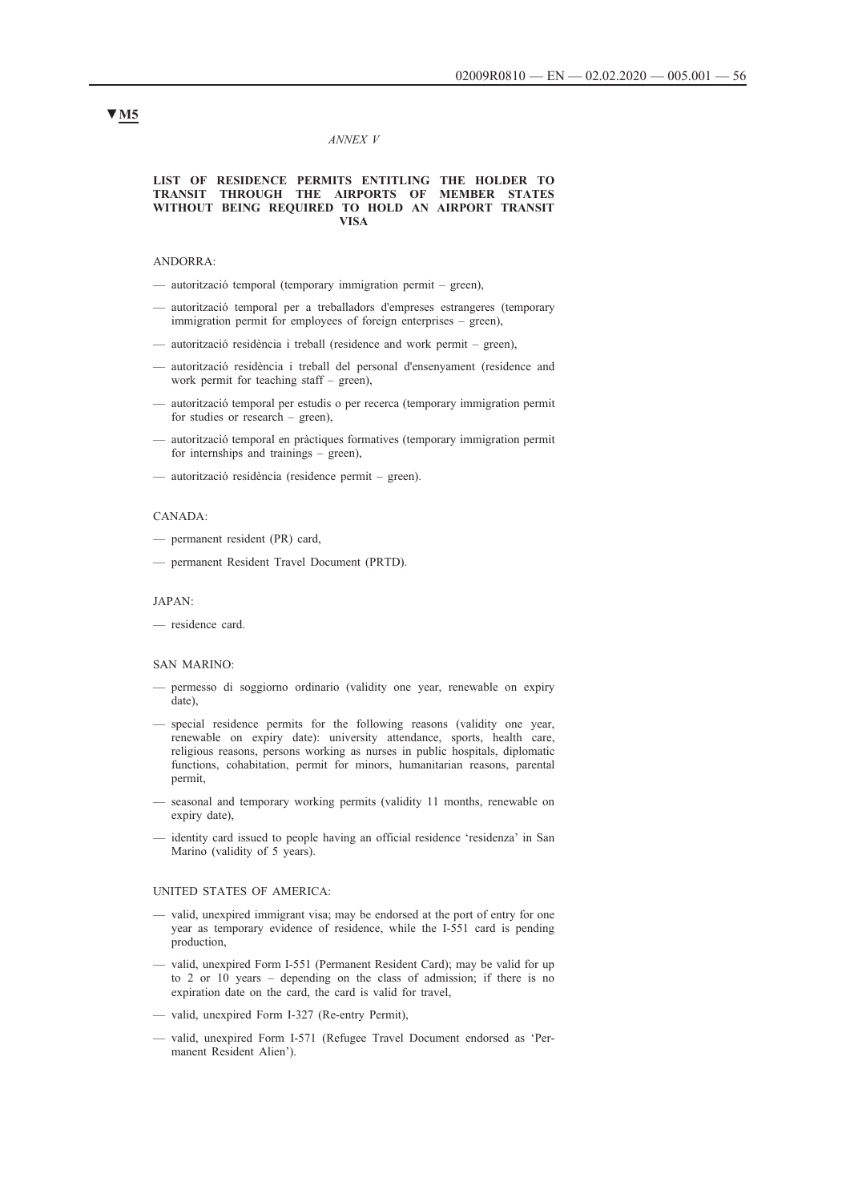▼M5

*ANNEX V*

**LIST OF RESIDENCE PERMITS ENTITLING THE HOLDER TO TRANSIT THROUGH THE AIRPORTS OF MEMBER STATES WITHOUT BEING REQUIRED TO HOLD AN AIRPORT TRANSIT VISA**

ANDORRA:

— autorització temporal (temporary immigration permit – green),

— autorització temporal per a treballadors d'empreses estrangeres (temporary immigration permit for employees of foreign enterprises – green),

— autorització residència i treball (residence and work permit – green),

— autorització residència i treball del personal d'ensenyament (residence and work permit for teaching staff – green),

— autorització temporal per estudis o per recerca (temporary immigration permit for studies or research – green),

— autorització temporal en pràctiques formatives (temporary immigration permit for internships and trainings – green),

— autorització residència (residence permit – green).

CANADA:

— permanent resident (PR) card,

— permanent Resident Travel Document (PRTD).

JAPAN:

— residence card.

SAN MARINO:

— permesso di soggiorno ordinario (validity one year, renewable on expiry date),

— special residence permits for the following reasons (validity one year, renewable on expiry date): university attendance, sports, health care, religious reasons, persons working as nurses in public hospitals, diplomatic functions, cohabitation, permit for minors, humanitarian reasons, parental permit,

— seasonal and temporary working permits (validity 11 months, renewable on expiry date),

— identity card issued to people having an official residence 'residenza' in San Marino (validity of 5 years).

UNITED STATES OF AMERICA:

— valid, unexpired immigrant visa; may be endorsed at the port of entry for one year as temporary evidence of residence, while the I-551 card is pending production,

— valid, unexpired Form I-551 (Permanent Resident Card); may be valid for up to 2 or 10 years – depending on the class of admission; if there is no expiration date on the card, the card is valid for travel,

— valid, unexpired Form I-327 (Re-entry Permit),

— valid, unexpired Form I-571 (Refugee Travel Document endorsed as 'Permanent Resident Alien').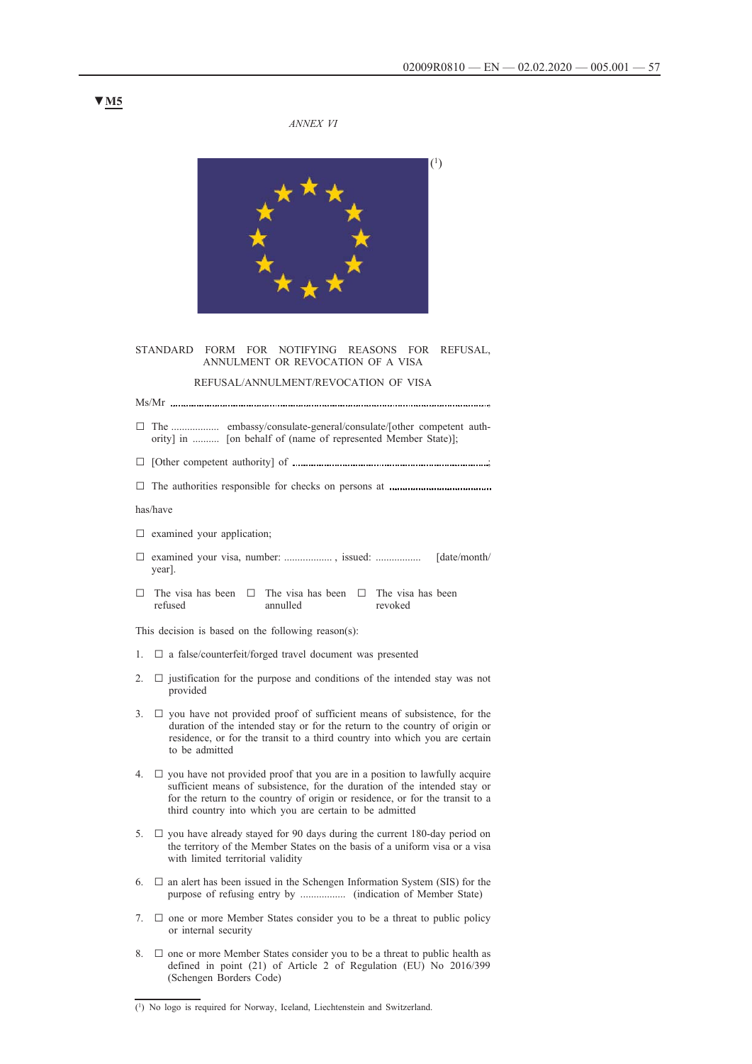▼M5

*ANNEX VI*

([1])

STANDARD FORM FOR NOTIFYING REASONS FOR REFUSAL, ANNULMENT OR REVOCATION OF A VISA

REFUSAL/ANNULMENT/REVOCATION OF VISA

Ms/Mr ..........................................................................................................,

☐ The .................. embassy/consulate-general/consulate/[other competent authority] in .......... [on behalf of (name of represented Member State)];

☐ [Other competent authority] of ..........................................................................;

☐ The authorities responsible for checks on persons at ......................................

has/have

☐ examined your application;

☐ examined your visa, number: .................. , issued: ................. [date/month/year].

☐ The visa has been refused ☐ The visa has been annulled ☐ The visa has been revoked

This decision is based on the following reason(s):

1. ☐ a false/counterfeit/forged travel document was presented

2. ☐ justification for the purpose and conditions of the intended stay was not provided

3. ☐ you have not provided proof of sufficient means of subsistence, for the duration of the intended stay or for the return to the country of origin or residence, or for the transit to a third country into which you are certain to be admitted

4. ☐ you have not provided proof that you are in a position to lawfully acquire sufficient means of subsistence, for the duration of the intended stay or for the return to the country of origin or residence, or for the transit to a third country into which you are certain to be admitted

5. ☐ you have already stayed for 90 days during the current 180-day period on the territory of the Member States on the basis of a uniform visa or a visa with limited territorial validity

6. ☐ an alert has been issued in the Schengen Information System (SIS) for the purpose of refusing entry by ................ (indication of Member State)

7. ☐ one or more Member States consider you to be a threat to public policy or internal security

8. ☐ one or more Member States consider you to be a threat to public health as defined in point (21) of Article 2 of Regulation (EU) No 2016/399 (Schengen Borders Code)

([1]) No logo is required for Norway, Iceland, Liechtenstein and Switzerland.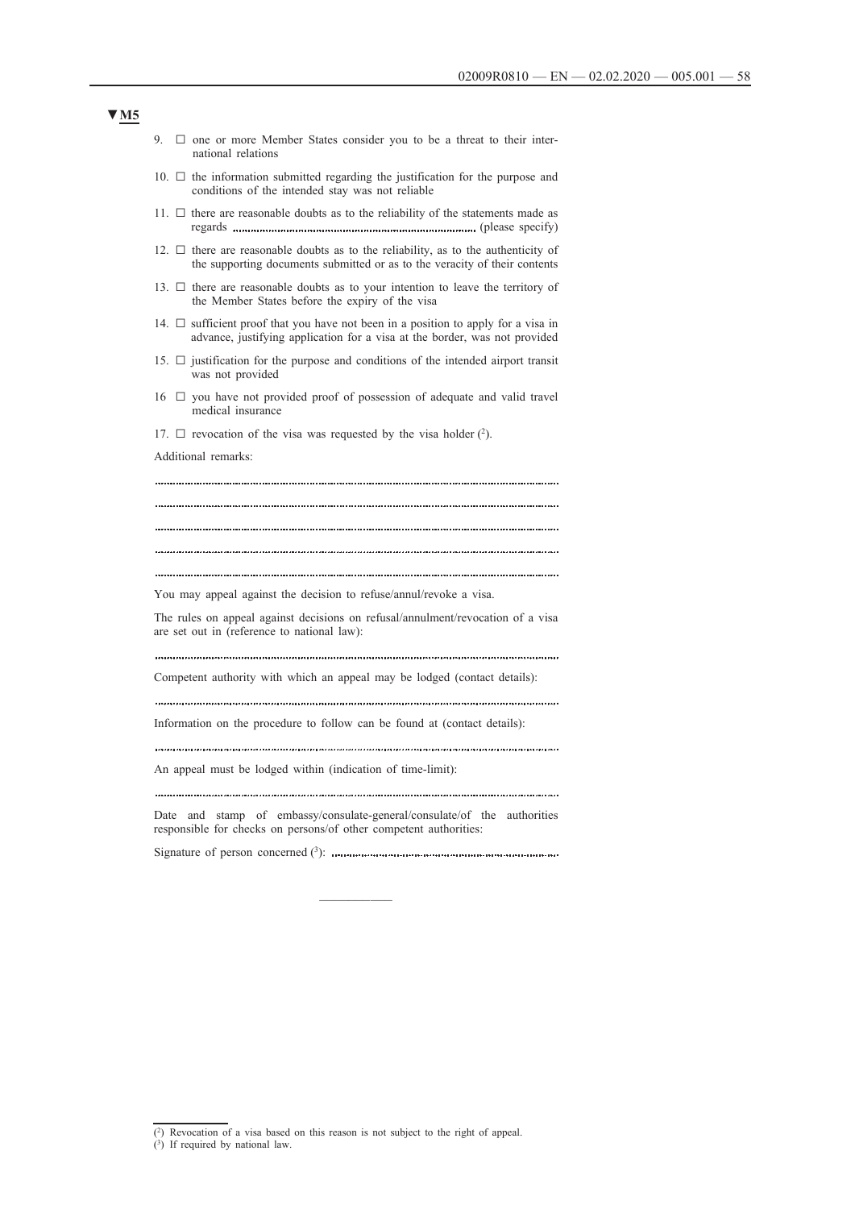▼M5

9. ☐ one or more Member States consider you to be a threat to their international relations

10. ☐ the information submitted regarding the justification for the purpose and conditions of the intended stay was not reliable

11. ☐ there are reasonable doubts as to the reliability of the statements made as regards ................................................................ (please specify)

12. ☐ there are reasonable doubts as to the reliability, as to the authenticity of the supporting documents submitted or as to the veracity of their contents

13. ☐ there are reasonable doubts as to your intention to leave the territory of the Member States before the expiry of the visa

14. ☐ sufficient proof that you have not been in a position to apply for a visa in advance, justifying application for a visa at the border, was not provided

15. ☐ justification for the purpose and conditions of the intended airport transit was not provided

16 ☐ you have not provided proof of possession of adequate and valid travel medical insurance

17. ☐ revocation of the visa was requested by the visa holder [2].

Additional remarks:

..........................................................................................................................

..........................................................................................................................

..........................................................................................................................

..........................................................................................................................

..........................................................................................................................

You may appeal against the decision to refuse/annul/revoke a visa.

The rules on appeal against decisions on refusal/annulment/revocation of a visa are set out in (reference to national law):

..........................................................................................................................

Competent authority with which an appeal may be lodged (contact details):

..........................................................................................................................

Information on the procedure to follow can be found at (contact details):

..........................................................................................................................

An appeal must be lodged within (indication of time-limit):

..........................................................................................................................

Date and stamp of embassy/consulate-general/consulate/of the authorities responsible for checks on persons/of other competent authorities:

Signature of person concerned [3]: ..........................................................

---

[2] Revocation of a visa based on this reason is not subject to the right of appeal.

[3] If required by national law.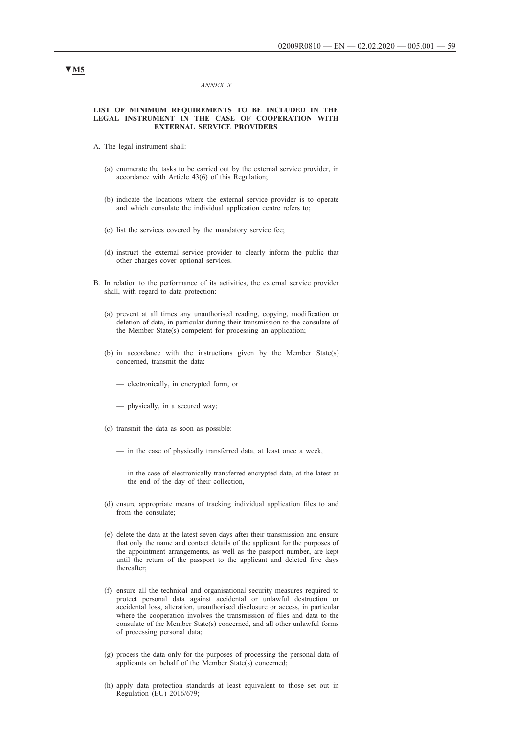▼M5

*ANNEX X*

**LIST OF MINIMUM REQUIREMENTS TO BE INCLUDED IN THE LEGAL INSTRUMENT IN THE CASE OF COOPERATION WITH EXTERNAL SERVICE PROVIDERS**

A. The legal instrument shall:

(a) enumerate the tasks to be carried out by the external service provider, in accordance with Article 43(6) of this Regulation;

(b) indicate the locations where the external service provider is to operate and which consulate the individual application centre refers to;

(c) list the services covered by the mandatory service fee;

(d) instruct the external service provider to clearly inform the public that other charges cover optional services.

B. In relation to the performance of its activities, the external service provider shall, with regard to data protection:

(a) prevent at all times any unauthorised reading, copying, modification or deletion of data, in particular during their transmission to the consulate of the Member State(s) competent for processing an application;

(b) in accordance with the instructions given by the Member State(s) concerned, transmit the data:

— electronically, in encrypted form, or

— physically, in a secured way;

(c) transmit the data as soon as possible:

— in the case of physically transferred data, at least once a week,

— in the case of electronically transferred encrypted data, at the latest at the end of the day of their collection,

(d) ensure appropriate means of tracking individual application files to and from the consulate;

(e) delete the data at the latest seven days after their transmission and ensure that only the name and contact details of the applicant for the purposes of the appointment arrangements, as well as the passport number, are kept until the return of the passport to the applicant and deleted five days thereafter;

(f) ensure all the technical and organisational security measures required to protect personal data against accidental or unlawful destruction or accidental loss, alteration, unauthorised disclosure or access, in particular where the cooperation involves the transmission of files and data to the consulate of the Member State(s) concerned, and all other unlawful forms of processing personal data;

(g) process the data only for the purposes of processing the personal data of applicants on behalf of the Member State(s) concerned;

(h) apply data protection standards at least equivalent to those set out in Regulation (EU) 2016/679;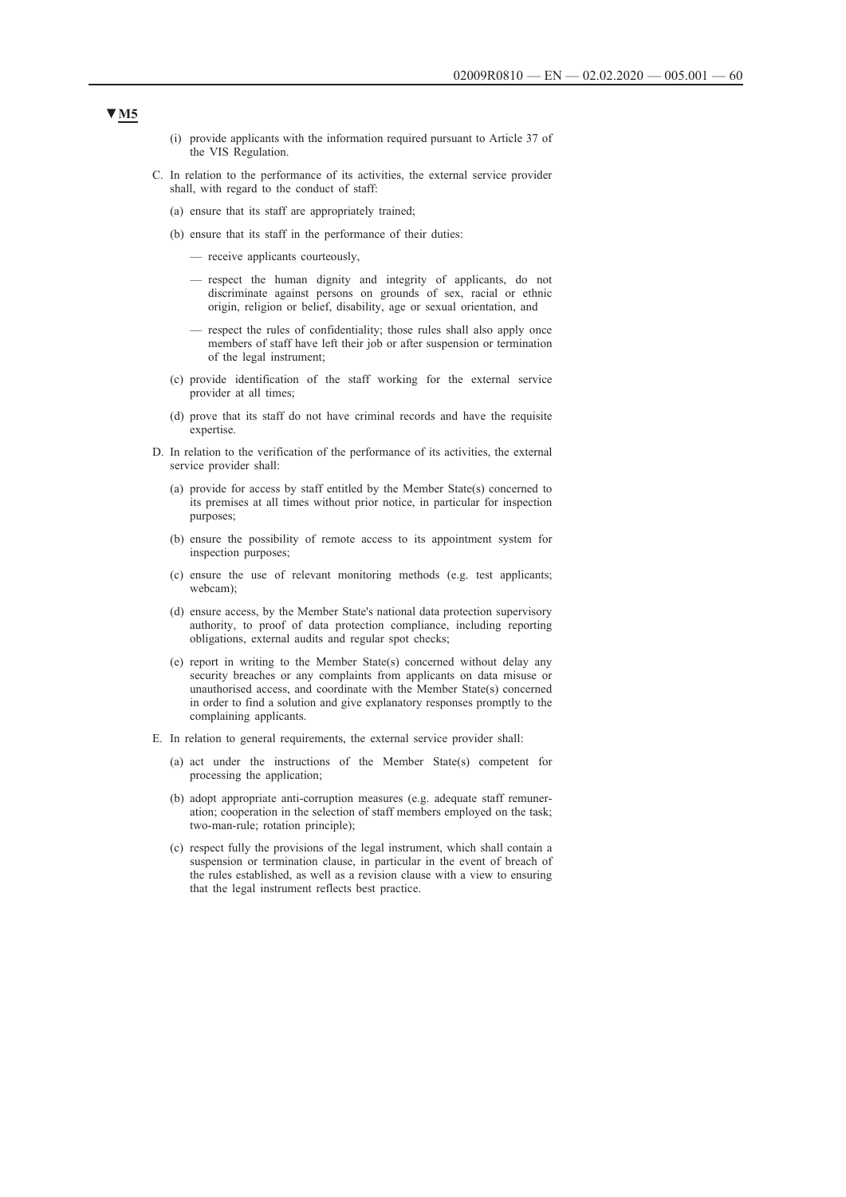▼M5

(i) provide applicants with the information required pursuant to Article 37 of the VIS Regulation.

C. In relation to the performance of its activities, the external service provider shall, with regard to the conduct of staff:

(a) ensure that its staff are appropriately trained;

(b) ensure that its staff in the performance of their duties:

— receive applicants courteously,

— respect the human dignity and integrity of applicants, do not discriminate against persons on grounds of sex, racial or ethnic origin, religion or belief, disability, age or sexual orientation, and

— respect the rules of confidentiality; those rules shall also apply once members of staff have left their job or after suspension or termination of the legal instrument;

(c) provide identification of the staff working for the external service provider at all times;

(d) prove that its staff do not have criminal records and have the requisite expertise.

D. In relation to the verification of the performance of its activities, the external service provider shall:

(a) provide for access by staff entitled by the Member State(s) concerned to its premises at all times without prior notice, in particular for inspection purposes;

(b) ensure the possibility of remote access to its appointment system for inspection purposes;

(c) ensure the use of relevant monitoring methods (e.g. test applicants; webcam);

(d) ensure access, by the Member State's national data protection supervisory authority, to proof of data protection compliance, including reporting obligations, external audits and regular spot checks;

(e) report in writing to the Member State(s) concerned without delay any security breaches or any complaints from applicants on data misuse or unauthorised access, and coordinate with the Member State(s) concerned in order to find a solution and give explanatory responses promptly to the complaining applicants.

E. In relation to general requirements, the external service provider shall:

(a) act under the instructions of the Member State(s) competent for processing the application;

(b) adopt appropriate anti-corruption measures (e.g. adequate staff remuneration; cooperation in the selection of staff members employed on the task; two-man-rule; rotation principle);

(c) respect fully the provisions of the legal instrument, which shall contain a suspension or termination clause, in particular in the event of breach of the rules established, as well as a revision clause with a view to ensuring that the legal instrument reflects best practice.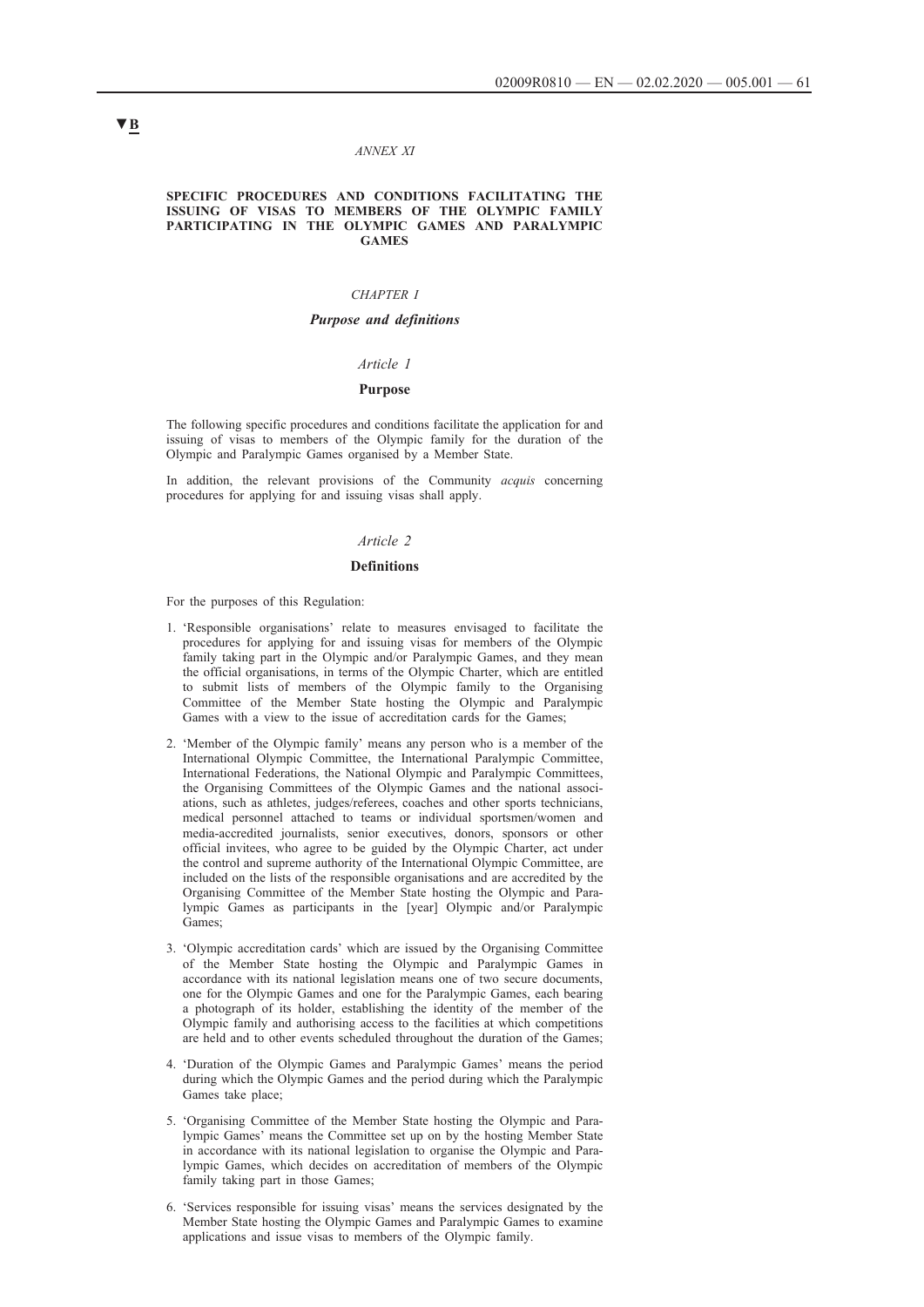▼B

*ANNEX XI*

**SPECIFIC PROCEDURES AND CONDITIONS FACILITATING THE ISSUING OF VISAS TO MEMBERS OF THE OLYMPIC FAMILY PARTICIPATING IN THE OLYMPIC GAMES AND PARALYMPIC GAMES**

*CHAPTER I*

***Purpose and definitions***

*Article 1*

**Purpose**

The following specific procedures and conditions facilitate the application for and issuing of visas to members of the Olympic family for the duration of the Olympic and Paralympic Games organised by a Member State.

In addition, the relevant provisions of the Community *acquis* concerning procedures for applying for and issuing visas shall apply.

*Article 2*

**Definitions**

For the purposes of this Regulation:

1. 'Responsible organisations' relate to measures envisaged to facilitate the procedures for applying for and issuing visas for members of the Olympic family taking part in the Olympic and/or Paralympic Games, and they mean the official organisations, in terms of the Olympic Charter, which are entitled to submit lists of members of the Olympic family to the Organising Committee of the Member State hosting the Olympic and Paralympic Games with a view to the issue of accreditation cards for the Games;
2. 'Member of the Olympic family' means any person who is a member of the International Olympic Committee, the International Paralympic Committee, International Federations, the National Olympic and Paralympic Committees, the Organising Committees of the Olympic Games and the national associations, such as athletes, judges/referees, coaches and other sports technicians, medical personnel attached to teams or individual sportsmen/women and media-accredited journalists, senior executives, donors, sponsors or other official invitees, who agree to be guided by the Olympic Charter, act under the control and supreme authority of the International Olympic Committee, are included on the lists of the responsible organisations and are accredited by the Organising Committee of the Member State hosting the Olympic and Paralympic Games as participants in the [year] Olympic and/or Paralympic Games;
3. 'Olympic accreditation cards' which are issued by the Organising Committee of the Member State hosting the Olympic and Paralympic Games in accordance with its national legislation means one of two secure documents, one for the Olympic Games and one for the Paralympic Games, each bearing a photograph of its holder, establishing the identity of the member of the Olympic family and authorising access to the facilities at which competitions are held and to other events scheduled throughout the duration of the Games;
4. 'Duration of the Olympic Games and Paralympic Games' means the period during which the Olympic Games and the period during which the Paralympic Games take place;
5. 'Organising Committee of the Member State hosting the Olympic and Paralympic Games' means the Committee set up on by the hosting Member State in accordance with its national legislation to organise the Olympic and Paralympic Games, which decides on accreditation of members of the Olympic family taking part in those Games;
6. 'Services responsible for issuing visas' means the services designated by the Member State hosting the Olympic Games and Paralympic Games to examine applications and issue visas to members of the Olympic family.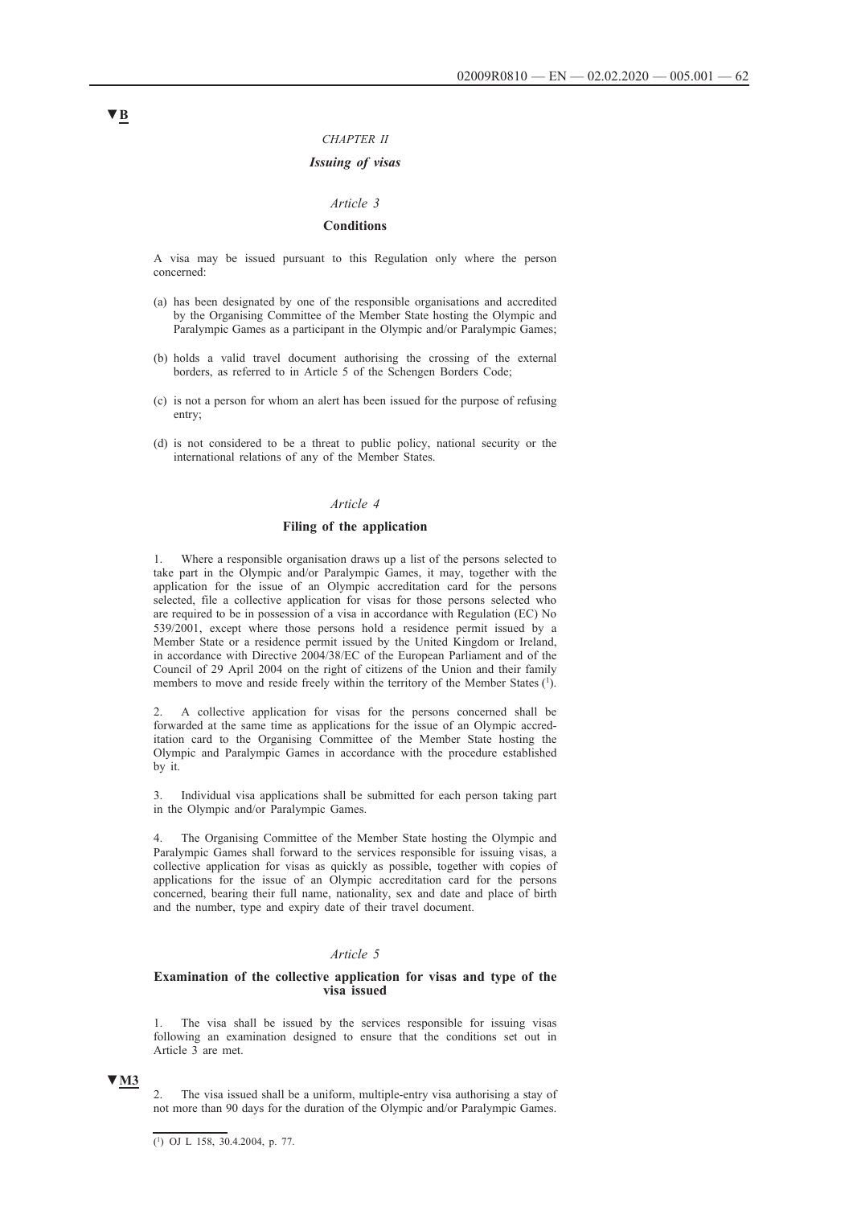▼B

*CHAPTER II*

***Issuing of visas***

*Article 3*

**Conditions**

A visa may be issued pursuant to this Regulation only where the person concerned:

(a) has been designated by one of the responsible organisations and accredited by the Organising Committee of the Member State hosting the Olympic and Paralympic Games as a participant in the Olympic and/or Paralympic Games;

(b) holds a valid travel document authorising the crossing of the external borders, as referred to in Article 5 of the Schengen Borders Code;

(c) is not a person for whom an alert has been issued for the purpose of refusing entry;

(d) is not considered to be a threat to public policy, national security or the international relations of any of the Member States.

*Article 4*

**Filing of the application**

1. Where a responsible organisation draws up a list of the persons selected to take part in the Olympic and/or Paralympic Games, it may, together with the application for the issue of an Olympic accreditation card for the persons selected, file a collective application for visas for those persons selected who are required to be in possession of a visa in accordance with Regulation (EC) No 539/2001, except where those persons hold a residence permit issued by a Member State or a residence permit issued by the United Kingdom or Ireland, in accordance with Directive 2004/38/EC of the European Parliament and of the Council of 29 April 2004 on the right of citizens of the Union and their family members to move and reside freely within the territory of the Member States [1].

2. A collective application for visas for the persons concerned shall be forwarded at the same time as applications for the issue of an Olympic accreditation card to the Organising Committee of the Member State hosting the Olympic and Paralympic Games in accordance with the procedure established by it.

3. Individual visa applications shall be submitted for each person taking part in the Olympic and/or Paralympic Games.

4. The Organising Committee of the Member State hosting the Olympic and Paralympic Games shall forward to the services responsible for issuing visas, a collective application for visas as quickly as possible, together with copies of applications for the issue of an Olympic accreditation card for the persons concerned, bearing their full name, nationality, sex and date and place of birth and the number, type and expiry date of their travel document.

*Article 5*

**Examination of the collective application for visas and type of the visa issued**

1. The visa shall be issued by the services responsible for issuing visas following an examination designed to ensure that the conditions set out in Article 3 are met.

▼M3

2. The visa issued shall be a uniform, multiple-entry visa authorising a stay of not more than 90 days for the duration of the Olympic and/or Paralympic Games.

[1] OJ L 158, 30.4.2004, p. 77.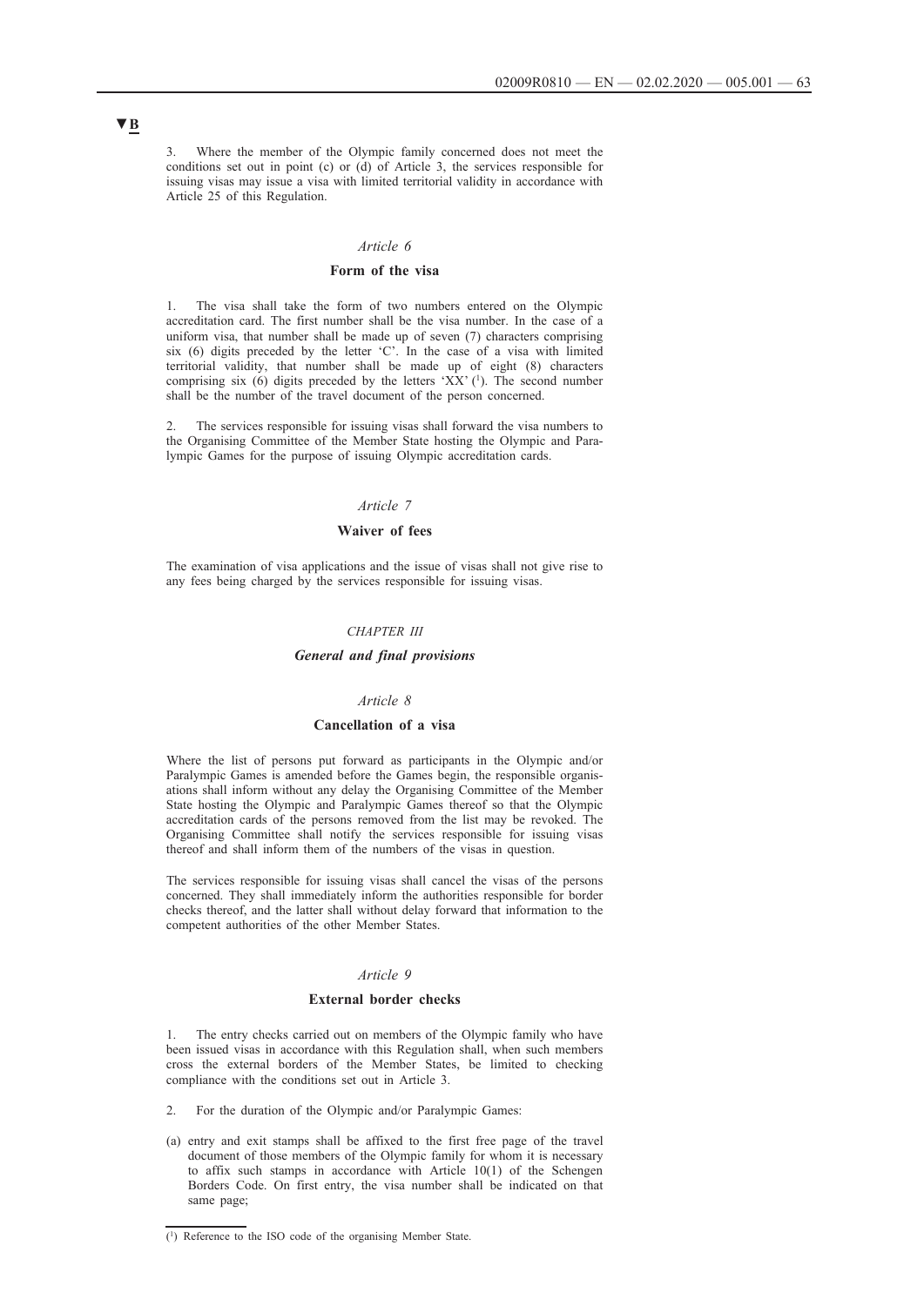▼B

3. Where the member of the Olympic family concerned does not meet the conditions set out in point (c) or (d) of Article 3, the services responsible for issuing visas may issue a visa with limited territorial validity in accordance with Article 25 of this Regulation.

*Article 6*

**Form of the visa**

1. The visa shall take the form of two numbers entered on the Olympic accreditation card. The first number shall be the visa number. In the case of a uniform visa, that number shall be made up of seven (7) characters comprising six (6) digits preceded by the letter 'C'. In the case of a visa with limited territorial validity, that number shall be made up of eight (8) characters comprising six (6) digits preceded by the letters 'XX' [1]. The second number shall be the number of the travel document of the person concerned.

2. The services responsible for issuing visas shall forward the visa numbers to the Organising Committee of the Member State hosting the Olympic and Paralympic Games for the purpose of issuing Olympic accreditation cards.

*Article 7*

**Waiver of fees**

The examination of visa applications and the issue of visas shall not give rise to any fees being charged by the services responsible for issuing visas.

*CHAPTER III*

***General and final provisions***

*Article 8*

**Cancellation of a visa**

Where the list of persons put forward as participants in the Olympic and/or Paralympic Games is amended before the Games begin, the responsible organisations shall inform without any delay the Organising Committee of the Member State hosting the Olympic and Paralympic Games thereof so that the Olympic accreditation cards of the persons removed from the list may be revoked. The Organising Committee shall notify the services responsible for issuing visas thereof and shall inform them of the numbers of the visas in question.

The services responsible for issuing visas shall cancel the visas of the persons concerned. They shall immediately inform the authorities responsible for border checks thereof, and the latter shall without delay forward that information to the competent authorities of the other Member States.

*Article 9*

**External border checks**

1. The entry checks carried out on members of the Olympic family who have been issued visas in accordance with this Regulation shall, when such members cross the external borders of the Member States, be limited to checking compliance with the conditions set out in Article 3.

2. For the duration of the Olympic and/or Paralympic Games:

(a) entry and exit stamps shall be affixed to the first free page of the travel document of those members of the Olympic family for whom it is necessary to affix such stamps in accordance with Article 10(1) of the Schengen Borders Code. On first entry, the visa number shall be indicated on that same page;

---

[1] Reference to the ISO code of the organising Member State.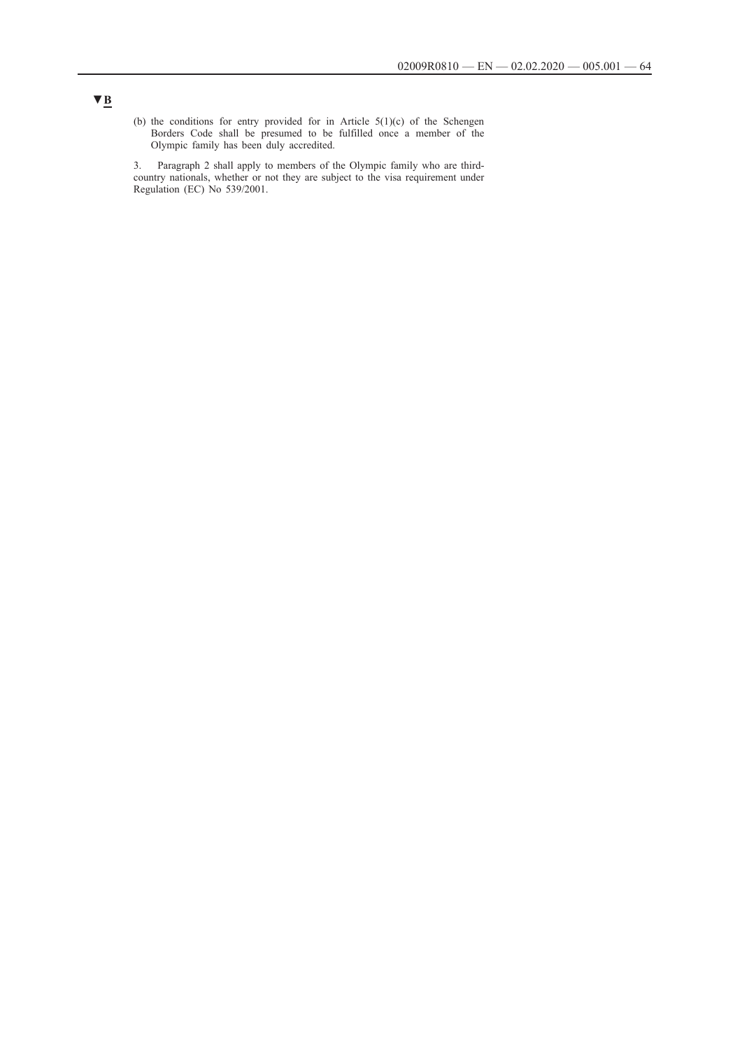▼B

(b) the conditions for entry provided for in Article 5(1)(c) of the Schengen Borders Code shall be presumed to be fulfilled once a member of the Olympic family has been duly accredited.

3. Paragraph 2 shall apply to members of the Olympic family who are third-country nationals, whether or not they are subject to the visa requirement under Regulation (EC) No 539/2001.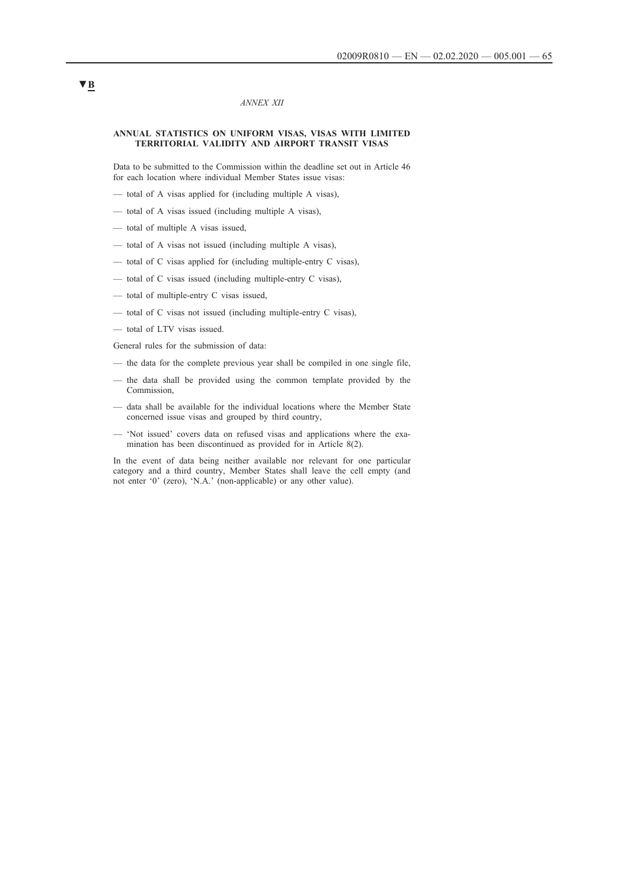▼B

*ANNEX XII*

**ANNUAL STATISTICS ON UNIFORM VISAS, VISAS WITH LIMITED TERRITORIAL VALIDITY AND AIRPORT TRANSIT VISAS**

Data to be submitted to the Commission within the deadline set out in Article 46 for each location where individual Member States issue visas:

— total of A visas applied for (including multiple A visas),

— total of A visas issued (including multiple A visas),

— total of multiple A visas issued,

— total of A visas not issued (including multiple A visas),

— total of C visas applied for (including multiple-entry C visas),

— total of C visas issued (including multiple-entry C visas),

— total of multiple-entry C visas issued,

— total of C visas not issued (including multiple-entry C visas),

— total of LTV visas issued.

General rules for the submission of data:

— the data for the complete previous year shall be compiled in one single file,

— the data shall be provided using the common template provided by the Commission,

— data shall be available for the individual locations where the Member State concerned issue visas and grouped by third country,

— 'Not issued' covers data on refused visas and applications where the examination has been discontinued as provided for in Article 8(2).

In the event of data being neither available nor relevant for one particular category and a third country, Member States shall leave the cell empty (and not enter '0' (zero), 'N.A.' (non-applicable) or any other value).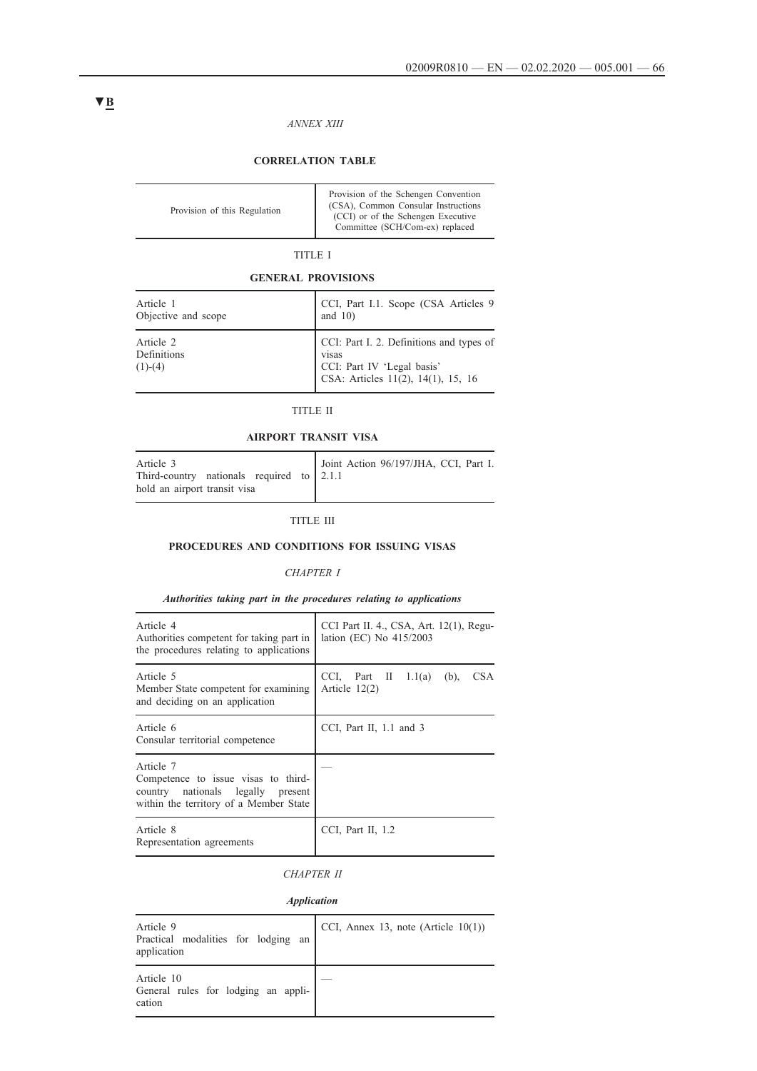▼B

*ANNEX XIII*

## CORRELATION TABLE

| Provision of this Regulation | Provision of the Schengen Convention (CSA), Common Consular Instructions (CCI) or of the Schengen Executive Committee (SCH/Com-ex) replaced |
|---|---|
| **TITLE I** | |
| **GENERAL PROVISIONS** | |
| Article 1<br>Objective and scope | CCI, Part I.1. Scope (CSA Articles 9 and 10) |
| Article 2<br>Definitions<br>(1)-(4) | CCI: Part I. 2. Definitions and types of visas<br>CCI: Part IV 'Legal basis'<br>CSA: Articles 11(2), 14(1), 15, 16 |
| **TITLE II** | |
| **AIRPORT TRANSIT VISA** | |
| Article 3<br>Third-country nationals required to hold an airport transit visa | Joint Action 96/197/JHA, CCI, Part I. 2.1.1 |
| **TITLE III** | |
| **PROCEDURES AND CONDITIONS FOR ISSUING VISAS** | |
| *CHAPTER I* | |
| ***Authorities taking part in the procedures relating to applications*** | |
| Article 4<br>Authorities competent for taking part in the procedures relating to applications | CCI Part II. 4., CSA, Art. 12(1), Regulation (EC) No 415/2003 |
| Article 5<br>Member State competent for examining and deciding on an application | CCI, Part II 1.1(a) (b), CSA Article 12(2) |
| Article 6<br>Consular territorial competence | CCI, Part II, 1.1 and 3 |
| Article 7<br>Competence to issue visas to third-country nationals legally present within the territory of a Member State | — |
| Article 8<br>Representation agreements | CCI, Part II, 1.2 |
| *CHAPTER II* | |
| ***Application*** | |
| Article 9<br>Practical modalities for lodging an application | CCI, Annex 13, note (Article 10(1)) |
| Article 10<br>General rules for lodging an application | — |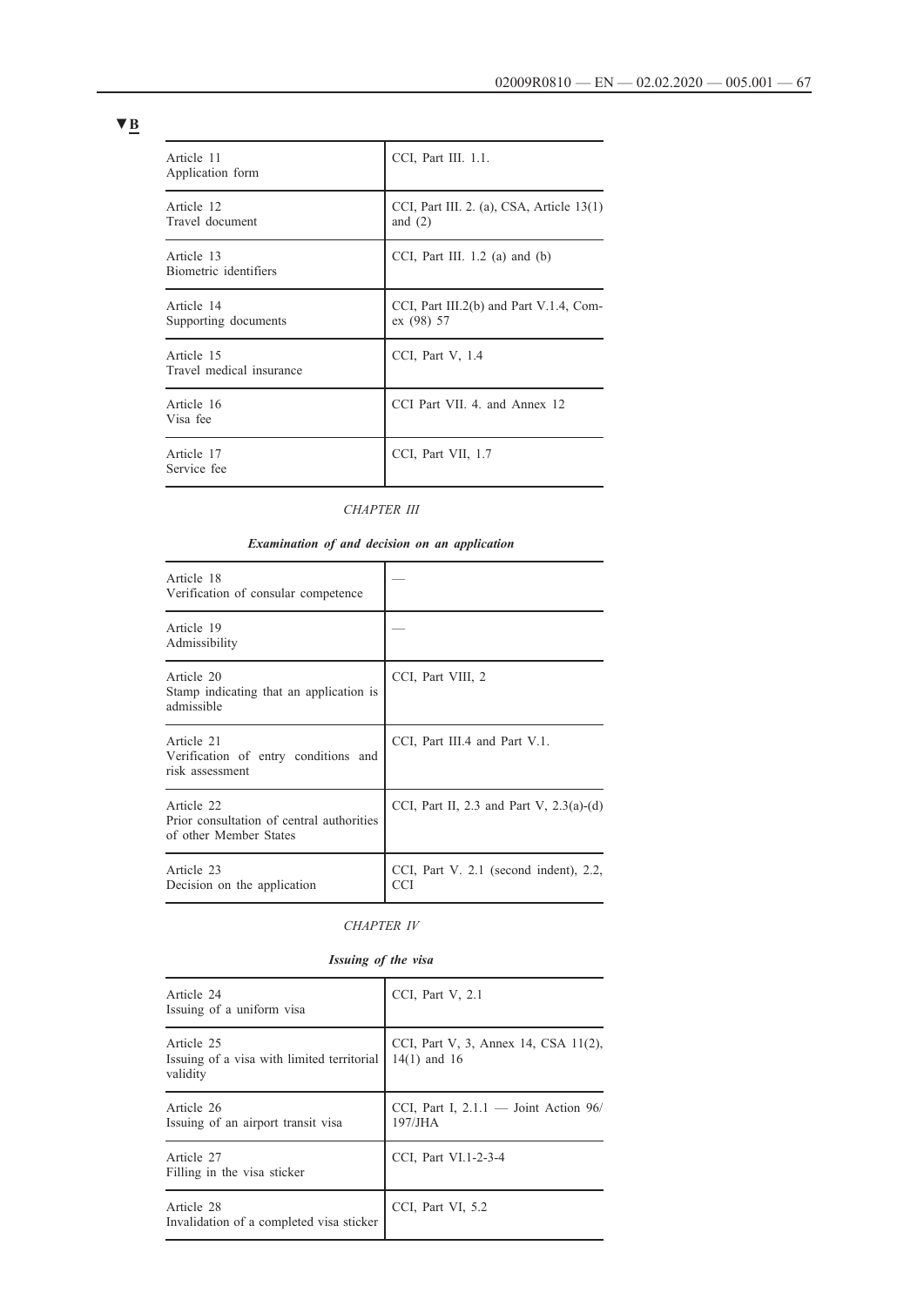▼B

| Article 11<br>Application form | CCI, Part III. 1.1. |
|---|---|
| Article 12<br>Travel document | CCI, Part III. 2. (a), CSA, Article 13(1) and (2) |
| Article 13<br>Biometric identifiers | CCI, Part III. 1.2 (a) and (b) |
| Article 14<br>Supporting documents | CCI, Part III.2(b) and Part V.1.4, Comex (98) 57 |
| Article 15<br>Travel medical insurance | CCI, Part V, 1.4 |
| Article 16<br>Visa fee | CCI Part VII. 4. and Annex 12 |
| Article 17<br>Service fee | CCI, Part VII, 1.7 |

*CHAPTER III*

***Examination of and decision on an application***

| Article 18<br>Verification of consular competence | — |
|---|---|
| Article 19<br>Admissibility | — |
| Article 20<br>Stamp indicating that an application is admissible | CCI, Part VIII, 2 |
| Article 21<br>Verification of entry conditions and risk assessment | CCI, Part III.4 and Part V.1. |
| Article 22<br>Prior consultation of central authorities of other Member States | CCI, Part II, 2.3 and Part V, 2.3(a)-(d) |
| Article 23<br>Decision on the application | CCI, Part V. 2.1 (second indent), 2.2, CCI |

*CHAPTER IV*

***Issuing of the visa***

| Article 24<br>Issuing of a uniform visa | CCI, Part V, 2.1 |
|---|---|
| Article 25<br>Issuing of a visa with limited territorial validity | CCI, Part V, 3, Annex 14, CSA 11(2), 14(1) and 16 |
| Article 26<br>Issuing of an airport transit visa | CCI, Part I, 2.1.1 — Joint Action 96/197/JHA |
| Article 27<br>Filling in the visa sticker | CCI, Part VI.1-2-3-4 |
| Article 28<br>Invalidation of a completed visa sticker | CCI, Part VI, 5.2 |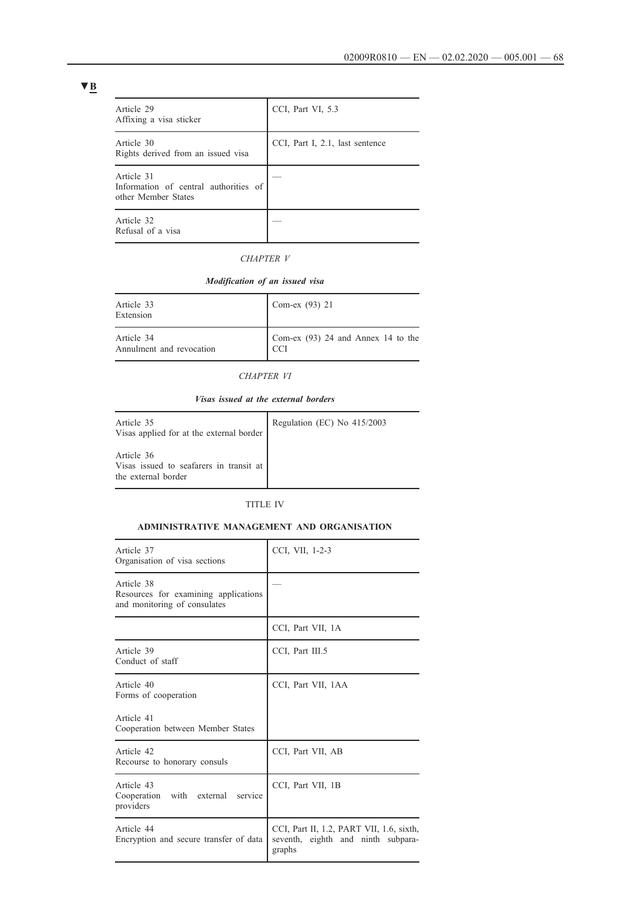▼B

| Article 29<br>Affixing a visa sticker | CCI, Part VI, 5.3 |
|---|---|
| Article 30<br>Rights derived from an issued visa | CCI, Part I, 2.1, last sentence |
| Article 31<br>Information of central authorities of other Member States | — |
| Article 32<br>Refusal of a visa | — |

*CHAPTER V*

***Modification of an issued visa***

| Article 33<br>Extension | Com-ex (93) 21 |
|---|---|
| Article 34<br>Annulment and revocation | Com-ex (93) 24 and Annex 14 to the CCI |

*CHAPTER VI*

***Visas issued at the external borders***

| Article 35<br>Visas applied for at the external border<br><br>Article 36<br>Visas issued to seafarers in transit at the external border | Regulation (EC) No 415/2003 |
|---|---|

TITLE IV

**ADMINISTRATIVE MANAGEMENT AND ORGANISATION**

| Article 37<br>Organisation of visa sections | CCI, VII, 1-2-3 |
|---|---|
| Article 38<br>Resources for examining applications and monitoring of consulates | — |
| | CCI, Part VII, 1A |
| Article 39<br>Conduct of staff | CCI, Part III.5 |
| Article 40<br>Forms of cooperation<br><br>Article 41<br>Cooperation between Member States | CCI, Part VII, 1AA |
| Article 42<br>Recourse to honorary consuls | CCI, Part VII, AB |
| Article 43<br>Cooperation with external service providers | CCI, Part VII, 1B |
| Article 44<br>Encryption and secure transfer of data | CCI, Part II, 1.2, PART VII, 1.6, sixth, seventh, eighth and ninth subparagraphs |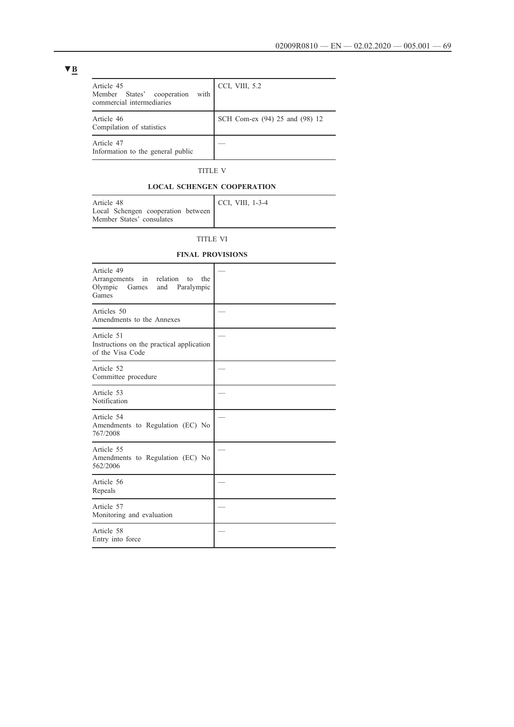▼B

| | |
|---|---|
| Article 45<br>Member States' cooperation with commercial intermediaries | CCI, VIII, 5.2 |
| Article 46<br>Compilation of statistics | SCH Com-ex (94) 25 and (98) 12 |
| Article 47<br>Information to the general public | — |

TITLE V

**LOCAL SCHENGEN COOPERATION**

| | |
|---|---|
| Article 48<br>Local Schengen cooperation between Member States' consulates | CCI, VIII, 1-3-4 |

TITLE VI

**FINAL PROVISIONS**

| | |
|---|---|
| Article 49<br>Arrangements in relation to the Olympic Games and Paralympic Games | — |
| Articles 50<br>Amendments to the Annexes | — |
| Article 51<br>Instructions on the practical application of the Visa Code | — |
| Article 52<br>Committee procedure | — |
| Article 53<br>Notification | — |
| Article 54<br>Amendments to Regulation (EC) No 767/2008 | — |
| Article 55<br>Amendments to Regulation (EC) No 562/2006 | — |
| Article 56<br>Repeals | — |
| Article 57<br>Monitoring and evaluation | — |
| Article 58<br>Entry into force | — |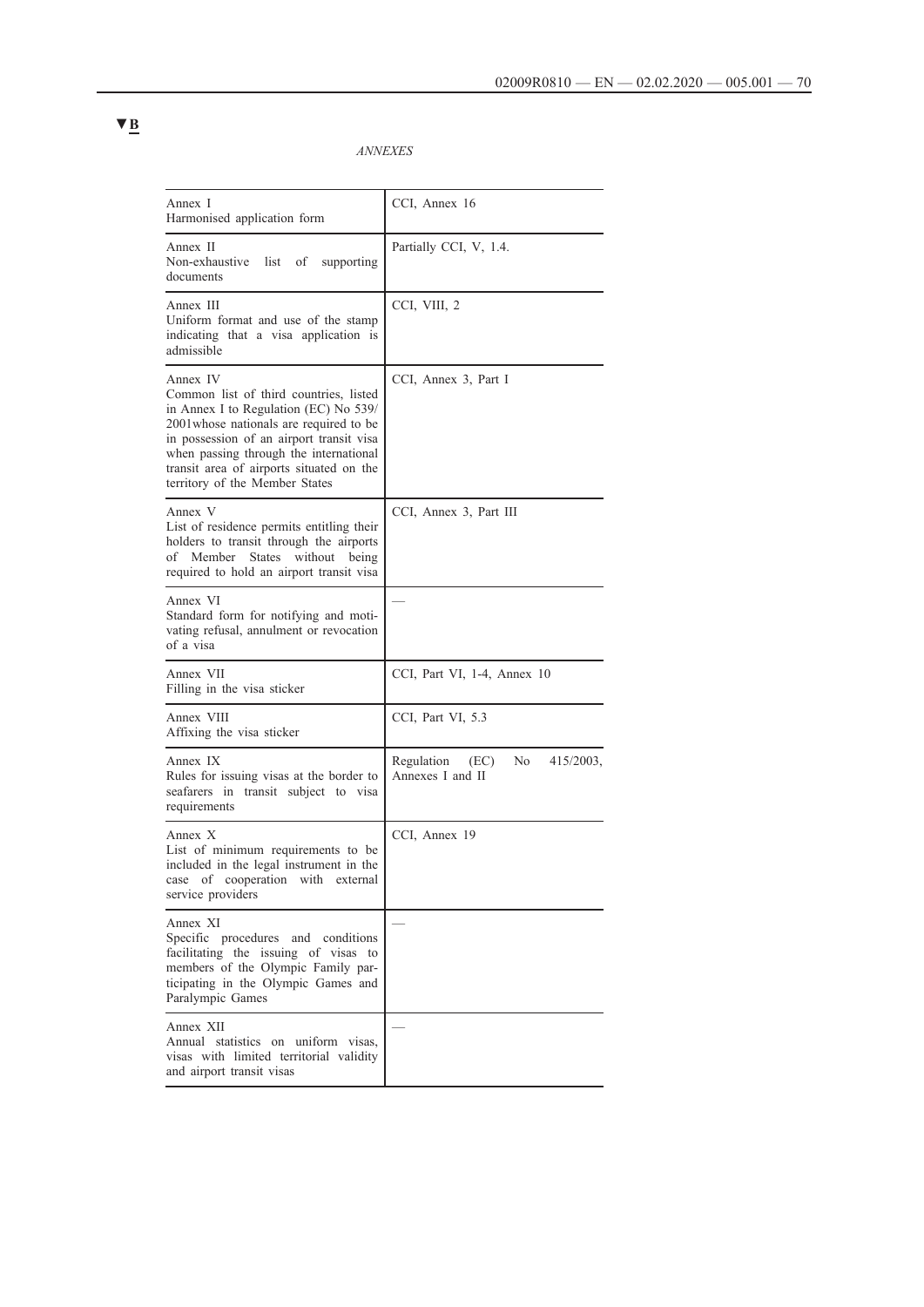▼B

*ANNEXES*

| | |
|---|---|
| Annex I<br>Harmonised application form | CCI, Annex 16 |
| Annex II<br>Non-exhaustive list of supporting documents | Partially CCI, V, 1.4. |
| Annex III<br>Uniform format and use of the stamp indicating that a visa application is admissible | CCI, VIII, 2 |
| Annex IV<br>Common list of third countries, listed in Annex I to Regulation (EC) No 539/2001whose nationals are required to be in possession of an airport transit visa when passing through the international transit area of airports situated on the territory of the Member States | CCI, Annex 3, Part I |
| Annex V<br>List of residence permits entitling their holders to transit through the airports of Member States without being required to hold an airport transit visa | CCI, Annex 3, Part III |
| Annex VI<br>Standard form for notifying and motivating refusal, annulment or revocation of a visa | — |
| Annex VII<br>Filling in the visa sticker | CCI, Part VI, 1-4, Annex 10 |
| Annex VIII<br>Affixing the visa sticker | CCI, Part VI, 5.3 |
| Annex IX<br>Rules for issuing visas at the border to seafarers in transit subject to visa requirements | Regulation (EC) No 415/2003, Annexes I and II |
| Annex X<br>List of minimum requirements to be included in the legal instrument in the case of cooperation with external service providers | CCI, Annex 19 |
| Annex XI<br>Specific procedures and conditions facilitating the issuing of visas to members of the Olympic Family participating in the Olympic Games and Paralympic Games | — |
| Annex XII<br>Annual statistics on uniform visas, visas with limited territorial validity and airport transit visas | — |